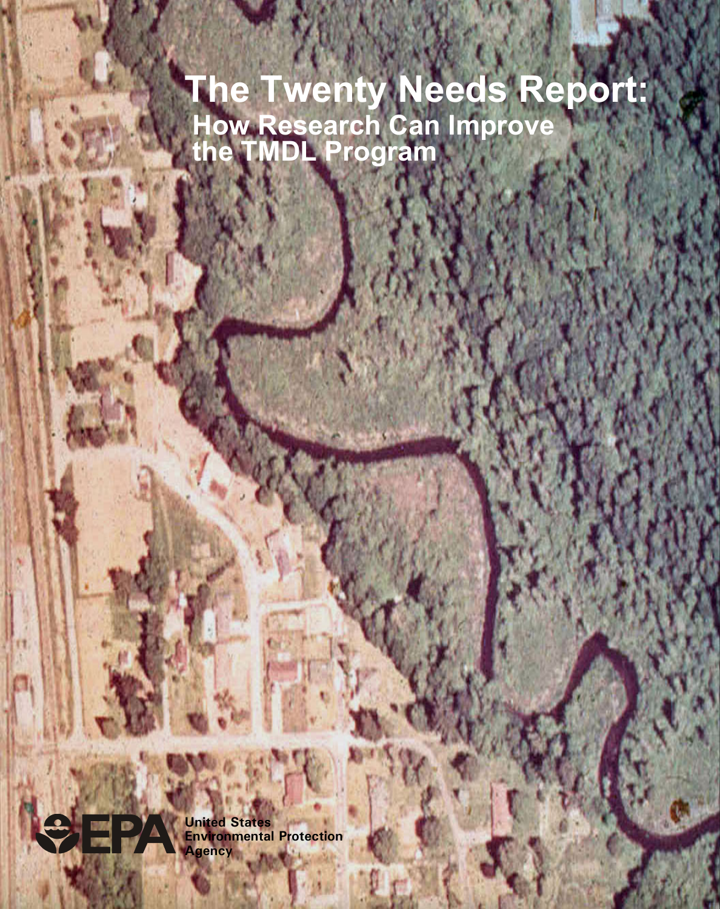# The Twenty Needs Report:

## How Research Can Improve the TMDL Program

EPA

United States Environmental Protection Agency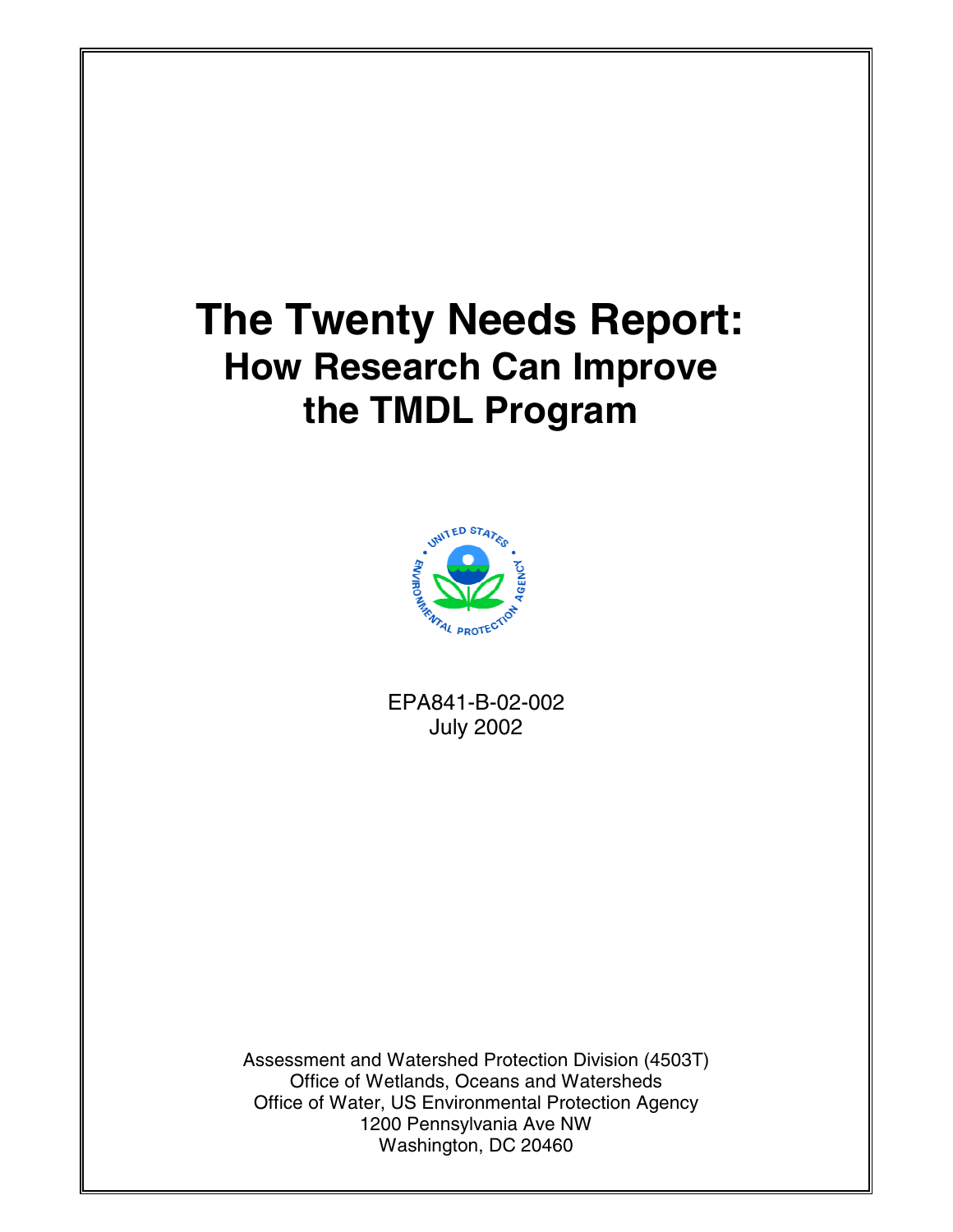# The Twenty Needs Report:

## How Research Can Improve the TMDL Program

EPA841-B-02-002
July 2002

Assessment and Watershed Protection Division (4503T)
Office of Wetlands, Oceans and Watersheds
Office of Water, US Environmental Protection Agency
1200 Pennsylvania Ave NW
Washington, DC 20460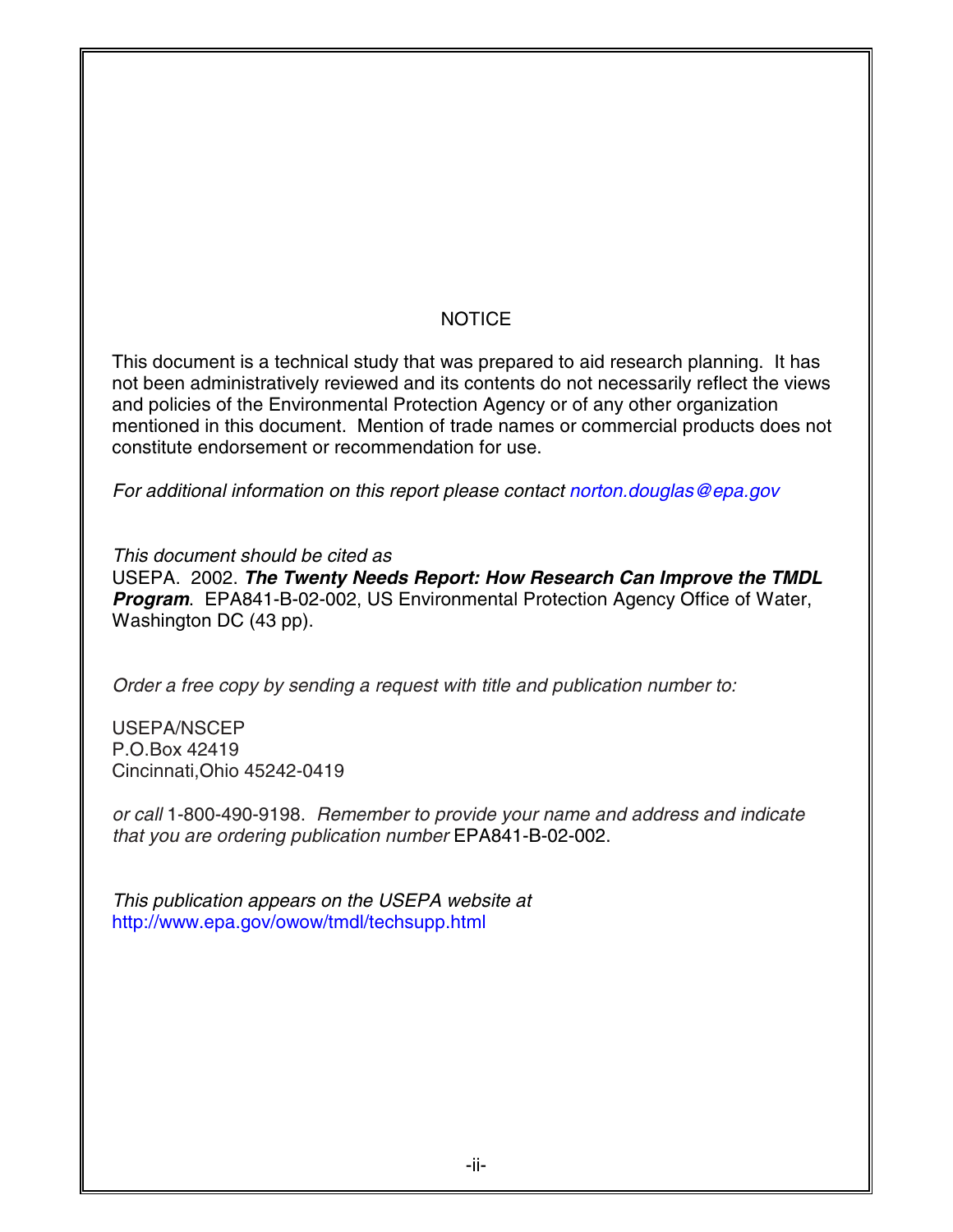# NOTICE

This document is a technical study that was prepared to aid research planning. It has not been administratively reviewed and its contents do not necessarily reflect the views and policies of the Environmental Protection Agency or of any other organization mentioned in this document. Mention of trade names or commercial products does not constitute endorsement or recommendation for use.

*For additional information on this report please contact norton.douglas@epa.gov*

*This document should be cited as*
USEPA. 2002. ***The Twenty Needs Report: How Research Can Improve the TMDL Program***. EPA841-B-02-002, US Environmental Protection Agency Office of Water, Washington DC (43 pp).

*Order a free copy by sending a request with title and publication number to:*

USEPA/NSCEP
P.O.Box 42419
Cincinnati,Ohio 45242-0419

*or call* 1-800-490-9198. *Remember to provide your name and address and indicate that you are ordering publication number* EPA841-B-02-002.

*This publication appears on the USEPA website at*
http://www.epa.gov/owow/tmdl/techsupp.html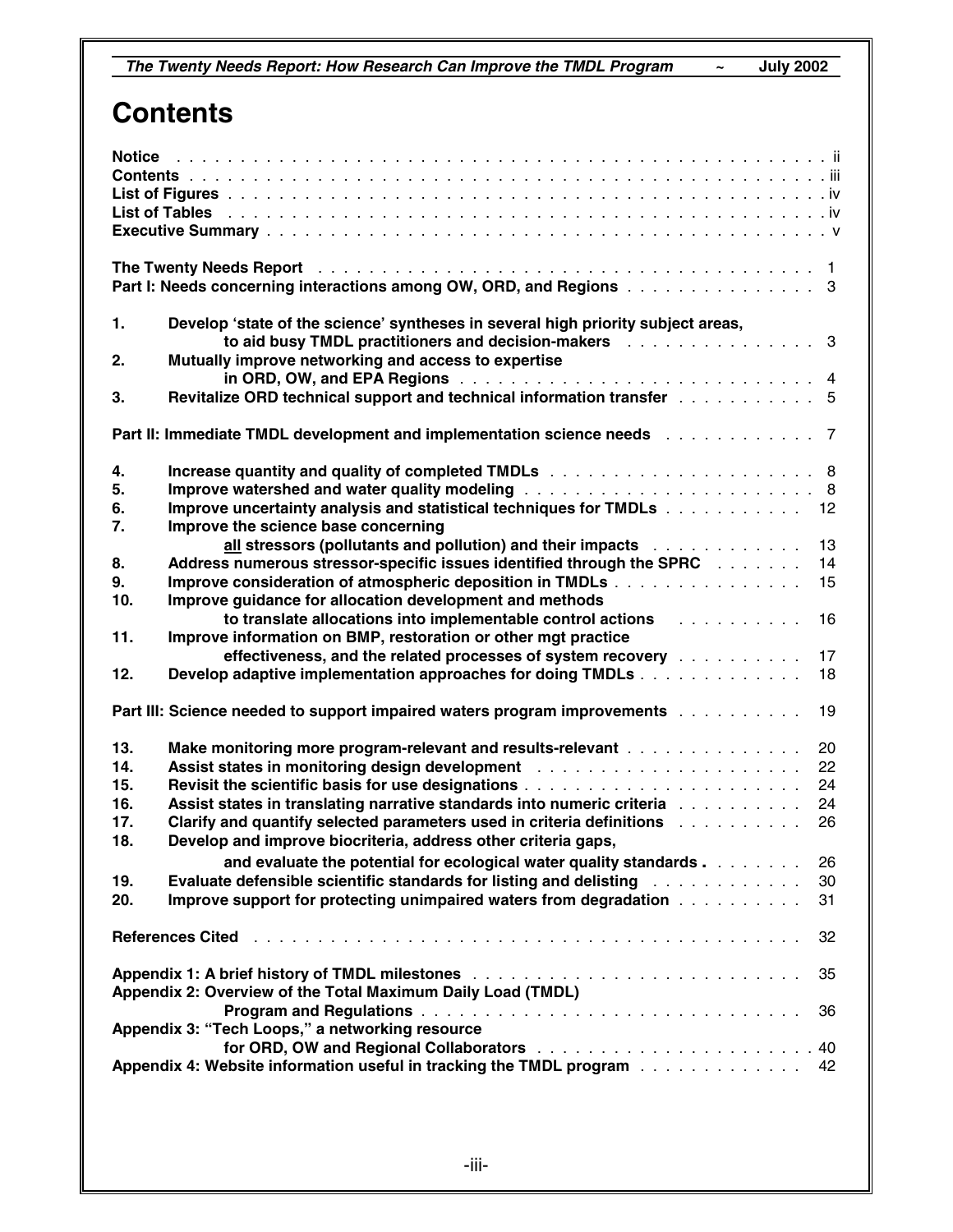# Contents

**Notice** . . . . . . . . . . . . . . . . . . . . . . . . . . . . . . . . . . . . . . . . . . . . . . . . . . . ii
**Contents** . . . . . . . . . . . . . . . . . . . . . . . . . . . . . . . . . . . . . . . . . . . . . . . . . . iii
**List of Figures** . . . . . . . . . . . . . . . . . . . . . . . . . . . . . . . . . . . . . . . . . . . . . . iv
**List of Tables** . . . . . . . . . . . . . . . . . . . . . . . . . . . . . . . . . . . . . . . . . . . . . . . iv
**Executive Summary** . . . . . . . . . . . . . . . . . . . . . . . . . . . . . . . . . . . . . . . . . . . v

**The Twenty Needs Report** . . . . . . . . . . . . . . . . . . . . . . . . . . . . . . . . . . . . . . . 1
**Part I: Needs concerning interactions among OW, ORD, and Regions** . . . . . . . . . . . . . . . 3

**1.** **Develop 'state of the science' syntheses in several high priority subject areas, to aid busy TMDL practitioners and decision-makers** . . . . . . . . . . . . . . . 3
**2.** **Mutually improve networking and access to expertise in ORD, OW, and EPA Regions** . . . . . . . . . . . . . . . . . . . . . . . . . . . 4
**3.** **Revitalize ORD technical support and technical information transfer** . . . . . . . . . . . 5

**Part II: Immediate TMDL development and implementation science needs** . . . . . . . . . . . . 7

**4.** **Increase quantity and quality of completed TMDLs** . . . . . . . . . . . . . . . . . . . . . 8
**5.** **Improve watershed and water quality modeling** . . . . . . . . . . . . . . . . . . . . . . . . 8
**6.** **Improve uncertainty analysis and statistical techniques for TMDLs** . . . . . . . . . . . 12
**7.** **Improve the science base concerning <u>all</u> stressors (pollutants and pollution) and their impacts** . . . . . . . . . . . . 13
**8.** **Address numerous stressor-specific issues identified through the SPRC** . . . . . . . 14
**9.** **Improve consideration of atmospheric deposition in TMDLs** . . . . . . . . . . . . . . . 15
**10.** **Improve guidance for allocation development and methods to translate allocations into implementable control actions** . . . . . . . . . . 16
**11.** **Improve information on BMP, restoration or other mgt practice effectiveness, and the related processes of system recovery** . . . . . . . . . . 17
**12.** **Develop adaptive implementation approaches for doing TMDLs** . . . . . . . . . . . . . 18

**Part III: Science needed to support impaired waters program improvements** . . . . . . . . . . 19

**13.** **Make monitoring more program-relevant and results-relevant** . . . . . . . . . . . . . . 20
**14.** **Assist states in monitoring design development** . . . . . . . . . . . . . . . . . . . . . 22
**15.** **Revisit the scientific basis for use designations** . . . . . . . . . . . . . . . . . . . . . . 24
**16.** **Assist states in translating narrative standards into numeric criteria** . . . . . . . . . . 24
**17.** **Clarify and quantify selected parameters used in criteria definitions** . . . . . . . . . . 26
**18.** **Develop and improve biocriteria, address other criteria gaps, and evaluate the potential for ecological water quality standards** . . . . . . . . 26
**19.** **Evaluate defensible scientific standards for listing and delisting** . . . . . . . . . . . . 30
**20.** **Improve support for protecting unimpaired waters from degradation** . . . . . . . . . . 31

**References Cited** . . . . . . . . . . . . . . . . . . . . . . . . . . . . . . . . . . . . . . . . . . . . 32

**Appendix 1: A brief history of TMDL milestones** . . . . . . . . . . . . . . . . . . . . . . . . . 35
**Appendix 2: Overview of the Total Maximum Daily Load (TMDL) Program and Regulations** . . . . . . . . . . . . . . . . . . . . . . . . . . . . . . . 36
**Appendix 3: "Tech Loops," a networking resource for ORD, OW and Regional Collaborators** . . . . . . . . . . . . . . . . . . . . . . 40
**Appendix 4: Website information useful in tracking the TMDL program** . . . . . . . . . . . . . 42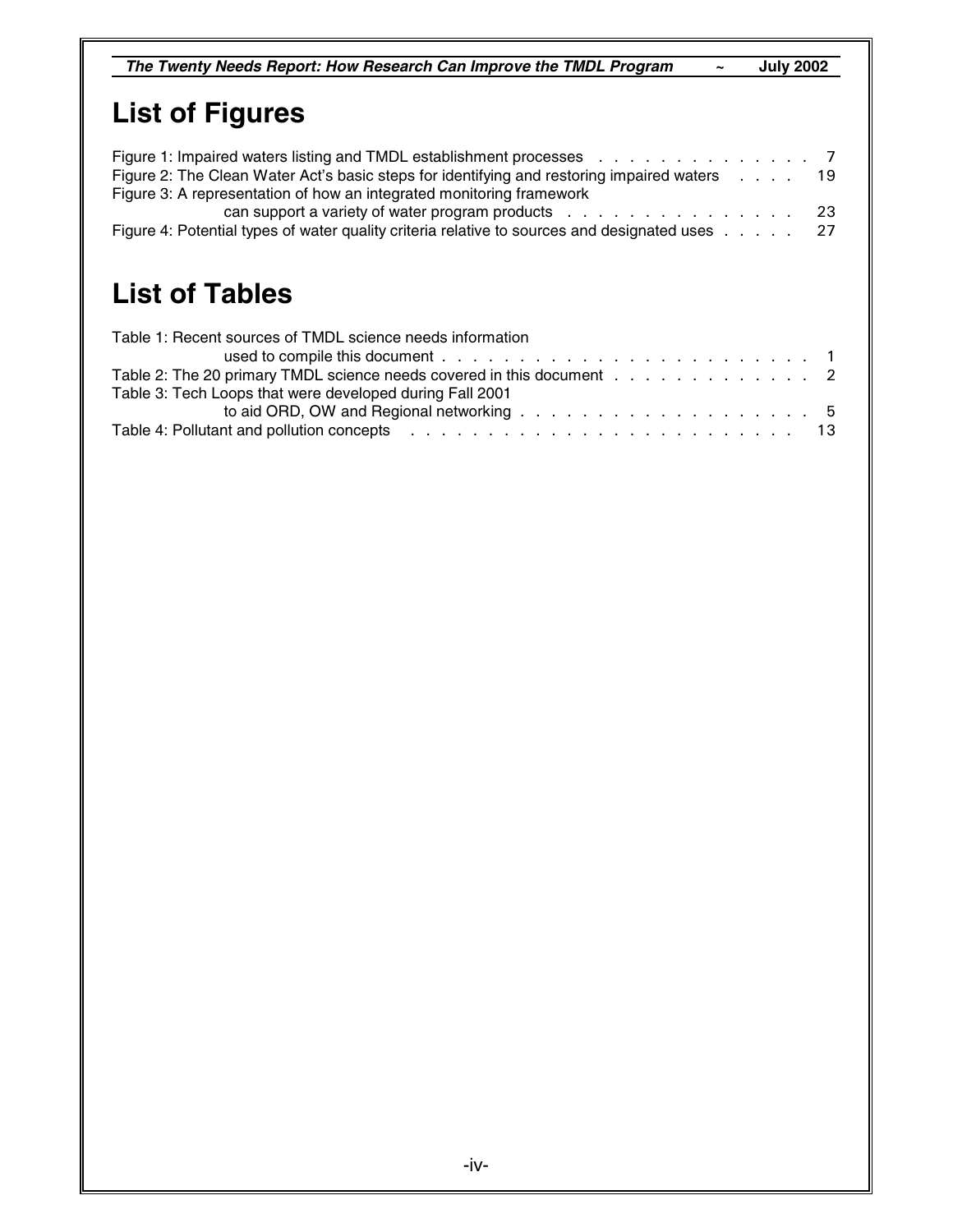# List of Figures

Figure 1: Impaired waters listing and TMDL establishment processes . . . . . . . . . . . . . . . 7
Figure 2: The Clean Water Act's basic steps for identifying and restoring impaired waters . . . . 19
Figure 3: A representation of how an integrated monitoring framework can support a variety of water program products . . . . . . . . . . . . . . . 23
Figure 4: Potential types of water quality criteria relative to sources and designated uses . . . . . 27

# List of Tables

Table 1: Recent sources of TMDL science needs information used to compile this document . . . . . . . . . . . . . . . . . . . . . . . . 1
Table 2: The 20 primary TMDL science needs covered in this document . . . . . . . . . . . . . 2
Table 3: Tech Loops that were developed during Fall 2001 to aid ORD, OW and Regional networking . . . . . . . . . . . . . . . . . . . 5
Table 4: Pollutant and pollution concepts . . . . . . . . . . . . . . . . . . . . . . . . . 13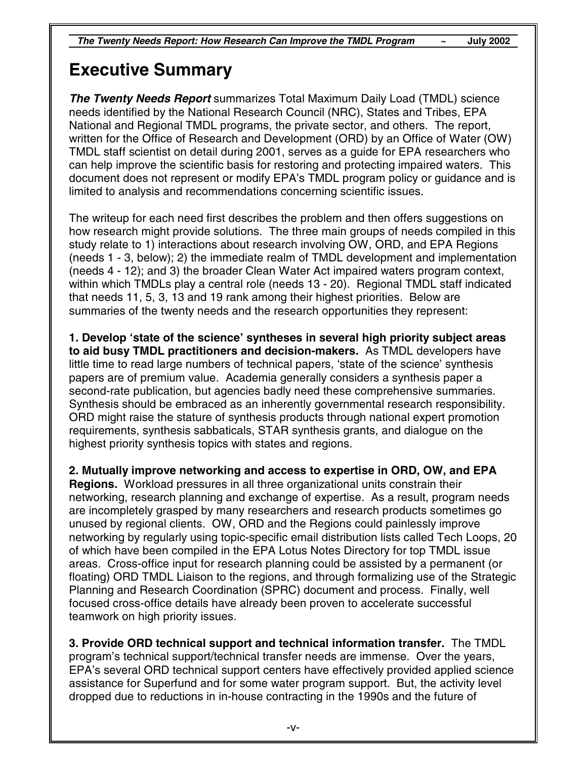# Executive Summary

***The Twenty Needs Report*** summarizes Total Maximum Daily Load (TMDL) science needs identified by the National Research Council (NRC), States and Tribes, EPA National and Regional TMDL programs, the private sector, and others. The report, written for the Office of Research and Development (ORD) by an Office of Water (OW) TMDL staff scientist on detail during 2001, serves as a guide for EPA researchers who can help improve the scientific basis for restoring and protecting impaired waters. This document does not represent or modify EPA's TMDL program policy or guidance and is limited to analysis and recommendations concerning scientific issues.

The writeup for each need first describes the problem and then offers suggestions on how research might provide solutions. The three main groups of needs compiled in this study relate to 1) interactions about research involving OW, ORD, and EPA Regions (needs 1 - 3, below); 2) the immediate realm of TMDL development and implementation (needs 4 - 12); and 3) the broader Clean Water Act impaired waters program context, within which TMDLs play a central role (needs 13 - 20). Regional TMDL staff indicated that needs 11, 5, 3, 13 and 19 rank among their highest priorities. Below are summaries of the twenty needs and the research opportunities they represent:

**1. Develop 'state of the science' syntheses in several high priority subject areas to aid busy TMDL practitioners and decision-makers.** As TMDL developers have little time to read large numbers of technical papers, 'state of the science' synthesis papers are of premium value. Academia generally considers a synthesis paper a second-rate publication, but agencies badly need these comprehensive summaries. Synthesis should be embraced as an inherently governmental research responsibility. ORD might raise the stature of synthesis products through national expert promotion requirements, synthesis sabbaticals, STAR synthesis grants, and dialogue on the highest priority synthesis topics with states and regions.

**2. Mutually improve networking and access to expertise in ORD, OW, and EPA Regions.** Workload pressures in all three organizational units constrain their networking, research planning and exchange of expertise. As a result, program needs are incompletely grasped by many researchers and research products sometimes go unused by regional clients. OW, ORD and the Regions could painlessly improve networking by regularly using topic-specific email distribution lists called Tech Loops, 20 of which have been compiled in the EPA Lotus Notes Directory for top TMDL issue areas. Cross-office input for research planning could be assisted by a permanent (or floating) ORD TMDL Liaison to the regions, and through formalizing use of the Strategic Planning and Research Coordination (SPRC) document and process. Finally, well focused cross-office details have already been proven to accelerate successful teamwork on high priority issues.

**3. Provide ORD technical support and technical information transfer.** The TMDL program's technical support/technical transfer needs are immense. Over the years, EPA's several ORD technical support centers have effectively provided applied science assistance for Superfund and for some water program support. But, the activity level dropped due to reductions in in-house contracting in the 1990s and the future of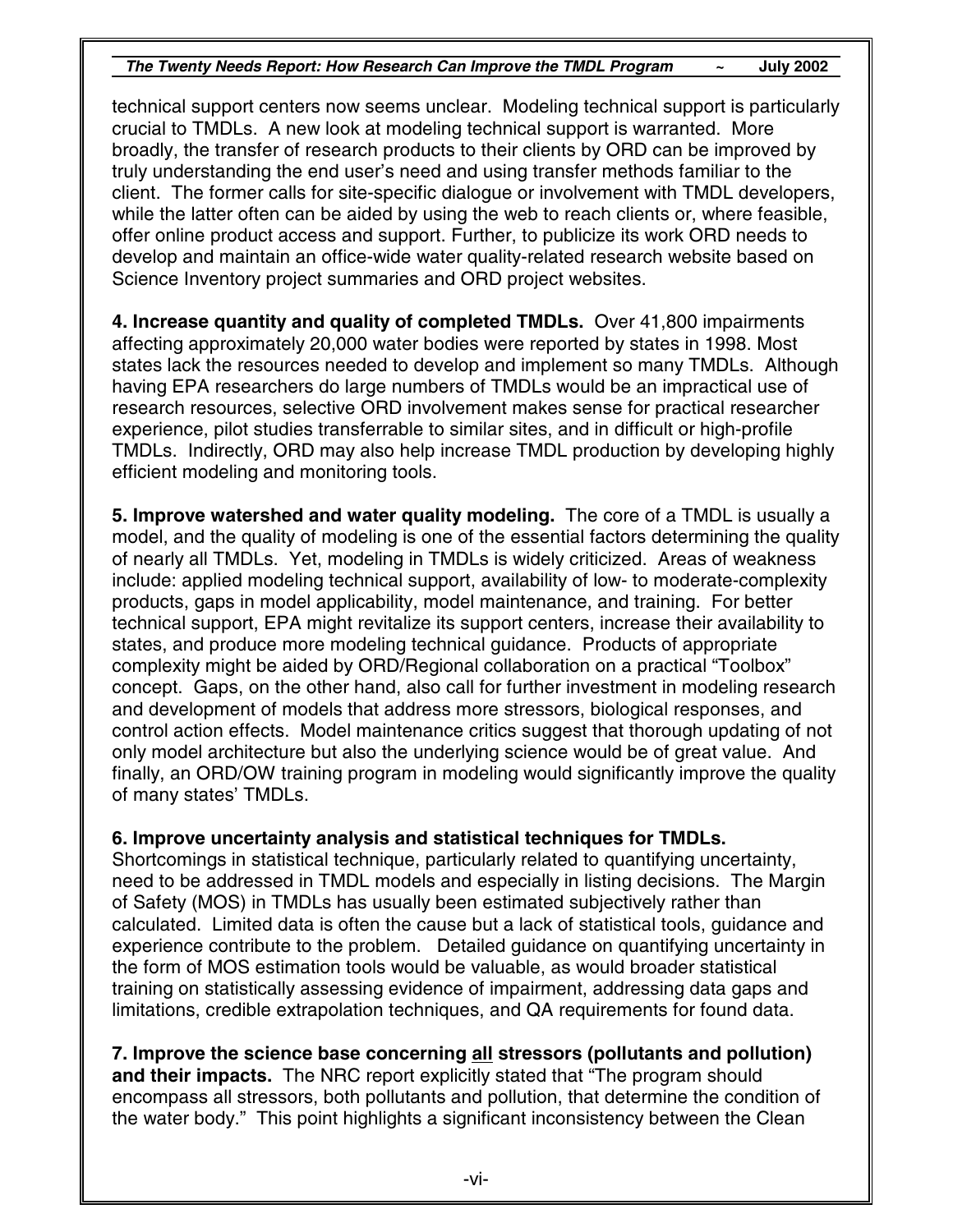technical support centers now seems unclear. Modeling technical support is particularly crucial to TMDLs. A new look at modeling technical support is warranted. More broadly, the transfer of research products to their clients by ORD can be improved by truly understanding the end user's need and using transfer methods familiar to the client. The former calls for site-specific dialogue or involvement with TMDL developers, while the latter often can be aided by using the web to reach clients or, where feasible, offer online product access and support. Further, to publicize its work ORD needs to develop and maintain an office-wide water quality-related research website based on Science Inventory project summaries and ORD project websites.

**4. Increase quantity and quality of completed TMDLs.** Over 41,800 impairments affecting approximately 20,000 water bodies were reported by states in 1998. Most states lack the resources needed to develop and implement so many TMDLs. Although having EPA researchers do large numbers of TMDLs would be an impractical use of research resources, selective ORD involvement makes sense for practical researcher experience, pilot studies transferrable to similar sites, and in difficult or high-profile TMDLs. Indirectly, ORD may also help increase TMDL production by developing highly efficient modeling and monitoring tools.

**5. Improve watershed and water quality modeling.** The core of a TMDL is usually a model, and the quality of modeling is one of the essential factors determining the quality of nearly all TMDLs. Yet, modeling in TMDLs is widely criticized. Areas of weakness include: applied modeling technical support, availability of low- to moderate-complexity products, gaps in model applicability, model maintenance, and training. For better technical support, EPA might revitalize its support centers, increase their availability to states, and produce more modeling technical guidance. Products of appropriate complexity might be aided by ORD/Regional collaboration on a practical "Toolbox" concept. Gaps, on the other hand, also call for further investment in modeling research and development of models that address more stressors, biological responses, and control action effects. Model maintenance critics suggest that thorough updating of not only model architecture but also the underlying science would be of great value. And finally, an ORD/OW training program in modeling would significantly improve the quality of many states' TMDLs.

**6. Improve uncertainty analysis and statistical techniques for TMDLs.** Shortcomings in statistical technique, particularly related to quantifying uncertainty, need to be addressed in TMDL models and especially in listing decisions. The Margin of Safety (MOS) in TMDLs has usually been estimated subjectively rather than calculated. Limited data is often the cause but a lack of statistical tools, guidance and experience contribute to the problem. Detailed guidance on quantifying uncertainty in the form of MOS estimation tools would be valuable, as would broader statistical training on statistically assessing evidence of impairment, addressing data gaps and limitations, credible extrapolation techniques, and QA requirements for found data.

**7. Improve the science base concerning <u>all</u> stressors (pollutants and pollution) and their impacts.** The NRC report explicitly stated that "The program should encompass all stressors, both pollutants and pollution, that determine the condition of the water body." This point highlights a significant inconsistency between the Clean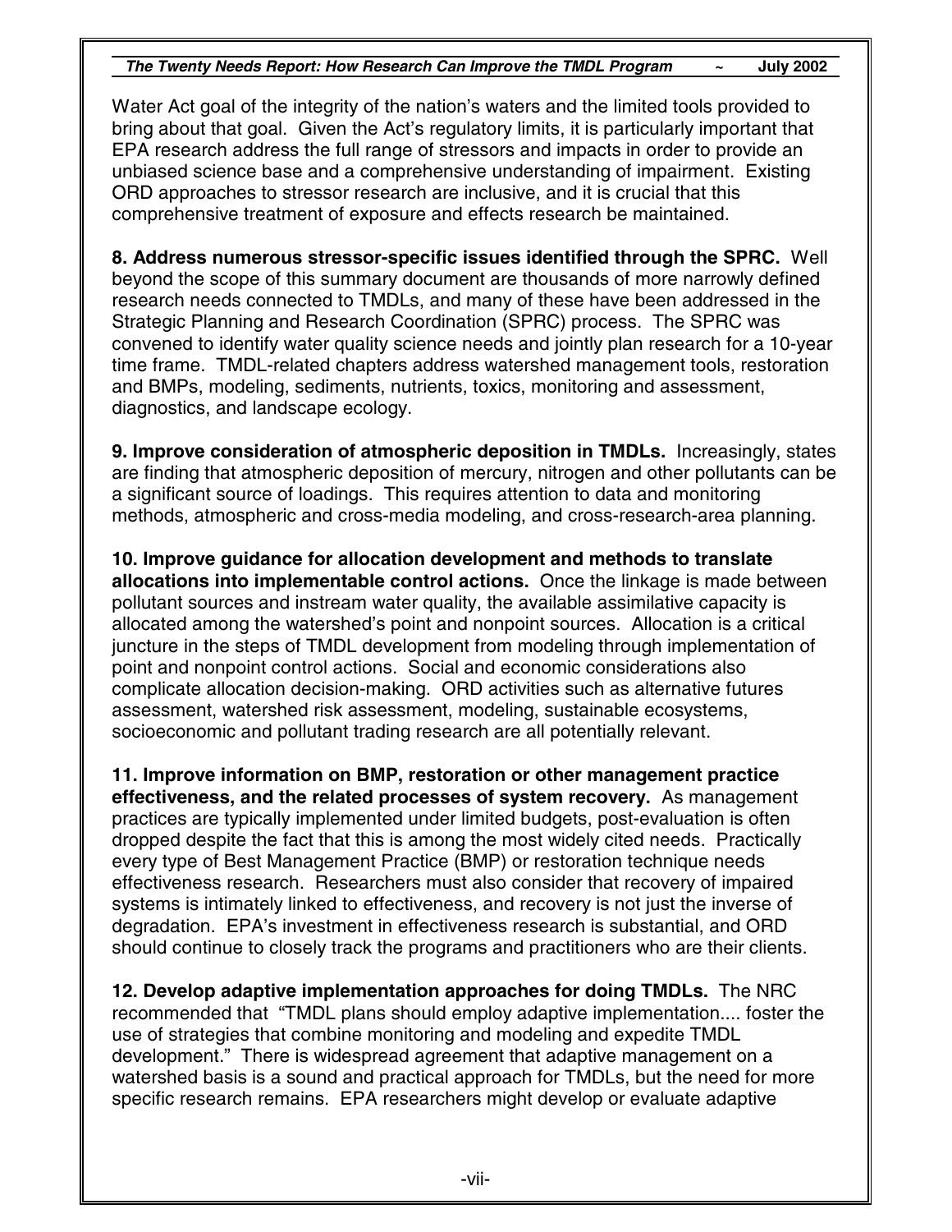Water Act goal of the integrity of the nation's waters and the limited tools provided to bring about that goal. Given the Act's regulatory limits, it is particularly important that EPA research address the full range of stressors and impacts in order to provide an unbiased science base and a comprehensive understanding of impairment. Existing ORD approaches to stressor research are inclusive, and it is crucial that this comprehensive treatment of exposure and effects research be maintained.

**8. Address numerous stressor-specific issues identified through the SPRC.** Well beyond the scope of this summary document are thousands of more narrowly defined research needs connected to TMDLs, and many of these have been addressed in the Strategic Planning and Research Coordination (SPRC) process. The SPRC was convened to identify water quality science needs and jointly plan research for a 10-year time frame. TMDL-related chapters address watershed management tools, restoration and BMPs, modeling, sediments, nutrients, toxics, monitoring and assessment, diagnostics, and landscape ecology.

**9. Improve consideration of atmospheric deposition in TMDLs.** Increasingly, states are finding that atmospheric deposition of mercury, nitrogen and other pollutants can be a significant source of loadings. This requires attention to data and monitoring methods, atmospheric and cross-media modeling, and cross-research-area planning.

**10. Improve guidance for allocation development and methods to translate allocations into implementable control actions.** Once the linkage is made between pollutant sources and instream water quality, the available assimilative capacity is allocated among the watershed's point and nonpoint sources. Allocation is a critical juncture in the steps of TMDL development from modeling through implementation of point and nonpoint control actions. Social and economic considerations also complicate allocation decision-making. ORD activities such as alternative futures assessment, watershed risk assessment, modeling, sustainable ecosystems, socioeconomic and pollutant trading research are all potentially relevant.

**11. Improve information on BMP, restoration or other management practice effectiveness, and the related processes of system recovery.** As management practices are typically implemented under limited budgets, post-evaluation is often dropped despite the fact that this is among the most widely cited needs. Practically every type of Best Management Practice (BMP) or restoration technique needs effectiveness research. Researchers must also consider that recovery of impaired systems is intimately linked to effectiveness, and recovery is not just the inverse of degradation. EPA's investment in effectiveness research is substantial, and ORD should continue to closely track the programs and practitioners who are their clients.

**12. Develop adaptive implementation approaches for doing TMDLs.** The NRC recommended that "TMDL plans should employ adaptive implementation.... foster the use of strategies that combine monitoring and modeling and expedite TMDL development." There is widespread agreement that adaptive management on a watershed basis is a sound and practical approach for TMDLs, but the need for more specific research remains. EPA researchers might develop or evaluate adaptive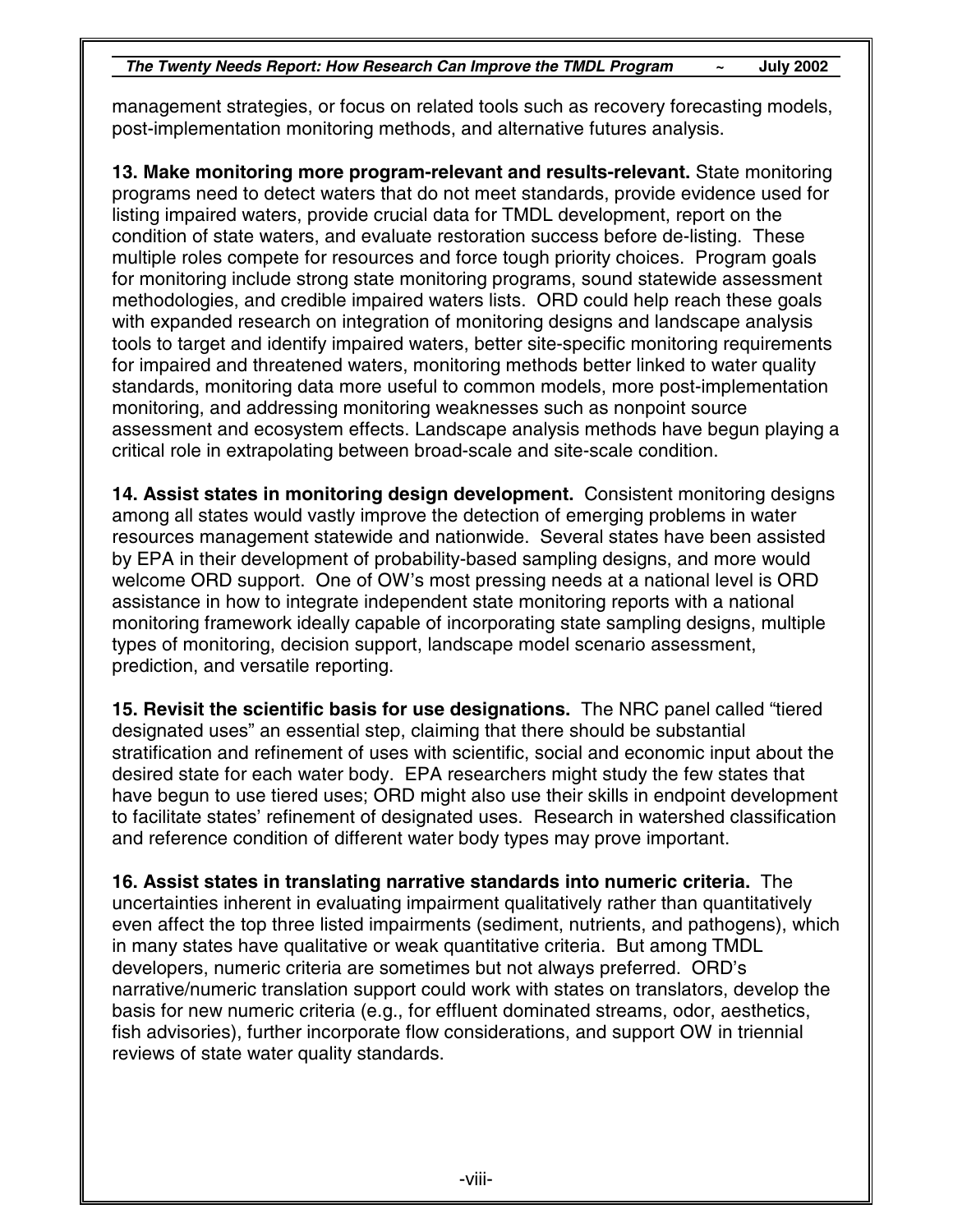management strategies, or focus on related tools such as recovery forecasting models, post-implementation monitoring methods, and alternative futures analysis.

**13. Make monitoring more program-relevant and results-relevant.** State monitoring programs need to detect waters that do not meet standards, provide evidence used for listing impaired waters, provide crucial data for TMDL development, report on the condition of state waters, and evaluate restoration success before de-listing. These multiple roles compete for resources and force tough priority choices. Program goals for monitoring include strong state monitoring programs, sound statewide assessment methodologies, and credible impaired waters lists. ORD could help reach these goals with expanded research on integration of monitoring designs and landscape analysis tools to target and identify impaired waters, better site-specific monitoring requirements for impaired and threatened waters, monitoring methods better linked to water quality standards, monitoring data more useful to common models, more post-implementation monitoring, and addressing monitoring weaknesses such as nonpoint source assessment and ecosystem effects. Landscape analysis methods have begun playing a critical role in extrapolating between broad-scale and site-scale condition.

**14. Assist states in monitoring design development.** Consistent monitoring designs among all states would vastly improve the detection of emerging problems in water resources management statewide and nationwide. Several states have been assisted by EPA in their development of probability-based sampling designs, and more would welcome ORD support. One of OW's most pressing needs at a national level is ORD assistance in how to integrate independent state monitoring reports with a national monitoring framework ideally capable of incorporating state sampling designs, multiple types of monitoring, decision support, landscape model scenario assessment, prediction, and versatile reporting.

**15. Revisit the scientific basis for use designations.** The NRC panel called "tiered designated uses" an essential step, claiming that there should be substantial stratification and refinement of uses with scientific, social and economic input about the desired state for each water body. EPA researchers might study the few states that have begun to use tiered uses; ORD might also use their skills in endpoint development to facilitate states' refinement of designated uses. Research in watershed classification and reference condition of different water body types may prove important.

**16. Assist states in translating narrative standards into numeric criteria.** The uncertainties inherent in evaluating impairment qualitatively rather than quantitatively even affect the top three listed impairments (sediment, nutrients, and pathogens), which in many states have qualitative or weak quantitative criteria. But among TMDL developers, numeric criteria are sometimes but not always preferred. ORD's narrative/numeric translation support could work with states on translators, develop the basis for new numeric criteria (e.g., for effluent dominated streams, odor, aesthetics, fish advisories), further incorporate flow considerations, and support OW in triennial reviews of state water quality standards.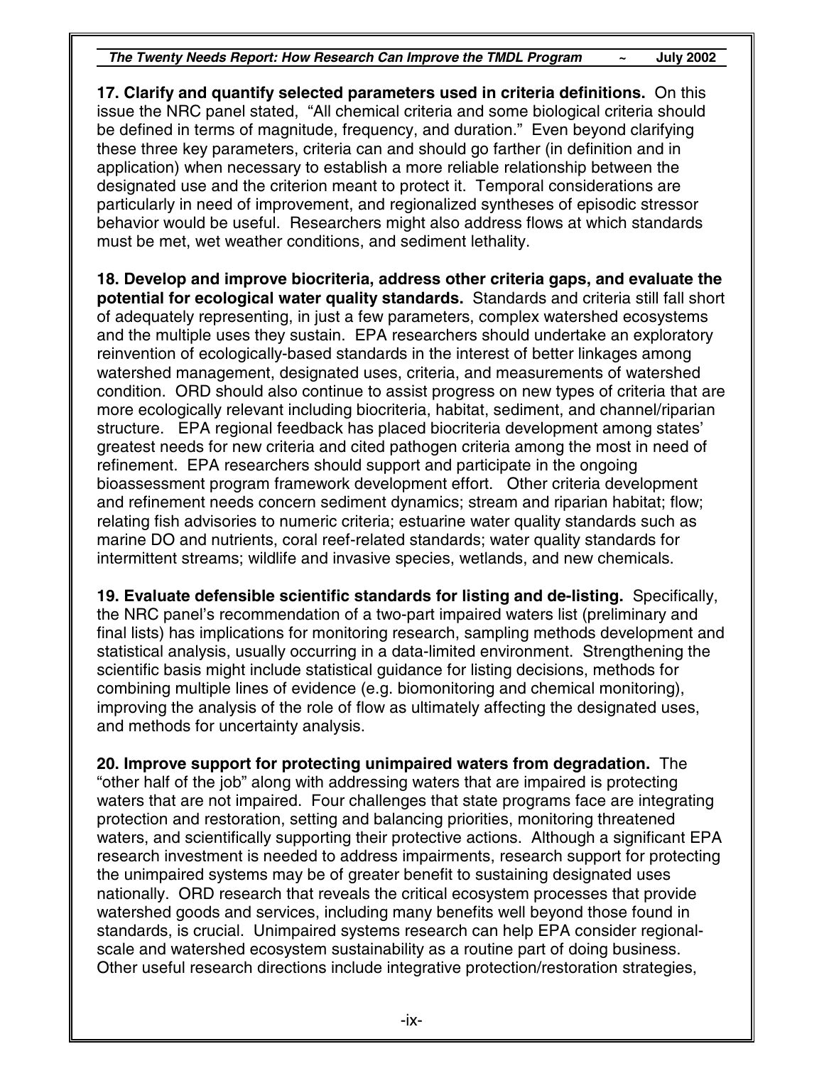**17. Clarify and quantify selected parameters used in criteria definitions.** On this issue the NRC panel stated, "All chemical criteria and some biological criteria should be defined in terms of magnitude, frequency, and duration." Even beyond clarifying these three key parameters, criteria can and should go farther (in definition and in application) when necessary to establish a more reliable relationship between the designated use and the criterion meant to protect it. Temporal considerations are particularly in need of improvement, and regionalized syntheses of episodic stressor behavior would be useful. Researchers might also address flows at which standards must be met, wet weather conditions, and sediment lethality.

**18. Develop and improve biocriteria, address other criteria gaps, and evaluate the potential for ecological water quality standards.** Standards and criteria still fall short of adequately representing, in just a few parameters, complex watershed ecosystems and the multiple uses they sustain. EPA researchers should undertake an exploratory reinvention of ecologically-based standards in the interest of better linkages among watershed management, designated uses, criteria, and measurements of watershed condition. ORD should also continue to assist progress on new types of criteria that are more ecologically relevant including biocriteria, habitat, sediment, and channel/riparian structure. EPA regional feedback has placed biocriteria development among states' greatest needs for new criteria and cited pathogen criteria among the most in need of refinement. EPA researchers should support and participate in the ongoing bioassessment program framework development effort. Other criteria development and refinement needs concern sediment dynamics; stream and riparian habitat; flow; relating fish advisories to numeric criteria; estuarine water quality standards such as marine DO and nutrients, coral reef-related standards; water quality standards for intermittent streams; wildlife and invasive species, wetlands, and new chemicals.

**19. Evaluate defensible scientific standards for listing and de-listing.** Specifically, the NRC panel's recommendation of a two-part impaired waters list (preliminary and final lists) has implications for monitoring research, sampling methods development and statistical analysis, usually occurring in a data-limited environment. Strengthening the scientific basis might include statistical guidance for listing decisions, methods for combining multiple lines of evidence (e.g. biomonitoring and chemical monitoring), improving the analysis of the role of flow as ultimately affecting the designated uses, and methods for uncertainty analysis.

**20. Improve support for protecting unimpaired waters from degradation.** The "other half of the job" along with addressing waters that are impaired is protecting waters that are not impaired. Four challenges that state programs face are integrating protection and restoration, setting and balancing priorities, monitoring threatened waters, and scientifically supporting their protective actions. Although a significant EPA research investment is needed to address impairments, research support for protecting the unimpaired systems may be of greater benefit to sustaining designated uses nationally. ORD research that reveals the critical ecosystem processes that provide watershed goods and services, including many benefits well beyond those found in standards, is crucial. Unimpaired systems research can help EPA consider regional-scale and watershed ecosystem sustainability as a routine part of doing business. Other useful research directions include integrative protection/restoration strategies,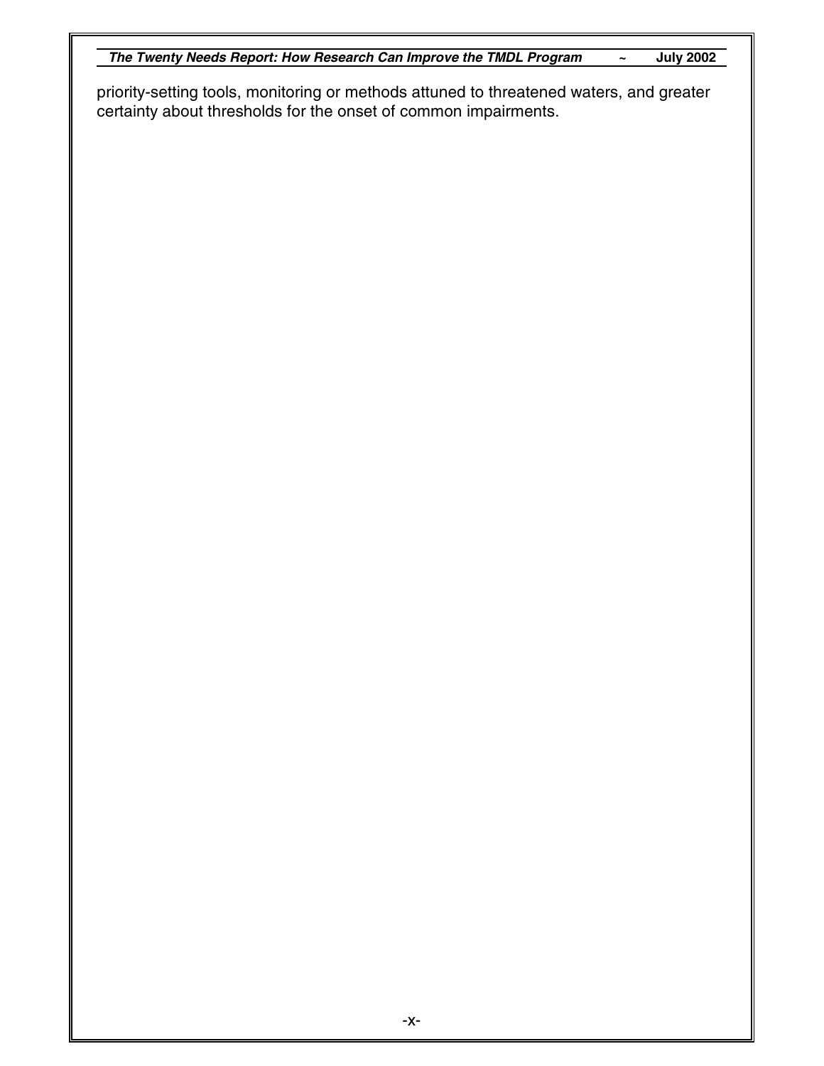priority-setting tools, monitoring or methods attuned to threatened waters, and greater certainty about thresholds for the onset of common impairments.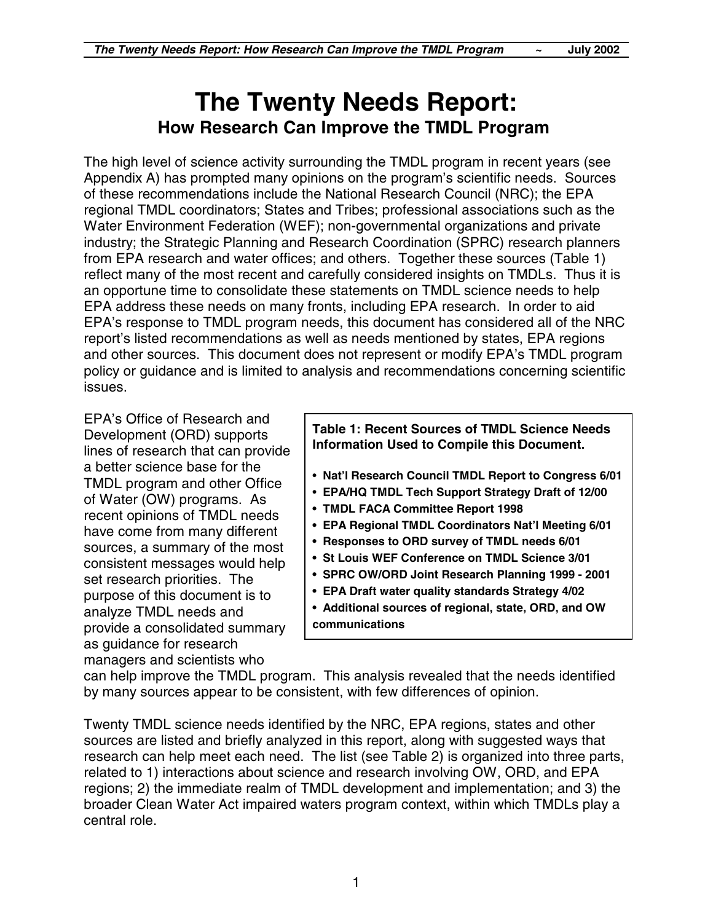# The Twenty Needs Report:

## How Research Can Improve the TMDL Program

The high level of science activity surrounding the TMDL program in recent years (see Appendix A) has prompted many opinions on the program's scientific needs. Sources of these recommendations include the National Research Council (NRC); the EPA regional TMDL coordinators; States and Tribes; professional associations such as the Water Environment Federation (WEF); non-governmental organizations and private industry; the Strategic Planning and Research Coordination (SPRC) research planners from EPA research and water offices; and others. Together these sources (Table 1) reflect many of the most recent and carefully considered insights on TMDLs. Thus it is an opportune time to consolidate these statements on TMDL science needs to help EPA address these needs on many fronts, including EPA research. In order to aid EPA's response to TMDL program needs, this document has considered all of the NRC report's listed recommendations as well as needs mentioned by states, EPA regions and other sources. This document does not represent or modify EPA's TMDL program policy or guidance and is limited to analysis and recommendations concerning scientific issues.

EPA's Office of Research and Development (ORD) supports lines of research that can provide a better science base for the TMDL program and other Office of Water (OW) programs. As recent opinions of TMDL needs have come from many different sources, a summary of the most consistent messages would help set research priorities. The purpose of this document is to analyze TMDL needs and provide a consolidated summary as guidance for research managers and scientists who can help improve the TMDL program. This analysis revealed that the needs identified by many sources appear to be consistent, with few differences of opinion.

**Table 1: Recent Sources of TMDL Science Needs Information Used to Compile this Document.**

- **Nat'l Research Council TMDL Report to Congress 6/01**
- **EPA/HQ TMDL Tech Support Strategy Draft of 12/00**
- **TMDL FACA Committee Report 1998**
- **EPA Regional TMDL Coordinators Nat'l Meeting 6/01**
- **Responses to ORD survey of TMDL needs 6/01**
- **St Louis WEF Conference on TMDL Science 3/01**
- **SPRC OW/ORD Joint Research Planning 1999 - 2001**
- **EPA Draft water quality standards Strategy 4/02**
- **Additional sources of regional, state, ORD, and OW communications**

Twenty TMDL science needs identified by the NRC, EPA regions, states and other sources are listed and briefly analyzed in this report, along with suggested ways that research can help meet each need. The list (see Table 2) is organized into three parts, related to 1) interactions about science and research involving OW, ORD, and EPA regions; 2) the immediate realm of TMDL development and implementation; and 3) the broader Clean Water Act impaired waters program context, within which TMDLs play a central role.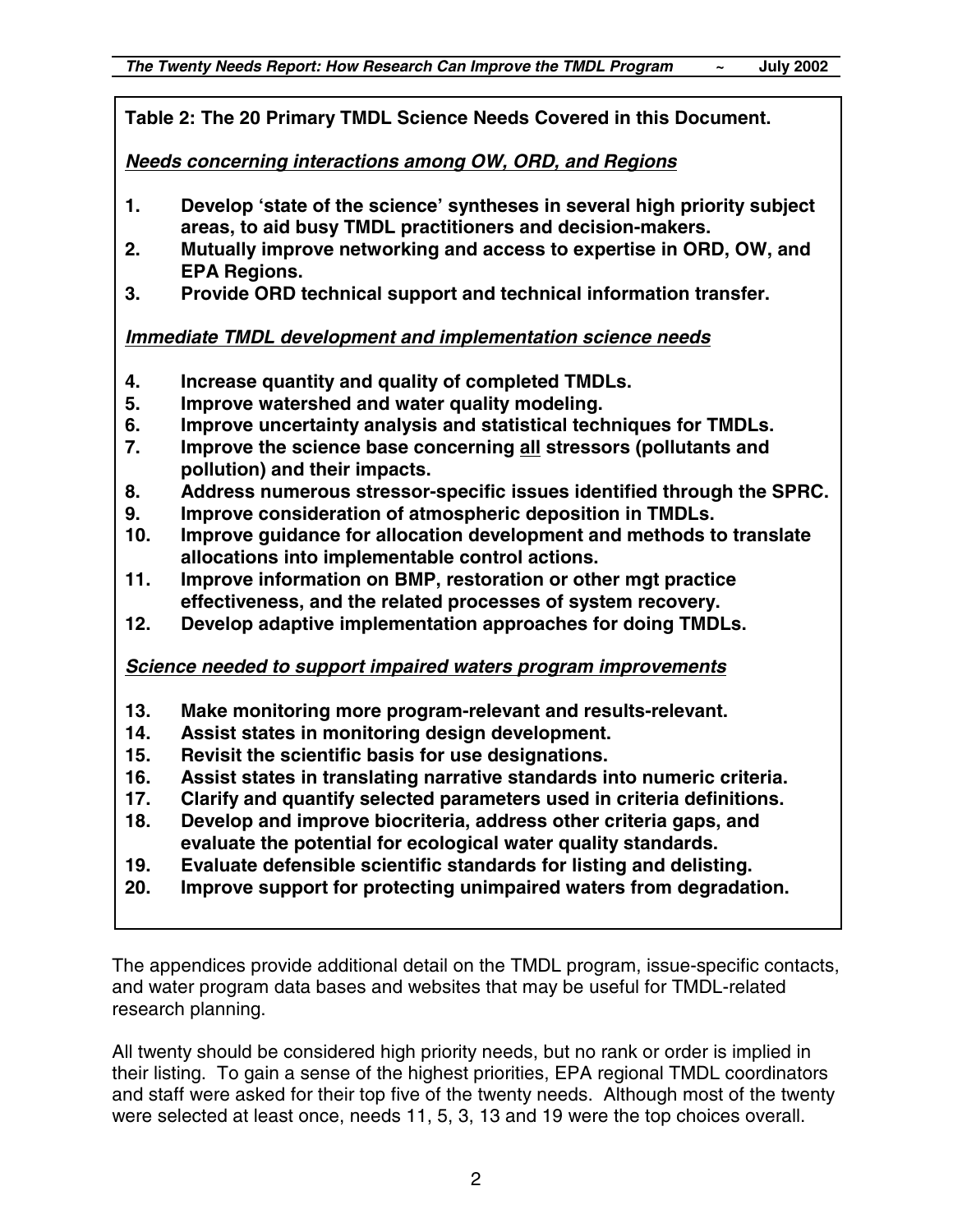**Table 2: The 20 Primary TMDL Science Needs Covered in this Document.**

***Needs concerning interactions among OW, ORD, and Regions***

1. **Develop 'state of the science' syntheses in several high priority subject areas, to aid busy TMDL practitioners and decision-makers.**
2. **Mutually improve networking and access to expertise in ORD, OW, and EPA Regions.**
3. **Provide ORD technical support and technical information transfer.**

***Immediate TMDL development and implementation science needs***

4. **Increase quantity and quality of completed TMDLs.**
5. **Improve watershed and water quality modeling.**
6. **Improve uncertainty analysis and statistical techniques for TMDLs.**
7. **Improve the science base concerning <u>all</u> stressors (pollutants and pollution) and their impacts.**
8. **Address numerous stressor-specific issues identified through the SPRC.**
9. **Improve consideration of atmospheric deposition in TMDLs.**
10. **Improve guidance for allocation development and methods to translate allocations into implementable control actions.**
11. **Improve information on BMP, restoration or other mgt practice effectiveness, and the related processes of system recovery.**
12. **Develop adaptive implementation approaches for doing TMDLs.**

***Science needed to support impaired waters program improvements***

13. **Make monitoring more program-relevant and results-relevant.**
14. **Assist states in monitoring design development.**
15. **Revisit the scientific basis for use designations.**
16. **Assist states in translating narrative standards into numeric criteria.**
17. **Clarify and quantify selected parameters used in criteria definitions.**
18. **Develop and improve biocriteria, address other criteria gaps, and evaluate the potential for ecological water quality standards.**
19. **Evaluate defensible scientific standards for listing and delisting.**
20. **Improve support for protecting unimpaired waters from degradation.**

The appendices provide additional detail on the TMDL program, issue-specific contacts, and water program data bases and websites that may be useful for TMDL-related research planning.

All twenty should be considered high priority needs, but no rank or order is implied in their listing. To gain a sense of the highest priorities, EPA regional TMDL coordinators and staff were asked for their top five of the twenty needs. Although most of the twenty were selected at least once, needs 11, 5, 3, 13 and 19 were the top choices overall.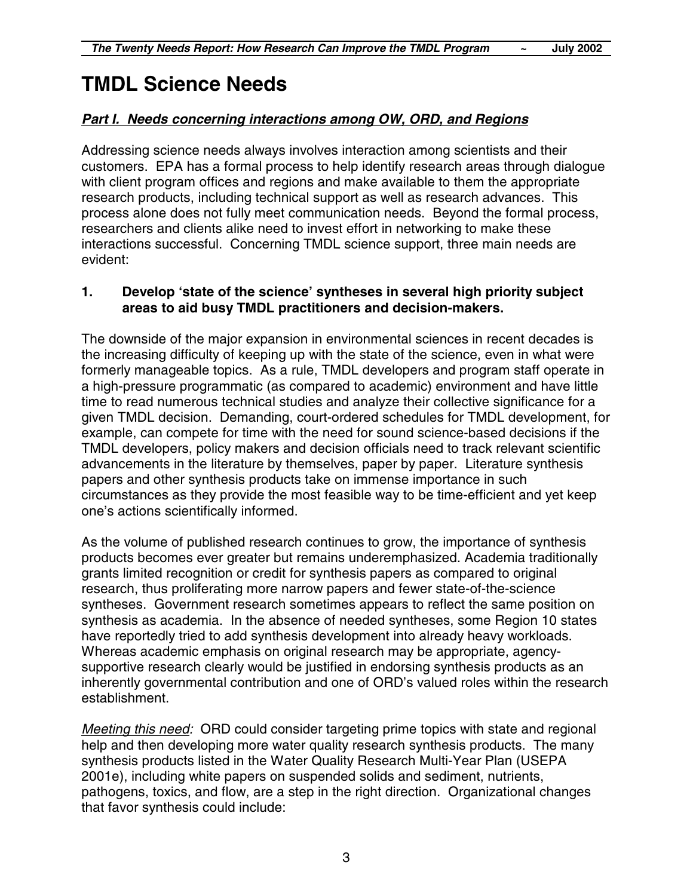# TMDL Science Needs

***Part I. Needs concerning interactions among OW, ORD, and Regions***

Addressing science needs always involves interaction among scientists and their customers. EPA has a formal process to help identify research areas through dialogue with client program offices and regions and make available to them the appropriate research products, including technical support as well as research advances. This process alone does not fully meet communication needs. Beyond the formal process, researchers and clients alike need to invest effort in networking to make these interactions successful. Concerning TMDL science support, three main needs are evident:

**1. Develop 'state of the science' syntheses in several high priority subject areas to aid busy TMDL practitioners and decision-makers.**

The downside of the major expansion in environmental sciences in recent decades is the increasing difficulty of keeping up with the state of the science, even in what were formerly manageable topics. As a rule, TMDL developers and program staff operate in a high-pressure programmatic (as compared to academic) environment and have little time to read numerous technical studies and analyze their collective significance for a given TMDL decision. Demanding, court-ordered schedules for TMDL development, for example, can compete for time with the need for sound science-based decisions if the TMDL developers, policy makers and decision officials need to track relevant scientific advancements in the literature by themselves, paper by paper. Literature synthesis papers and other synthesis products take on immense importance in such circumstances as they provide the most feasible way to be time-efficient and yet keep one's actions scientifically informed.

As the volume of published research continues to grow, the importance of synthesis products becomes ever greater but remains underemphasized. Academia traditionally grants limited recognition or credit for synthesis papers as compared to original research, thus proliferating more narrow papers and fewer state-of-the-science syntheses. Government research sometimes appears to reflect the same position on synthesis as academia. In the absence of needed syntheses, some Region 10 states have reportedly tried to add synthesis development into already heavy workloads. Whereas academic emphasis on original research may be appropriate, agency-supportive research clearly would be justified in endorsing synthesis products as an inherently governmental contribution and one of ORD's valued roles within the research establishment.

<u>Meeting this need:</u> ORD could consider targeting prime topics with state and regional help and then developing more water quality research synthesis products. The many synthesis products listed in the Water Quality Research Multi-Year Plan (USEPA 2001e), including white papers on suspended solids and sediment, nutrients, pathogens, toxics, and flow, are a step in the right direction. Organizational changes that favor synthesis could include: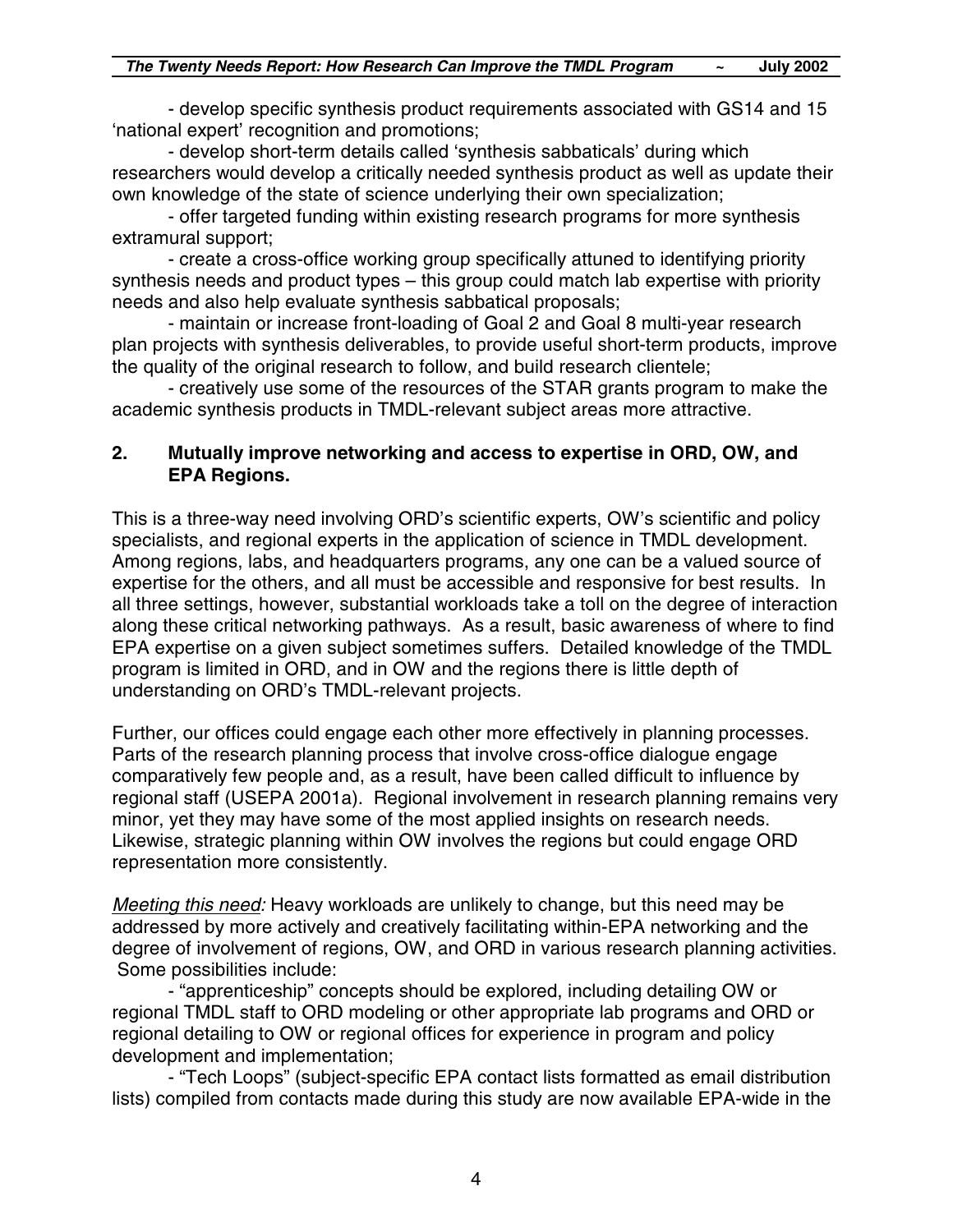- develop specific synthesis product requirements associated with GS14 and 15 'national expert' recognition and promotions;

- develop short-term details called 'synthesis sabbaticals' during which researchers would develop a critically needed synthesis product as well as update their own knowledge of the state of science underlying their own specialization;

- offer targeted funding within existing research programs for more synthesis extramural support;

- create a cross-office working group specifically attuned to identifying priority synthesis needs and product types – this group could match lab expertise with priority needs and also help evaluate synthesis sabbatical proposals;

- maintain or increase front-loading of Goal 2 and Goal 8 multi-year research plan projects with synthesis deliverables, to provide useful short-term products, improve the quality of the original research to follow, and build research clientele;

- creatively use some of the resources of the STAR grants program to make the academic synthesis products in TMDL-relevant subject areas more attractive.

### 2. Mutually improve networking and access to expertise in ORD, OW, and EPA Regions.

This is a three-way need involving ORD's scientific experts, OW's scientific and policy specialists, and regional experts in the application of science in TMDL development. Among regions, labs, and headquarters programs, any one can be a valued source of expertise for the others, and all must be accessible and responsive for best results. In all three settings, however, substantial workloads take a toll on the degree of interaction along these critical networking pathways. As a result, basic awareness of where to find EPA expertise on a given subject sometimes suffers. Detailed knowledge of the TMDL program is limited in ORD, and in OW and the regions there is little depth of understanding on ORD's TMDL-relevant projects.

Further, our offices could engage each other more effectively in planning processes. Parts of the research planning process that involve cross-office dialogue engage comparatively few people and, as a result, have been called difficult to influence by regional staff (USEPA 2001a). Regional involvement in research planning remains very minor, yet they may have some of the most applied insights on research needs. Likewise, strategic planning within OW involves the regions but could engage ORD representation more consistently.

<u>Meeting this need:</u> Heavy workloads are unlikely to change, but this need may be addressed by more actively and creatively facilitating within-EPA networking and the degree of involvement of regions, OW, and ORD in various research planning activities. Some possibilities include:

- "apprenticeship" concepts should be explored, including detailing OW or regional TMDL staff to ORD modeling or other appropriate lab programs and ORD or regional detailing to OW or regional offices for experience in program and policy development and implementation;

- "Tech Loops" (subject-specific EPA contact lists formatted as email distribution lists) compiled from contacts made during this study are now available EPA-wide in the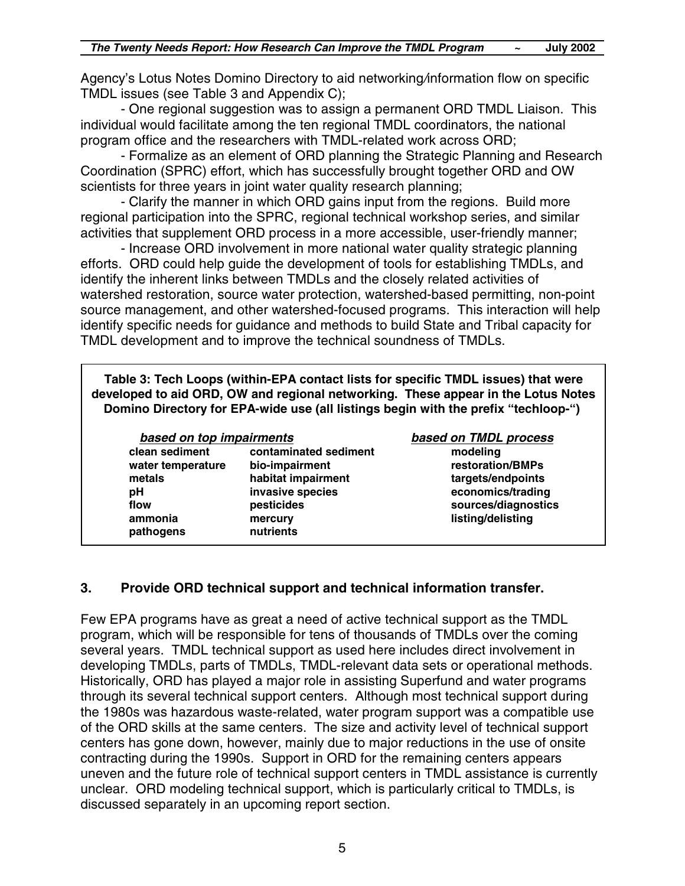Agency's Lotus Notes Domino Directory to aid networking/information flow on specific TMDL issues (see Table 3 and Appendix C);

- One regional suggestion was to assign a permanent ORD TMDL Liaison. This individual would facilitate among the ten regional TMDL coordinators, the national program office and the researchers with TMDL-related work across ORD;

- Formalize as an element of ORD planning the Strategic Planning and Research Coordination (SPRC) effort, which has successfully brought together ORD and OW scientists for three years in joint water quality research planning;

- Clarify the manner in which ORD gains input from the regions. Build more regional participation into the SPRC, regional technical workshop series, and similar activities that supplement ORD process in a more accessible, user-friendly manner;

- Increase ORD involvement in more national water quality strategic planning efforts. ORD could help guide the development of tools for establishing TMDLs, and identify the inherent links between TMDLs and the closely related activities of watershed restoration, source water protection, watershed-based permitting, non-point source management, and other watershed-focused programs. This interaction will help identify specific needs for guidance and methods to build State and Tribal capacity for TMDL development and to improve the technical soundness of TMDLs.

**Table 3: Tech Loops (within-EPA contact lists for specific TMDL issues) that were developed to aid ORD, OW and regional networking. These appear in the Lotus Notes Domino Directory for EPA-wide use (all listings begin with the prefix "techloop-")**

| ***based on top impairments*** | | ***based on TMDL process*** |
|---|---|---|
| **clean sediment** | **contaminated sediment** | **modeling** |
| **water temperature** | **bio-impairment** | **restoration/BMPs** |
| **metals** | **habitat impairment** | **targets/endpoints** |
| **pH** | **invasive species** | **economics/trading** |
| **flow** | **pesticides** | **sources/diagnostics** |
| **ammonia** | **mercury** | **listing/delisting** |
| **pathogens** | **nutrients** | |

## 3. Provide ORD technical support and technical information transfer.

Few EPA programs have as great a need of active technical support as the TMDL program, which will be responsible for tens of thousands of TMDLs over the coming several years. TMDL technical support as used here includes direct involvement in developing TMDLs, parts of TMDLs, TMDL-relevant data sets or operational methods. Historically, ORD has played a major role in assisting Superfund and water programs through its several technical support centers. Although most technical support during the 1980s was hazardous waste-related, water program support was a compatible use of the ORD skills at the same centers. The size and activity level of technical support centers has gone down, however, mainly due to major reductions in the use of onsite contracting during the 1990s. Support in ORD for the remaining centers appears uneven and the future role of technical support centers in TMDL assistance is currently unclear. ORD modeling technical support, which is particularly critical to TMDLs, is discussed separately in an upcoming report section.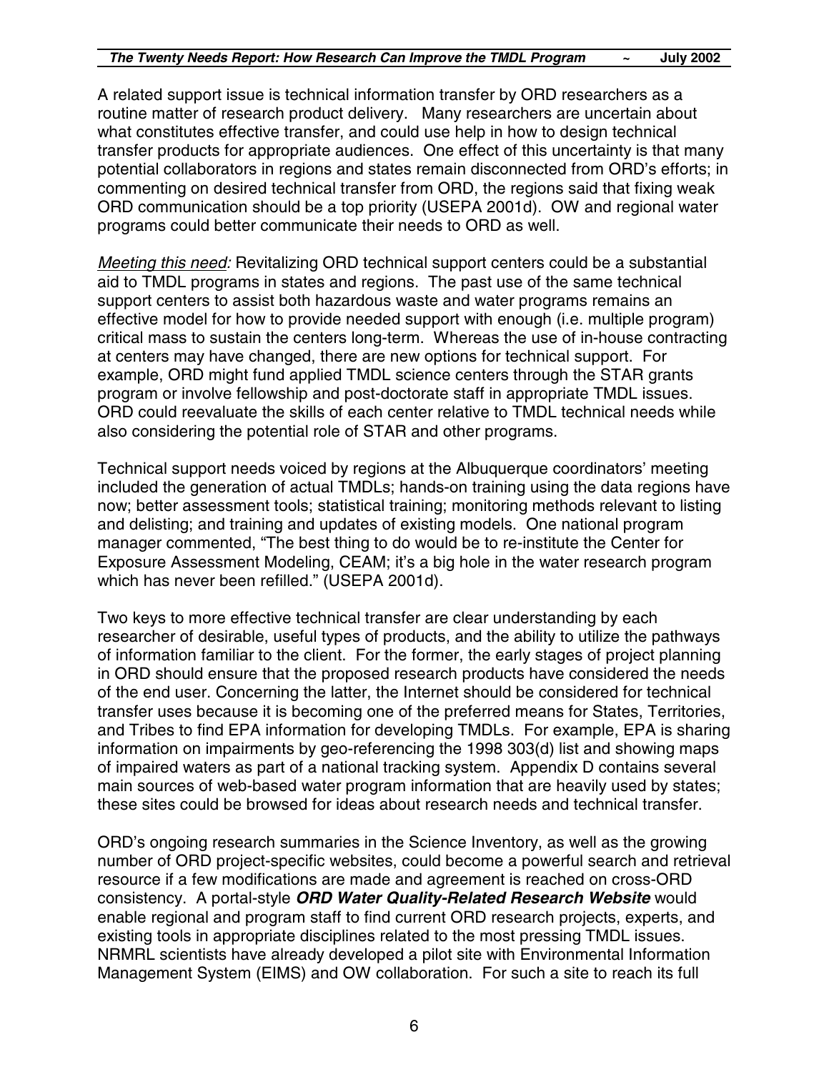A related support issue is technical information transfer by ORD researchers as a routine matter of research product delivery. Many researchers are uncertain about what constitutes effective transfer, and could use help in how to design technical transfer products for appropriate audiences. One effect of this uncertainty is that many potential collaborators in regions and states remain disconnected from ORD's efforts; in commenting on desired technical transfer from ORD, the regions said that fixing weak ORD communication should be a top priority (USEPA 2001d). OW and regional water programs could better communicate their needs to ORD as well.

<u>*Meeting this need:*</u> Revitalizing ORD technical support centers could be a substantial aid to TMDL programs in states and regions. The past use of the same technical support centers to assist both hazardous waste and water programs remains an effective model for how to provide needed support with enough (i.e. multiple program) critical mass to sustain the centers long-term. Whereas the use of in-house contracting at centers may have changed, there are new options for technical support. For example, ORD might fund applied TMDL science centers through the STAR grants program or involve fellowship and post-doctorate staff in appropriate TMDL issues. ORD could reevaluate the skills of each center relative to TMDL technical needs while also considering the potential role of STAR and other programs.

Technical support needs voiced by regions at the Albuquerque coordinators' meeting included the generation of actual TMDLs; hands-on training using the data regions have now; better assessment tools; statistical training; monitoring methods relevant to listing and delisting; and training and updates of existing models. One national program manager commented, "The best thing to do would be to re-institute the Center for Exposure Assessment Modeling, CEAM; it's a big hole in the water research program which has never been refilled." (USEPA 2001d).

Two keys to more effective technical transfer are clear understanding by each researcher of desirable, useful types of products, and the ability to utilize the pathways of information familiar to the client. For the former, the early stages of project planning in ORD should ensure that the proposed research products have considered the needs of the end user. Concerning the latter, the Internet should be considered for technical transfer uses because it is becoming one of the preferred means for States, Territories, and Tribes to find EPA information for developing TMDLs. For example, EPA is sharing information on impairments by geo-referencing the 1998 303(d) list and showing maps of impaired waters as part of a national tracking system. Appendix D contains several main sources of web-based water program information that are heavily used by states; these sites could be browsed for ideas about research needs and technical transfer.

ORD's ongoing research summaries in the Science Inventory, as well as the growing number of ORD project-specific websites, could become a powerful search and retrieval resource if a few modifications are made and agreement is reached on cross-ORD consistency. A portal-style ***ORD Water Quality-Related Research Website*** would enable regional and program staff to find current ORD research projects, experts, and existing tools in appropriate disciplines related to the most pressing TMDL issues. NRMRL scientists have already developed a pilot site with Environmental Information Management System (EIMS) and OW collaboration. For such a site to reach its full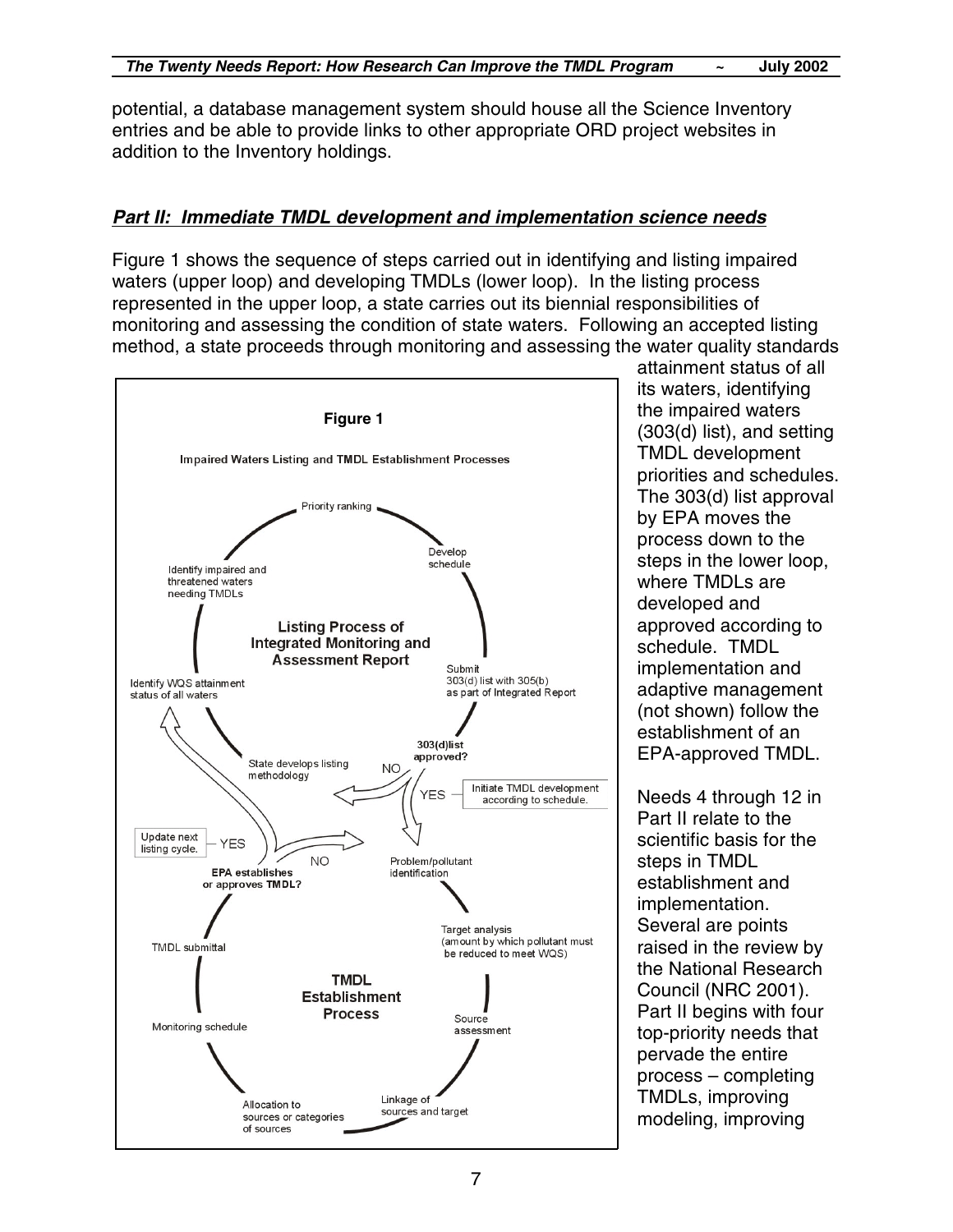potential, a database management system should house all the Science Inventory entries and be able to provide links to other appropriate ORD project websites in addition to the Inventory holdings.

## ***Part II: Immediate TMDL development and implementation science needs***

Figure 1 shows the sequence of steps carried out in identifying and listing impaired waters (upper loop) and developing TMDLs (lower loop). In the listing process represented in the upper loop, a state carries out its biennial responsibilities of monitoring and assessing the condition of state waters. Following an accepted listing method, a state proceeds through monitoring and assessing the water quality standards attainment status of all its waters, identifying the impaired waters (303(d) list), and setting TMDL development priorities and schedules. The 303(d) list approval by EPA moves the process down to the steps in the lower loop, where TMDLs are developed and approved according to schedule. TMDL implementation and adaptive management (not shown) follow the establishment of an EPA-approved TMDL.

**Figure 1**

Impaired Waters Listing and TMDL Establishment Processes

Listing Process of Integrated Monitoring and Assessment Report: Priority ranking → Develop schedule → Submit 303(d) list with 305(b) as part of Integrated Report → 303(d)list approved? (NO → State develops listing methodology; YES → Initiate TMDL development according to schedule.) → State develops listing methodology → Identify WQS attainment status of all waters → Identify impaired and threatened waters needing TMDLs → Priority ranking

TMDL Establishment Process: Problem/pollutant identification → Target analysis (amount by which pollutant must be reduced to meet WQS) → Source assessment → Linkage of sources and target → Allocation to sources or categories of sources → Monitoring schedule → TMDL submittal → EPA establishes or approves TMDL? (YES → Update next listing cycle.; NO → Problem/pollutant identification)

Needs 4 through 12 in Part II relate to the scientific basis for the steps in TMDL establishment and implementation. Several are points raised in the review by the National Research Council (NRC 2001). Part II begins with four top-priority needs that pervade the entire process – completing TMDLs, improving modeling, improving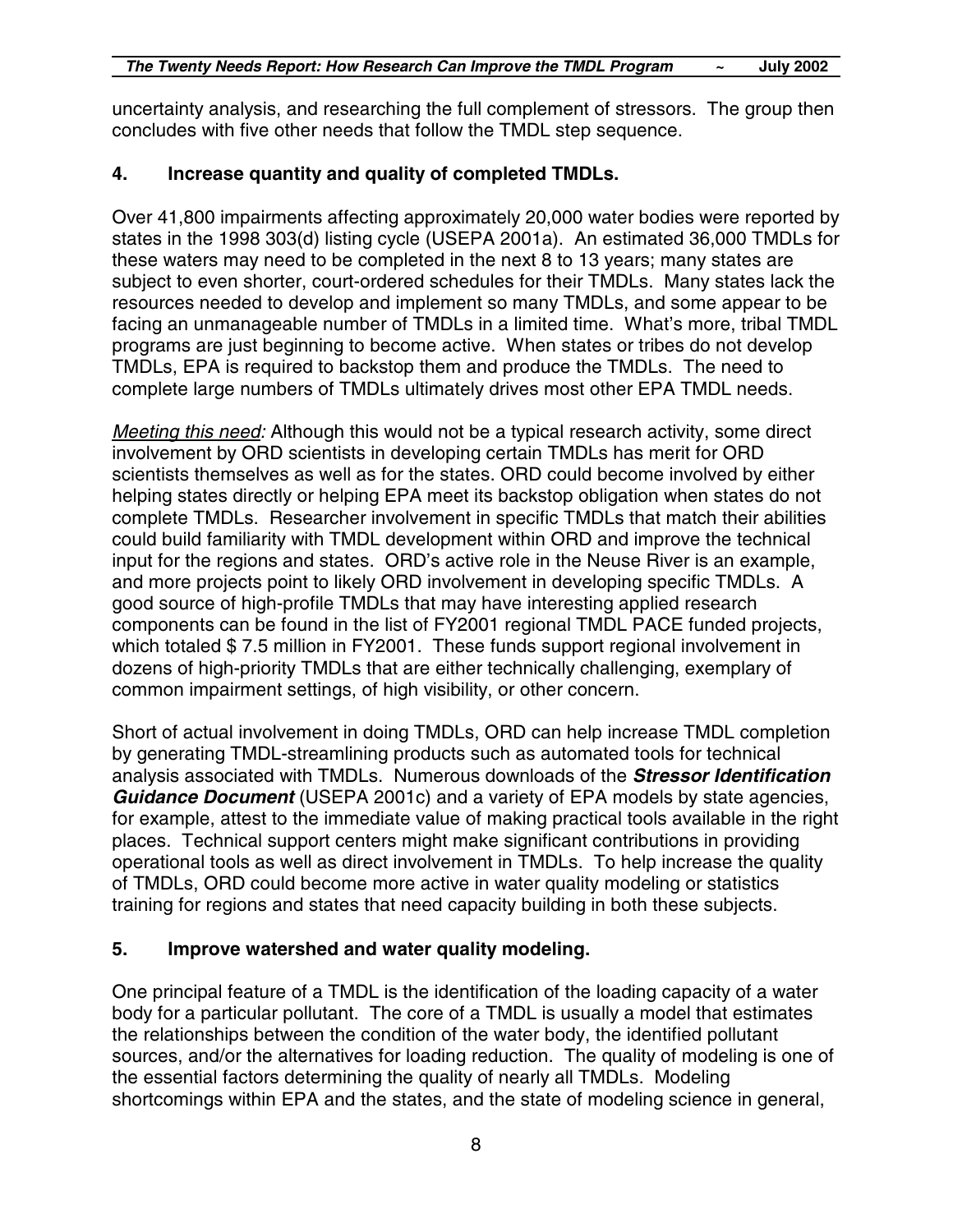uncertainty analysis, and researching the full complement of stressors. The group then concludes with five other needs that follow the TMDL step sequence.

### 4. Increase quantity and quality of completed TMDLs.

Over 41,800 impairments affecting approximately 20,000 water bodies were reported by states in the 1998 303(d) listing cycle (USEPA 2001a). An estimated 36,000 TMDLs for these waters may need to be completed in the next 8 to 13 years; many states are subject to even shorter, court-ordered schedules for their TMDLs. Many states lack the resources needed to develop and implement so many TMDLs, and some appear to be facing an unmanageable number of TMDLs in a limited time. What's more, tribal TMDL programs are just beginning to become active. When states or tribes do not develop TMDLs, EPA is required to backstop them and produce the TMDLs. The need to complete large numbers of TMDLs ultimately drives most other EPA TMDL needs.

<u>Meeting this need</u>: Although this would not be a typical research activity, some direct involvement by ORD scientists in developing certain TMDLs has merit for ORD scientists themselves as well as for the states. ORD could become involved by either helping states directly or helping EPA meet its backstop obligation when states do not complete TMDLs. Researcher involvement in specific TMDLs that match their abilities could build familiarity with TMDL development within ORD and improve the technical input for the regions and states. ORD's active role in the Neuse River is an example, and more projects point to likely ORD involvement in developing specific TMDLs. A good source of high-profile TMDLs that may have interesting applied research components can be found in the list of FY2001 regional TMDL PACE funded projects, which totaled $ 7.5 million in FY2001. These funds support regional involvement in dozens of high-priority TMDLs that are either technically challenging, exemplary of common impairment settings, of high visibility, or other concern.

Short of actual involvement in doing TMDLs, ORD can help increase TMDL completion by generating TMDL-streamlining products such as automated tools for technical analysis associated with TMDLs. Numerous downloads of the ***Stressor Identification Guidance Document*** (USEPA 2001c) and a variety of EPA models by state agencies, for example, attest to the immediate value of making practical tools available in the right places. Technical support centers might make significant contributions in providing operational tools as well as direct involvement in TMDLs. To help increase the quality of TMDLs, ORD could become more active in water quality modeling or statistics training for regions and states that need capacity building in both these subjects.

### 5. Improve watershed and water quality modeling.

One principal feature of a TMDL is the identification of the loading capacity of a water body for a particular pollutant. The core of a TMDL is usually a model that estimates the relationships between the condition of the water body, the identified pollutant sources, and/or the alternatives for loading reduction. The quality of modeling is one of the essential factors determining the quality of nearly all TMDLs. Modeling shortcomings within EPA and the states, and the state of modeling science in general,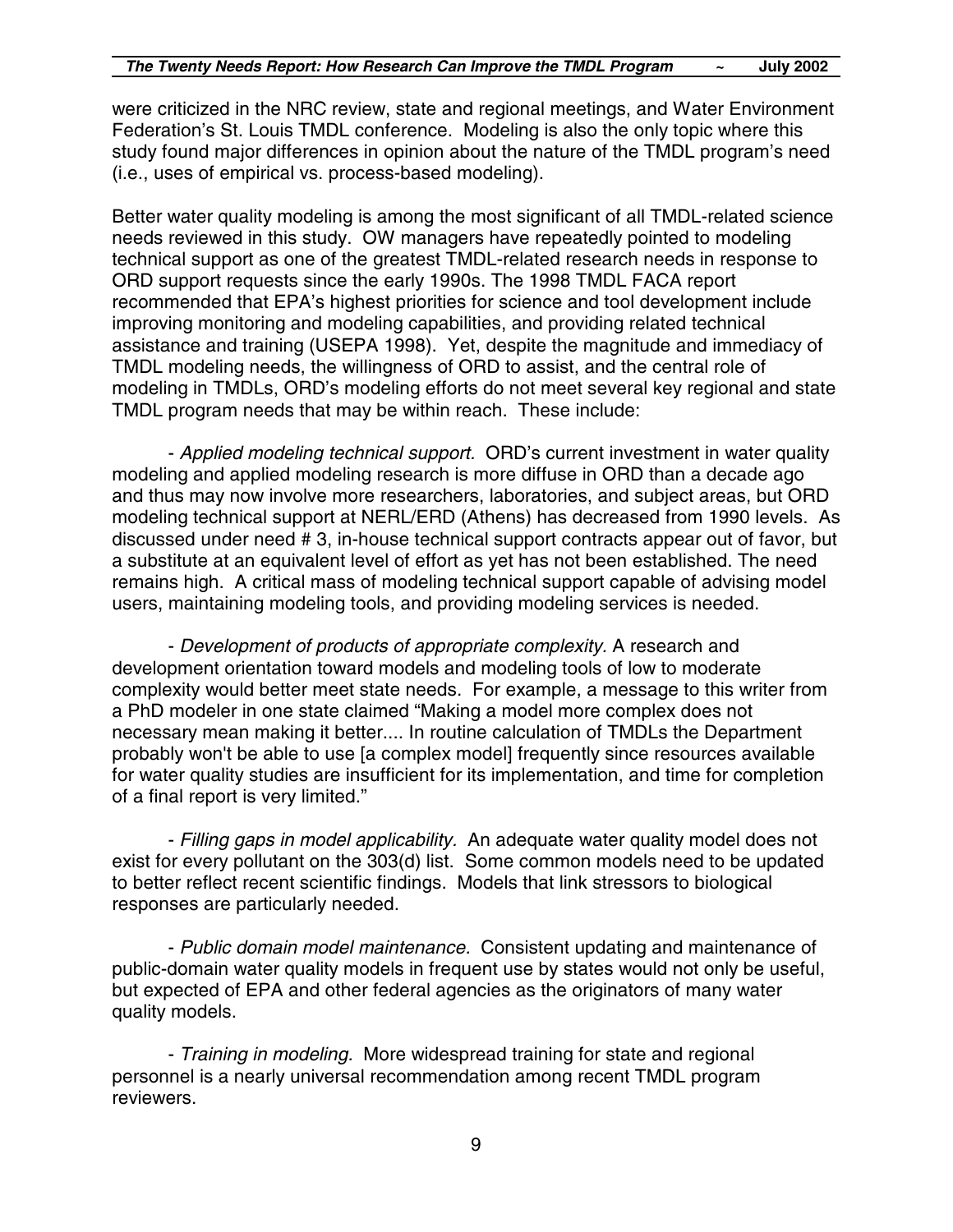were criticized in the NRC review, state and regional meetings, and Water Environment Federation's St. Louis TMDL conference. Modeling is also the only topic where this study found major differences in opinion about the nature of the TMDL program's need (i.e., uses of empirical vs. process-based modeling).

Better water quality modeling is among the most significant of all TMDL-related science needs reviewed in this study. OW managers have repeatedly pointed to modeling technical support as one of the greatest TMDL-related research needs in response to ORD support requests since the early 1990s. The 1998 TMDL FACA report recommended that EPA's highest priorities for science and tool development include improving monitoring and modeling capabilities, and providing related technical assistance and training (USEPA 1998). Yet, despite the magnitude and immediacy of TMDL modeling needs, the willingness of ORD to assist, and the central role of modeling in TMDLs, ORD's modeling efforts do not meet several key regional and state TMDL program needs that may be within reach. These include:

- *Applied modeling technical support.* ORD's current investment in water quality modeling and applied modeling research is more diffuse in ORD than a decade ago and thus may now involve more researchers, laboratories, and subject areas, but ORD modeling technical support at NERL/ERD (Athens) has decreased from 1990 levels. As discussed under need # 3, in-house technical support contracts appear out of favor, but a substitute at an equivalent level of effort as yet has not been established. The need remains high. A critical mass of modeling technical support capable of advising model users, maintaining modeling tools, and providing modeling services is needed.

- *Development of products of appropriate complexity.* A research and development orientation toward models and modeling tools of low to moderate complexity would better meet state needs. For example, a message to this writer from a PhD modeler in one state claimed "Making a model more complex does not necessary mean making it better.... In routine calculation of TMDLs the Department probably won't be able to use [a complex model] frequently since resources available for water quality studies are insufficient for its implementation, and time for completion of a final report is very limited."

- *Filling gaps in model applicability.* An adequate water quality model does not exist for every pollutant on the 303(d) list. Some common models need to be updated to better reflect recent scientific findings. Models that link stressors to biological responses are particularly needed.

- *Public domain model maintenance.* Consistent updating and maintenance of public-domain water quality models in frequent use by states would not only be useful, but expected of EPA and other federal agencies as the originators of many water quality models.

- *Training in modeling.* More widespread training for state and regional personnel is a nearly universal recommendation among recent TMDL program reviewers.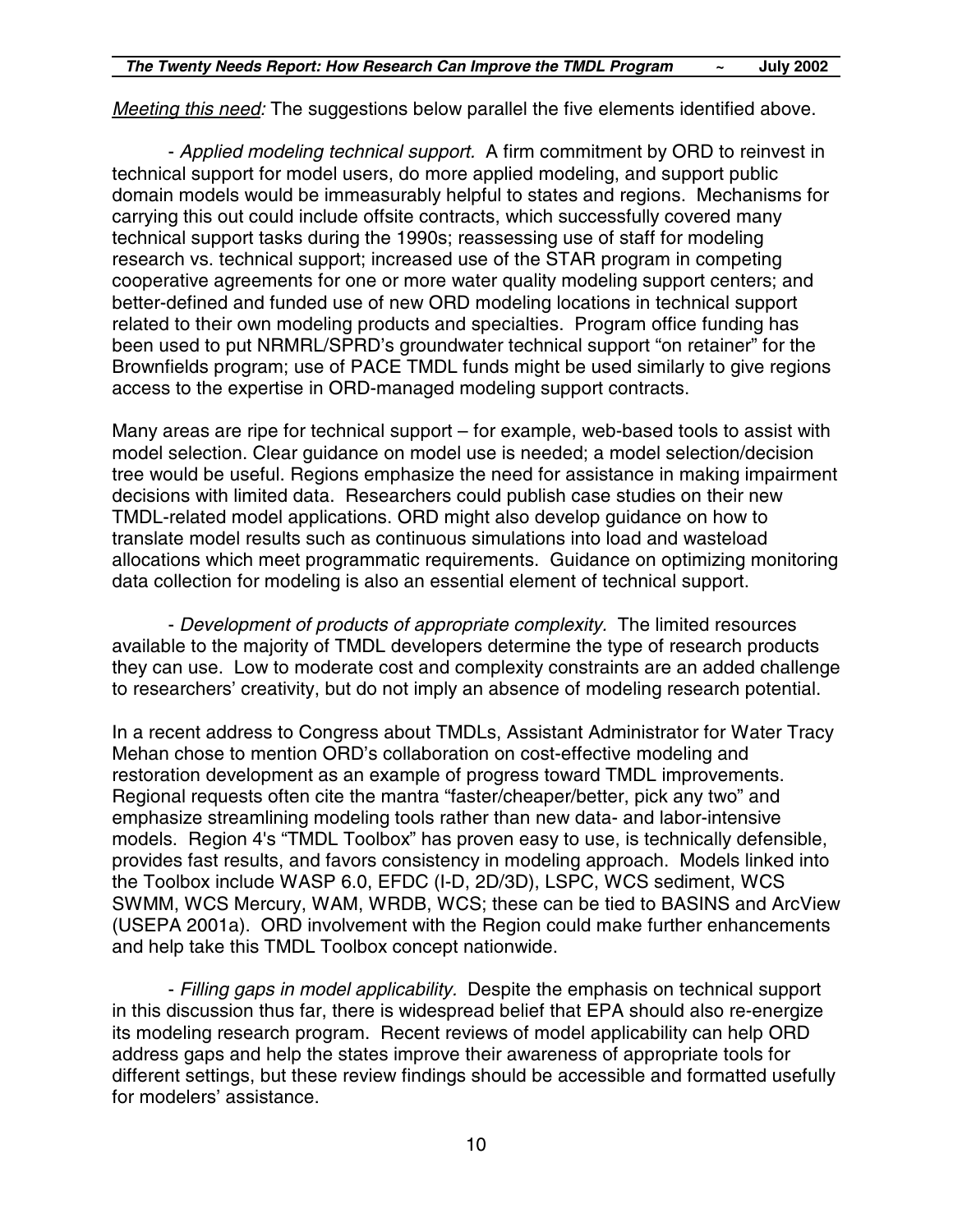*Meeting this need:* The suggestions below parallel the five elements identified above.

- *Applied modeling technical support.* A firm commitment by ORD to reinvest in technical support for model users, do more applied modeling, and support public domain models would be immeasurably helpful to states and regions. Mechanisms for carrying this out could include offsite contracts, which successfully covered many technical support tasks during the 1990s; reassessing use of staff for modeling research vs. technical support; increased use of the STAR program in competing cooperative agreements for one or more water quality modeling support centers; and better-defined and funded use of new ORD modeling locations in technical support related to their own modeling products and specialties. Program office funding has been used to put NRMRL/SPRD's groundwater technical support "on retainer" for the Brownfields program; use of PACE TMDL funds might be used similarly to give regions access to the expertise in ORD-managed modeling support contracts.

Many areas are ripe for technical support – for example, web-based tools to assist with model selection. Clear guidance on model use is needed; a model selection/decision tree would be useful. Regions emphasize the need for assistance in making impairment decisions with limited data. Researchers could publish case studies on their new TMDL-related model applications. ORD might also develop guidance on how to translate model results such as continuous simulations into load and wasteload allocations which meet programmatic requirements. Guidance on optimizing monitoring data collection for modeling is also an essential element of technical support.

- *Development of products of appropriate complexity.* The limited resources available to the majority of TMDL developers determine the type of research products they can use. Low to moderate cost and complexity constraints are an added challenge to researchers' creativity, but do not imply an absence of modeling research potential.

In a recent address to Congress about TMDLs, Assistant Administrator for Water Tracy Mehan chose to mention ORD's collaboration on cost-effective modeling and restoration development as an example of progress toward TMDL improvements. Regional requests often cite the mantra "faster/cheaper/better, pick any two" and emphasize streamlining modeling tools rather than new data- and labor-intensive models. Region 4's "TMDL Toolbox" has proven easy to use, is technically defensible, provides fast results, and favors consistency in modeling approach. Models linked into the Toolbox include WASP 6.0, EFDC (I-D, 2D/3D), LSPC, WCS sediment, WCS SWMM, WCS Mercury, WAM, WRDB, WCS; these can be tied to BASINS and ArcView (USEPA 2001a). ORD involvement with the Region could make further enhancements and help take this TMDL Toolbox concept nationwide.

- *Filling gaps in model applicability.* Despite the emphasis on technical support in this discussion thus far, there is widespread belief that EPA should also re-energize its modeling research program. Recent reviews of model applicability can help ORD address gaps and help the states improve their awareness of appropriate tools for different settings, but these review findings should be accessible and formatted usefully for modelers' assistance.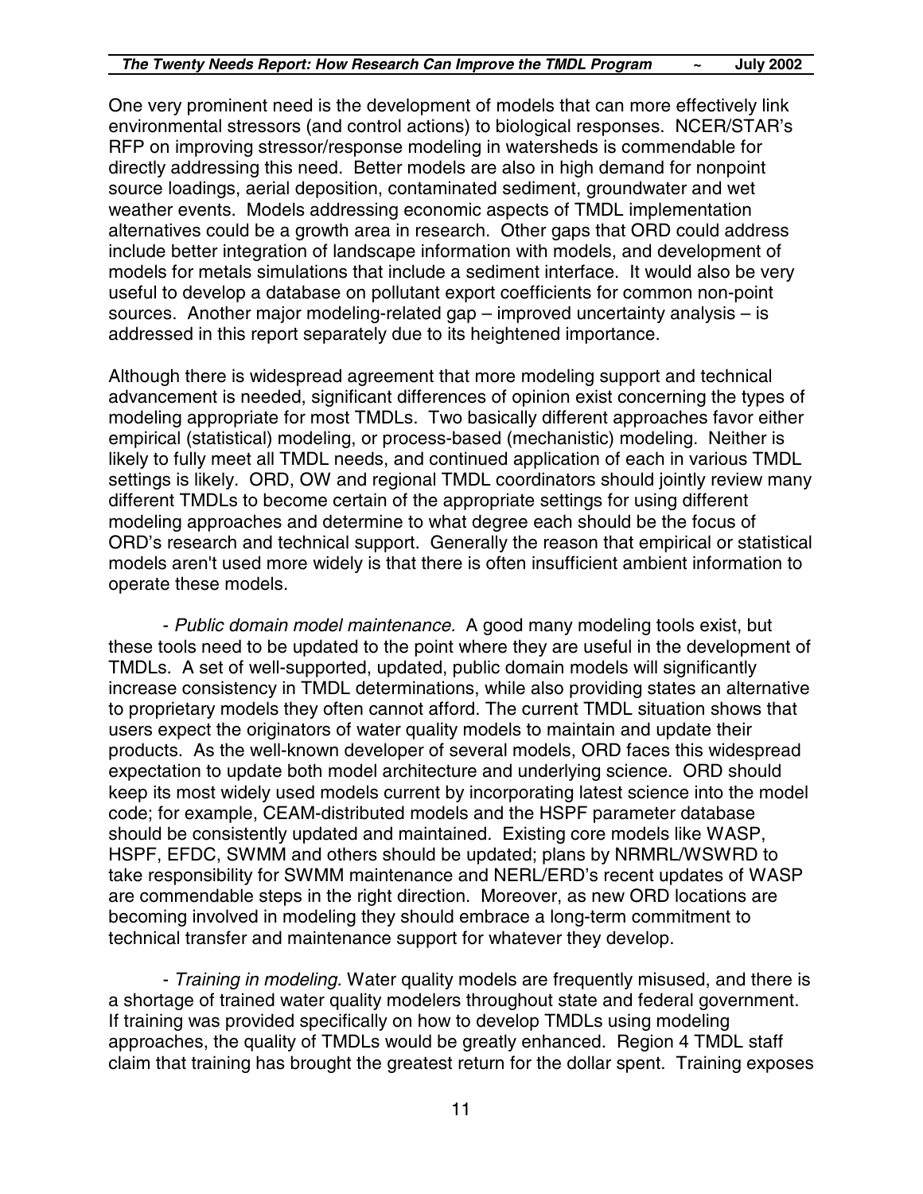One very prominent need is the development of models that can more effectively link environmental stressors (and control actions) to biological responses. NCER/STAR's RFP on improving stressor/response modeling in watersheds is commendable for directly addressing this need. Better models are also in high demand for nonpoint source loadings, aerial deposition, contaminated sediment, groundwater and wet weather events. Models addressing economic aspects of TMDL implementation alternatives could be a growth area in research. Other gaps that ORD could address include better integration of landscape information with models, and development of models for metals simulations that include a sediment interface. It would also be very useful to develop a database on pollutant export coefficients for common non-point sources. Another major modeling-related gap – improved uncertainty analysis – is addressed in this report separately due to its heightened importance.

Although there is widespread agreement that more modeling support and technical advancement is needed, significant differences of opinion exist concerning the types of modeling appropriate for most TMDLs. Two basically different approaches favor either empirical (statistical) modeling, or process-based (mechanistic) modeling. Neither is likely to fully meet all TMDL needs, and continued application of each in various TMDL settings is likely. ORD, OW and regional TMDL coordinators should jointly review many different TMDLs to become certain of the appropriate settings for using different modeling approaches and determine to what degree each should be the focus of ORD's research and technical support. Generally the reason that empirical or statistical models aren't used more widely is that there is often insufficient ambient information to operate these models.

- *Public domain model maintenance.* A good many modeling tools exist, but these tools need to be updated to the point where they are useful in the development of TMDLs. A set of well-supported, updated, public domain models will significantly increase consistency in TMDL determinations, while also providing states an alternative to proprietary models they often cannot afford. The current TMDL situation shows that users expect the originators of water quality models to maintain and update their products. As the well-known developer of several models, ORD faces this widespread expectation to update both model architecture and underlying science. ORD should keep its most widely used models current by incorporating latest science into the model code; for example, CEAM-distributed models and the HSPF parameter database should be consistently updated and maintained. Existing core models like WASP, HSPF, EFDC, SWMM and others should be updated; plans by NRMRL/WSWRD to take responsibility for SWMM maintenance and NERL/ERD's recent updates of WASP are commendable steps in the right direction. Moreover, as new ORD locations are becoming involved in modeling they should embrace a long-term commitment to technical transfer and maintenance support for whatever they develop.

- *Training in modeling.* Water quality models are frequently misused, and there is a shortage of trained water quality modelers throughout state and federal government. If training was provided specifically on how to develop TMDLs using modeling approaches, the quality of TMDLs would be greatly enhanced. Region 4 TMDL staff claim that training has brought the greatest return for the dollar spent. Training exposes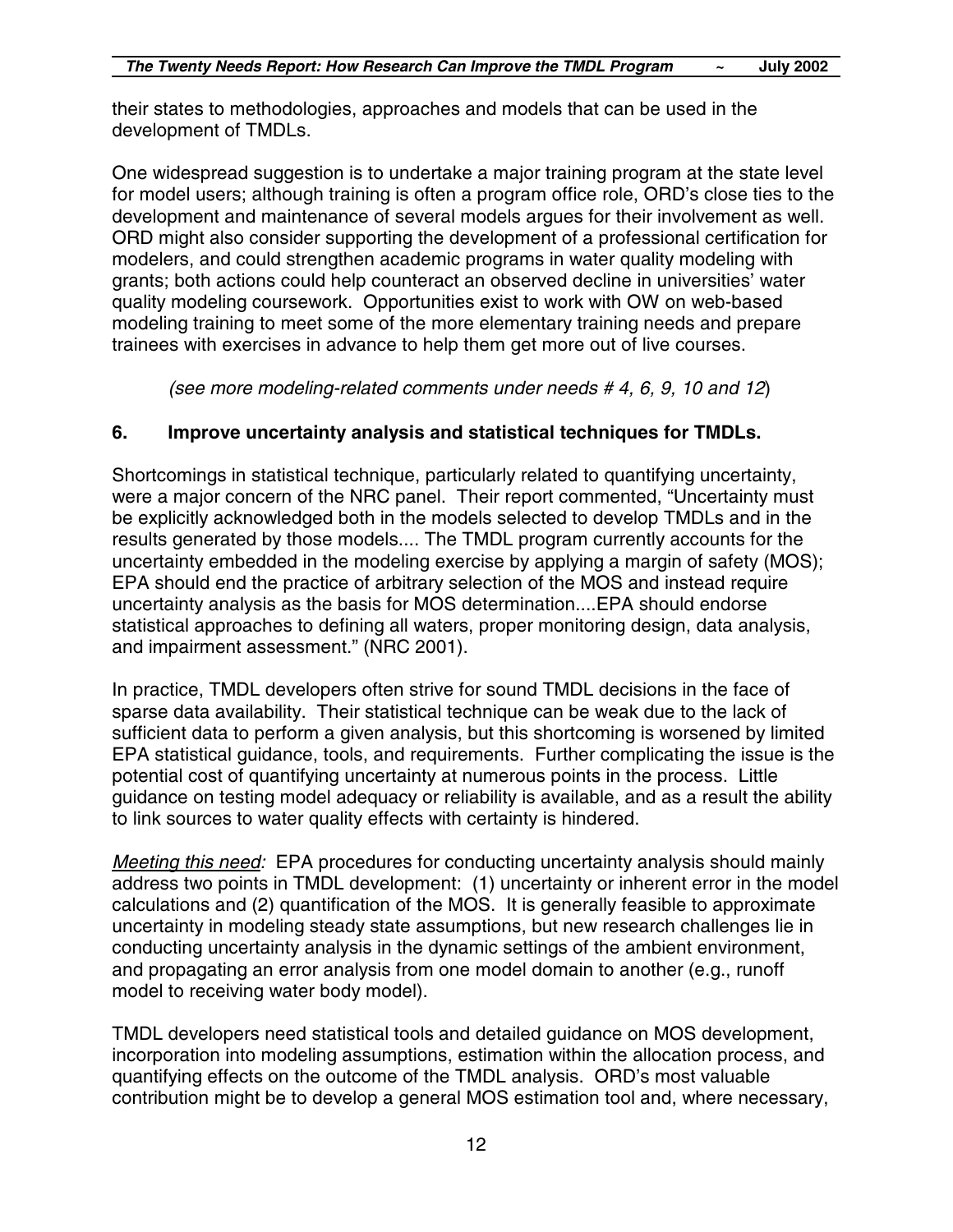their states to methodologies, approaches and models that can be used in the development of TMDLs.

One widespread suggestion is to undertake a major training program at the state level for model users; although training is often a program office role, ORD's close ties to the development and maintenance of several models argues for their involvement as well. ORD might also consider supporting the development of a professional certification for modelers, and could strengthen academic programs in water quality modeling with grants; both actions could help counteract an observed decline in universities' water quality modeling coursework. Opportunities exist to work with OW on web-based modeling training to meet some of the more elementary training needs and prepare trainees with exercises in advance to help them get more out of live courses.

*(see more modeling-related comments under needs # 4, 6, 9, 10 and 12)*

## 6. Improve uncertainty analysis and statistical techniques for TMDLs.

Shortcomings in statistical technique, particularly related to quantifying uncertainty, were a major concern of the NRC panel. Their report commented, "Uncertainty must be explicitly acknowledged both in the models selected to develop TMDLs and in the results generated by those models.... The TMDL program currently accounts for the uncertainty embedded in the modeling exercise by applying a margin of safety (MOS); EPA should end the practice of arbitrary selection of the MOS and instead require uncertainty analysis as the basis for MOS determination....EPA should endorse statistical approaches to defining all waters, proper monitoring design, data analysis, and impairment assessment." (NRC 2001).

In practice, TMDL developers often strive for sound TMDL decisions in the face of sparse data availability. Their statistical technique can be weak due to the lack of sufficient data to perform a given analysis, but this shortcoming is worsened by limited EPA statistical guidance, tools, and requirements. Further complicating the issue is the potential cost of quantifying uncertainty at numerous points in the process. Little guidance on testing model adequacy or reliability is available, and as a result the ability to link sources to water quality effects with certainty is hindered.

*Meeting this need:* EPA procedures for conducting uncertainty analysis should mainly address two points in TMDL development: (1) uncertainty or inherent error in the model calculations and (2) quantification of the MOS. It is generally feasible to approximate uncertainty in modeling steady state assumptions, but new research challenges lie in conducting uncertainty analysis in the dynamic settings of the ambient environment, and propagating an error analysis from one model domain to another (e.g., runoff model to receiving water body model).

TMDL developers need statistical tools and detailed guidance on MOS development, incorporation into modeling assumptions, estimation within the allocation process, and quantifying effects on the outcome of the TMDL analysis. ORD's most valuable contribution might be to develop a general MOS estimation tool and, where necessary,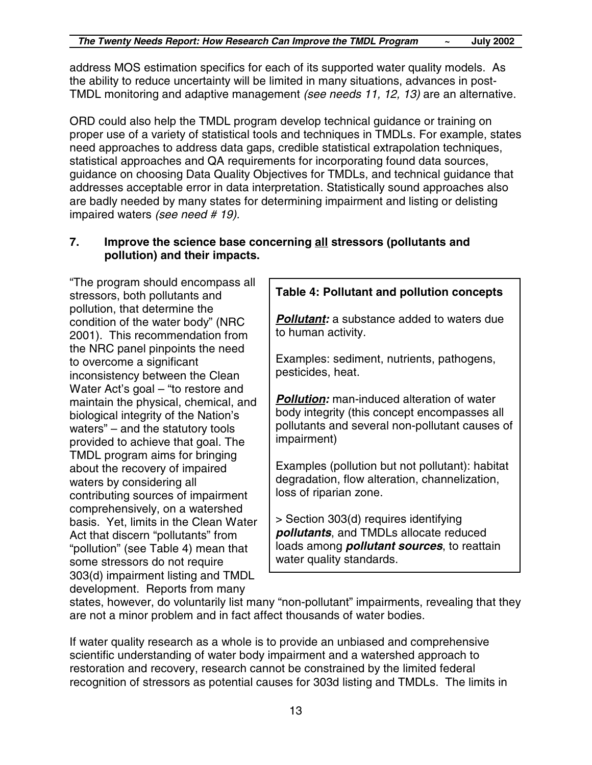address MOS estimation specifics for each of its supported water quality models. As the ability to reduce uncertainty will be limited in many situations, advances in post-TMDL monitoring and adaptive management *(see needs 11, 12, 13)* are an alternative.

ORD could also help the TMDL program develop technical guidance or training on proper use of a variety of statistical tools and techniques in TMDLs. For example, states need approaches to address data gaps, credible statistical extrapolation techniques, statistical approaches and QA requirements for incorporating found data sources, guidance on choosing Data Quality Objectives for TMDLs, and technical guidance that addresses acceptable error in data interpretation. Statistically sound approaches also are badly needed by many states for determining impairment and listing or delisting impaired waters *(see need # 19).*

## 7. Improve the science base concerning <u>all</u> stressors (pollutants and pollution) and their impacts.

"The program should encompass all stressors, both pollutants and pollution, that determine the condition of the water body" (NRC 2001). This recommendation from the NRC panel pinpoints the need to overcome a significant inconsistency between the Clean Water Act's goal – "to restore and maintain the physical, chemical, and biological integrity of the Nation's waters" – and the statutory tools provided to achieve that goal. The TMDL program aims for bringing about the recovery of impaired waters by considering all contributing sources of impairment comprehensively, on a watershed basis. Yet, limits in the Clean Water Act that discern "pollutants" from "pollution" (see Table 4) mean that some stressors do not require 303(d) impairment listing and TMDL development. Reports from many states, however, do voluntarily list many "non-pollutant" impairments, revealing that they are not a minor problem and in fact affect thousands of water bodies.

> **Table 4: Pollutant and pollution concepts**
>
> ***<u>Pollutant</u>:*** a substance added to waters due to human activity.
>
> Examples: sediment, nutrients, pathogens, pesticides, heat.
>
> ***<u>Pollution</u>:*** man-induced alteration of water body integrity (this concept encompasses all pollutants and several non-pollutant causes of impairment)
>
> Examples (pollution but not pollutant): habitat degradation, flow alteration, channelization, loss of riparian zone.
>
> \> Section 303(d) requires identifying ***pollutants***, and TMDLs allocate reduced loads among ***pollutant sources***, to reattain water quality standards.

If water quality research as a whole is to provide an unbiased and comprehensive scientific understanding of water body impairment and a watershed approach to restoration and recovery, research cannot be constrained by the limited federal recognition of stressors as potential causes for 303d listing and TMDLs. The limits in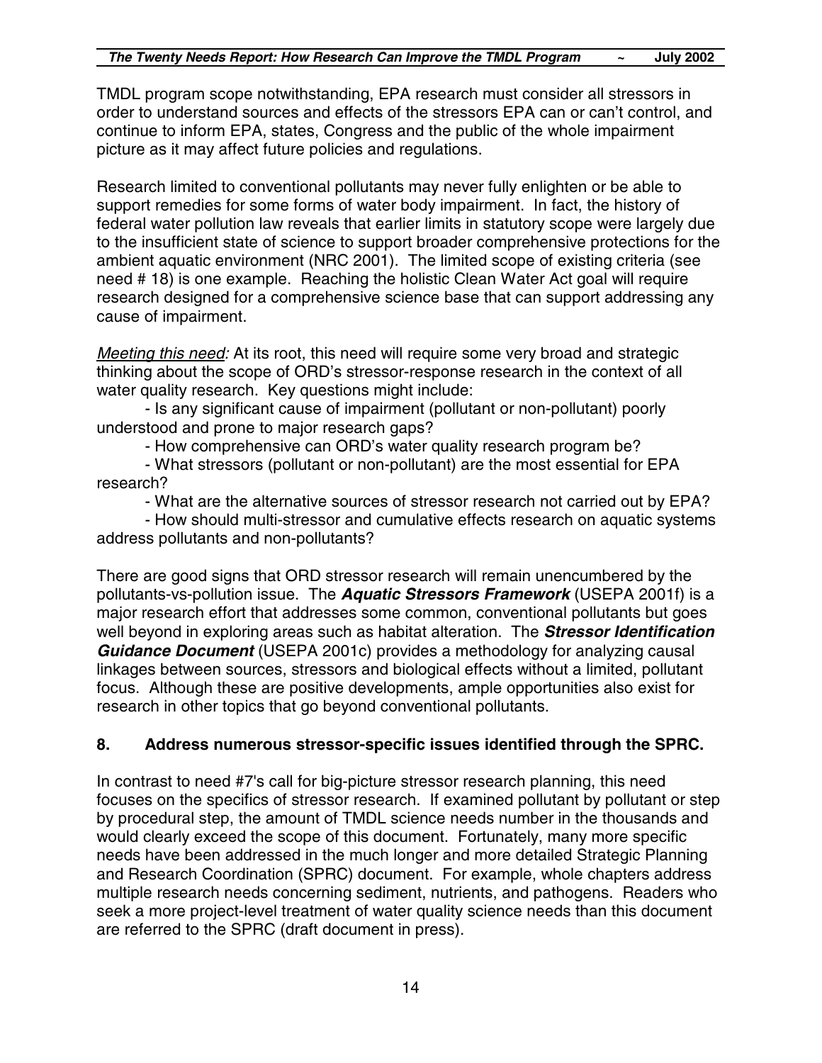TMDL program scope notwithstanding, EPA research must consider all stressors in order to understand sources and effects of the stressors EPA can or can't control, and continue to inform EPA, states, Congress and the public of the whole impairment picture as it may affect future policies and regulations.

Research limited to conventional pollutants may never fully enlighten or be able to support remedies for some forms of water body impairment. In fact, the history of federal water pollution law reveals that earlier limits in statutory scope were largely due to the insufficient state of science to support broader comprehensive protections for the ambient aquatic environment (NRC 2001). The limited scope of existing criteria (see need # 18) is one example. Reaching the holistic Clean Water Act goal will require research designed for a comprehensive science base that can support addressing any cause of impairment.

<u>*Meeting this need:*</u> At its root, this need will require some very broad and strategic thinking about the scope of ORD's stressor-response research in the context of all water quality research. Key questions might include:

- Is any significant cause of impairment (pollutant or non-pollutant) poorly understood and prone to major research gaps?
- How comprehensive can ORD's water quality research program be?
- What stressors (pollutant or non-pollutant) are the most essential for EPA research?
- What are the alternative sources of stressor research not carried out by EPA?
- How should multi-stressor and cumulative effects research on aquatic systems address pollutants and non-pollutants?

There are good signs that ORD stressor research will remain unencumbered by the pollutants-vs-pollution issue. The ***Aquatic Stressors Framework*** (USEPA 2001f) is a major research effort that addresses some common, conventional pollutants but goes well beyond in exploring areas such as habitat alteration. The ***Stressor Identification Guidance Document*** (USEPA 2001c) provides a methodology for analyzing causal linkages between sources, stressors and biological effects without a limited, pollutant focus. Although these are positive developments, ample opportunities also exist for research in other topics that go beyond conventional pollutants.

### 8. Address numerous stressor-specific issues identified through the SPRC.

In contrast to need #7's call for big-picture stressor research planning, this need focuses on the specifics of stressor research. If examined pollutant by pollutant or step by procedural step, the amount of TMDL science needs number in the thousands and would clearly exceed the scope of this document. Fortunately, many more specific needs have been addressed in the much longer and more detailed Strategic Planning and Research Coordination (SPRC) document. For example, whole chapters address multiple research needs concerning sediment, nutrients, and pathogens. Readers who seek a more project-level treatment of water quality science needs than this document are referred to the SPRC (draft document in press).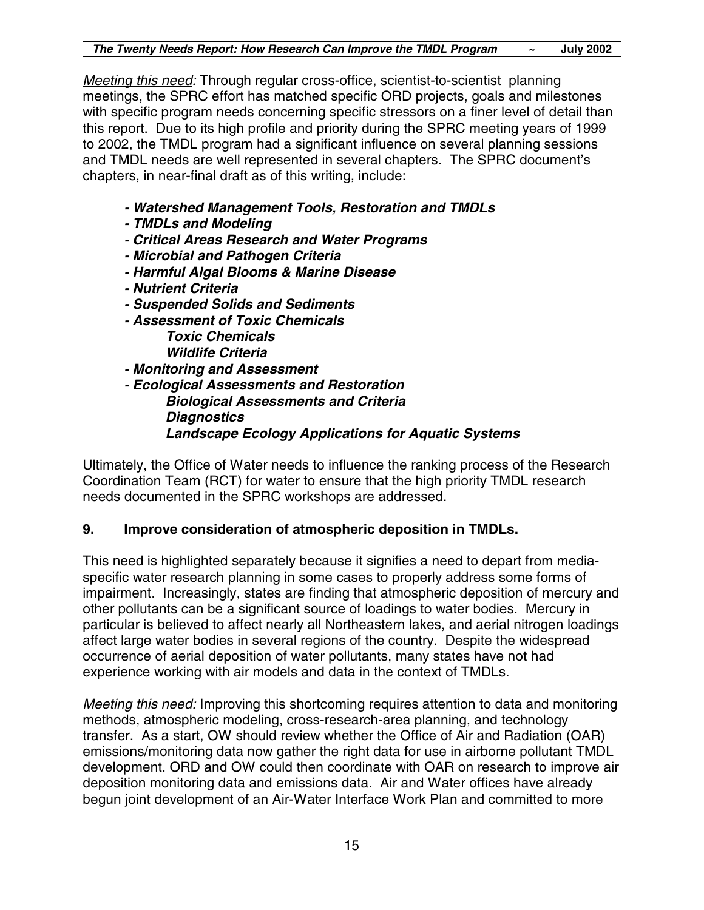*Meeting this need:* Through regular cross-office, scientist-to-scientist planning meetings, the SPRC effort has matched specific ORD projects, goals and milestones with specific program needs concerning specific stressors on a finer level of detail than this report. Due to its high profile and priority during the SPRC meeting years of 1999 to 2002, the TMDL program had a significant influence on several planning sessions and TMDL needs are well represented in several chapters. The SPRC document's chapters, in near-final draft as of this writing, include:

- ***Watershed Management Tools, Restoration and TMDLs***
- ***TMDLs and Modeling***
- ***Critical Areas Research and Water Programs***
- ***Microbial and Pathogen Criteria***
- ***Harmful Algal Blooms & Marine Disease***
- ***Nutrient Criteria***
- ***Suspended Solids and Sediments***
- ***Assessment of Toxic Chemicals***
    - ***Toxic Chemicals***
    - ***Wildlife Criteria***
- ***Monitoring and Assessment***
- ***Ecological Assessments and Restoration***
    - ***Biological Assessments and Criteria***
    - ***Diagnostics***
    - ***Landscape Ecology Applications for Aquatic Systems***

Ultimately, the Office of Water needs to influence the ranking process of the Research Coordination Team (RCT) for water to ensure that the high priority TMDL research needs documented in the SPRC workshops are addressed.

**9. Improve consideration of atmospheric deposition in TMDLs.**

This need is highlighted separately because it signifies a need to depart from media-specific water research planning in some cases to properly address some forms of impairment. Increasingly, states are finding that atmospheric deposition of mercury and other pollutants can be a significant source of loadings to water bodies. Mercury in particular is believed to affect nearly all Northeastern lakes, and aerial nitrogen loadings affect large water bodies in several regions of the country. Despite the widespread occurrence of aerial deposition of water pollutants, many states have not had experience working with air models and data in the context of TMDLs.

*Meeting this need:* Improving this shortcoming requires attention to data and monitoring methods, atmospheric modeling, cross-research-area planning, and technology transfer. As a start, OW should review whether the Office of Air and Radiation (OAR) emissions/monitoring data now gather the right data for use in airborne pollutant TMDL development. ORD and OW could then coordinate with OAR on research to improve air deposition monitoring data and emissions data. Air and Water offices have already begun joint development of an Air-Water Interface Work Plan and committed to more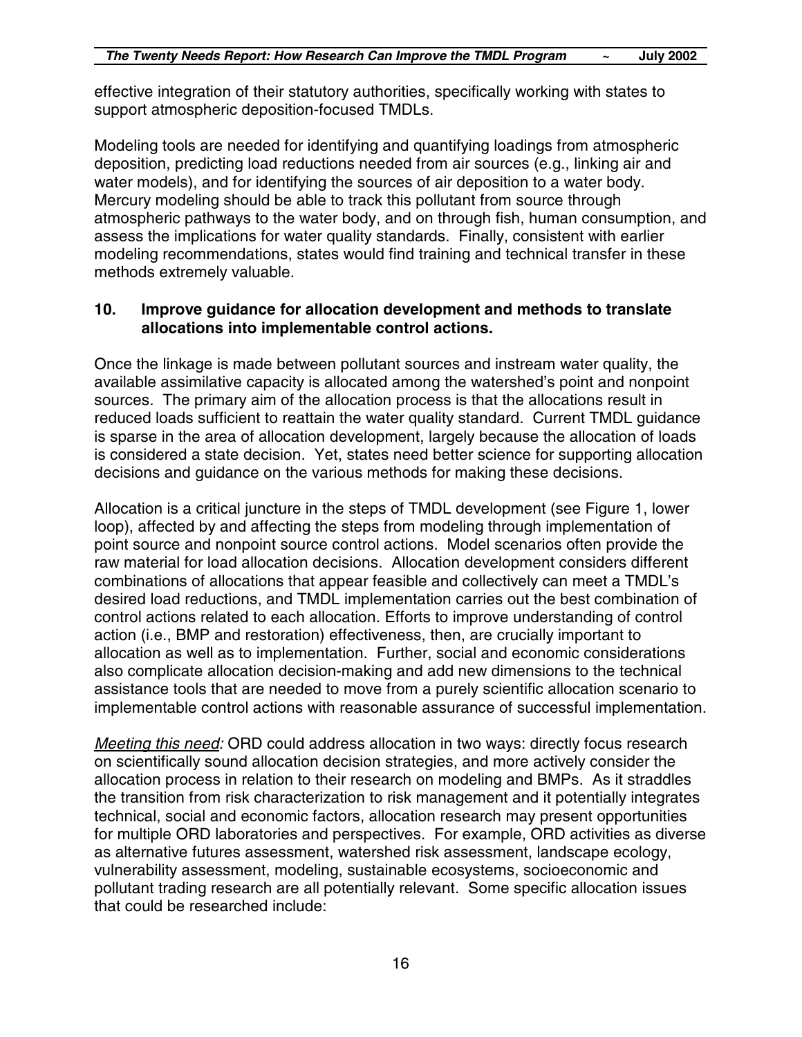effective integration of their statutory authorities, specifically working with states to support atmospheric deposition-focused TMDLs.

Modeling tools are needed for identifying and quantifying loadings from atmospheric deposition, predicting load reductions needed from air sources (e.g., linking air and water models), and for identifying the sources of air deposition to a water body. Mercury modeling should be able to track this pollutant from source through atmospheric pathways to the water body, and on through fish, human consumption, and assess the implications for water quality standards. Finally, consistent with earlier modeling recommendations, states would find training and technical transfer in these methods extremely valuable.

### 10. Improve guidance for allocation development and methods to translate allocations into implementable control actions.

Once the linkage is made between pollutant sources and instream water quality, the available assimilative capacity is allocated among the watershed's point and nonpoint sources. The primary aim of the allocation process is that the allocations result in reduced loads sufficient to reattain the water quality standard. Current TMDL guidance is sparse in the area of allocation development, largely because the allocation of loads is considered a state decision. Yet, states need better science for supporting allocation decisions and guidance on the various methods for making these decisions.

Allocation is a critical juncture in the steps of TMDL development (see Figure 1, lower loop), affected by and affecting the steps from modeling through implementation of point source and nonpoint source control actions. Model scenarios often provide the raw material for load allocation decisions. Allocation development considers different combinations of allocations that appear feasible and collectively can meet a TMDL's desired load reductions, and TMDL implementation carries out the best combination of control actions related to each allocation. Efforts to improve understanding of control action (i.e., BMP and restoration) effectiveness, then, are crucially important to allocation as well as to implementation. Further, social and economic considerations also complicate allocation decision-making and add new dimensions to the technical assistance tools that are needed to move from a purely scientific allocation scenario to implementable control actions with reasonable assurance of successful implementation.

_Meeting this need:_ ORD could address allocation in two ways: directly focus research on scientifically sound allocation decision strategies, and more actively consider the allocation process in relation to their research on modeling and BMPs. As it straddles the transition from risk characterization to risk management and it potentially integrates technical, social and economic factors, allocation research may present opportunities for multiple ORD laboratories and perspectives. For example, ORD activities as diverse as alternative futures assessment, watershed risk assessment, landscape ecology, vulnerability assessment, modeling, sustainable ecosystems, socioeconomic and pollutant trading research are all potentially relevant. Some specific allocation issues that could be researched include: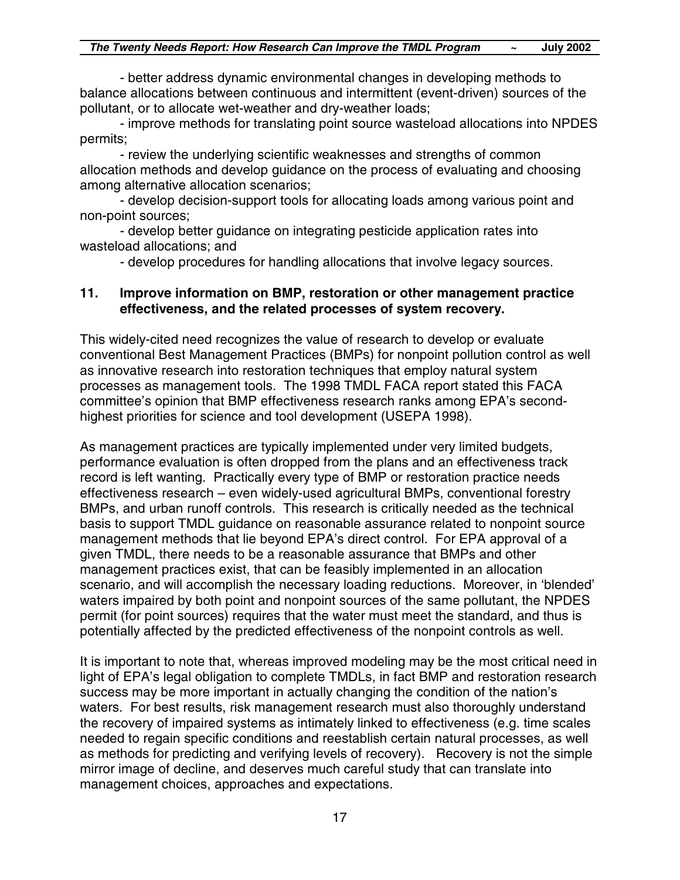- better address dynamic environmental changes in developing methods to balance allocations between continuous and intermittent (event-driven) sources of the pollutant, or to allocate wet-weather and dry-weather loads;

- improve methods for translating point source wasteload allocations into NPDES permits;

- review the underlying scientific weaknesses and strengths of common allocation methods and develop guidance on the process of evaluating and choosing among alternative allocation scenarios;

- develop decision-support tools for allocating loads among various point and non-point sources;

- develop better guidance on integrating pesticide application rates into wasteload allocations; and

- develop procedures for handling allocations that involve legacy sources.

### 11. Improve information on BMP, restoration or other management practice effectiveness, and the related processes of system recovery.

This widely-cited need recognizes the value of research to develop or evaluate conventional Best Management Practices (BMPs) for nonpoint pollution control as well as innovative research into restoration techniques that employ natural system processes as management tools. The 1998 TMDL FACA report stated this FACA committee's opinion that BMP effectiveness research ranks among EPA's second-highest priorities for science and tool development (USEPA 1998).

As management practices are typically implemented under very limited budgets, performance evaluation is often dropped from the plans and an effectiveness track record is left wanting. Practically every type of BMP or restoration practice needs effectiveness research – even widely-used agricultural BMPs, conventional forestry BMPs, and urban runoff controls. This research is critically needed as the technical basis to support TMDL guidance on reasonable assurance related to nonpoint source management methods that lie beyond EPA's direct control. For EPA approval of a given TMDL, there needs to be a reasonable assurance that BMPs and other management practices exist, that can be feasibly implemented in an allocation scenario, and will accomplish the necessary loading reductions. Moreover, in 'blended' waters impaired by both point and nonpoint sources of the same pollutant, the NPDES permit (for point sources) requires that the water must meet the standard, and thus is potentially affected by the predicted effectiveness of the nonpoint controls as well.

It is important to note that, whereas improved modeling may be the most critical need in light of EPA's legal obligation to complete TMDLs, in fact BMP and restoration research success may be more important in actually changing the condition of the nation's waters. For best results, risk management research must also thoroughly understand the recovery of impaired systems as intimately linked to effectiveness (e.g. time scales needed to regain specific conditions and reestablish certain natural processes, as well as methods for predicting and verifying levels of recovery). Recovery is not the simple mirror image of decline, and deserves much careful study that can translate into management choices, approaches and expectations.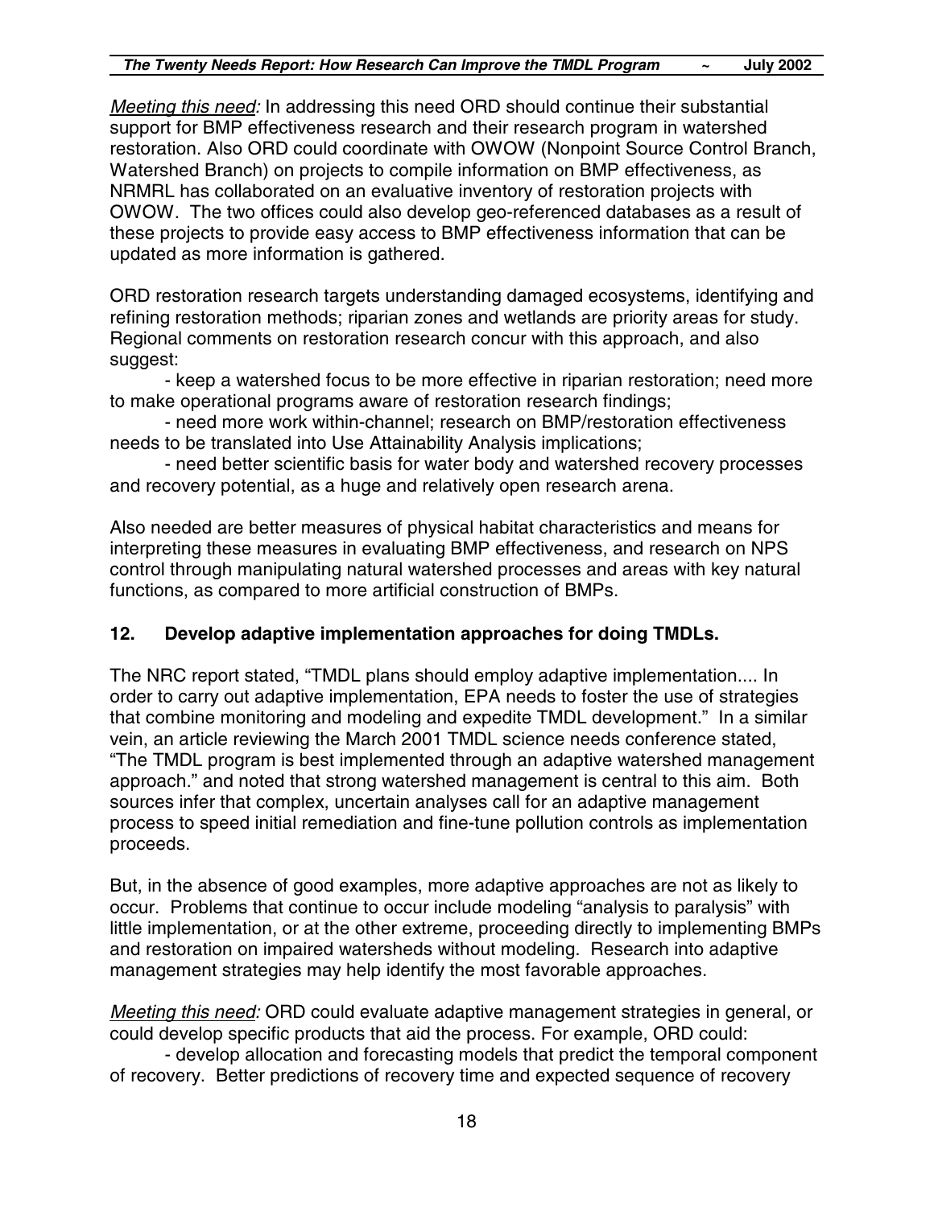*Meeting this need:* In addressing this need ORD should continue their substantial support for BMP effectiveness research and their research program in watershed restoration. Also ORD could coordinate with OWOW (Nonpoint Source Control Branch, Watershed Branch) on projects to compile information on BMP effectiveness, as NRMRL has collaborated on an evaluative inventory of restoration projects with OWOW. The two offices could also develop geo-referenced databases as a result of these projects to provide easy access to BMP effectiveness information that can be updated as more information is gathered.

ORD restoration research targets understanding damaged ecosystems, identifying and refining restoration methods; riparian zones and wetlands are priority areas for study. Regional comments on restoration research concur with this approach, and also suggest:

- keep a watershed focus to be more effective in riparian restoration; need more to make operational programs aware of restoration research findings;
- need more work within-channel; research on BMP/restoration effectiveness needs to be translated into Use Attainability Analysis implications;
- need better scientific basis for water body and watershed recovery processes and recovery potential, as a huge and relatively open research arena.

Also needed are better measures of physical habitat characteristics and means for interpreting these measures in evaluating BMP effectiveness, and research on NPS control through manipulating natural watershed processes and areas with key natural functions, as compared to more artificial construction of BMPs.

## 12. Develop adaptive implementation approaches for doing TMDLs.

The NRC report stated, "TMDL plans should employ adaptive implementation.... In order to carry out adaptive implementation, EPA needs to foster the use of strategies that combine monitoring and modeling and expedite TMDL development." In a similar vein, an article reviewing the March 2001 TMDL science needs conference stated, "The TMDL program is best implemented through an adaptive watershed management approach." and noted that strong watershed management is central to this aim. Both sources infer that complex, uncertain analyses call for an adaptive management process to speed initial remediation and fine-tune pollution controls as implementation proceeds.

But, in the absence of good examples, more adaptive approaches are not as likely to occur. Problems that continue to occur include modeling "analysis to paralysis" with little implementation, or at the other extreme, proceeding directly to implementing BMPs and restoration on impaired watersheds without modeling. Research into adaptive management strategies may help identify the most favorable approaches.

*Meeting this need:* ORD could evaluate adaptive management strategies in general, or could develop specific products that aid the process. For example, ORD could:

- develop allocation and forecasting models that predict the temporal component of recovery. Better predictions of recovery time and expected sequence of recovery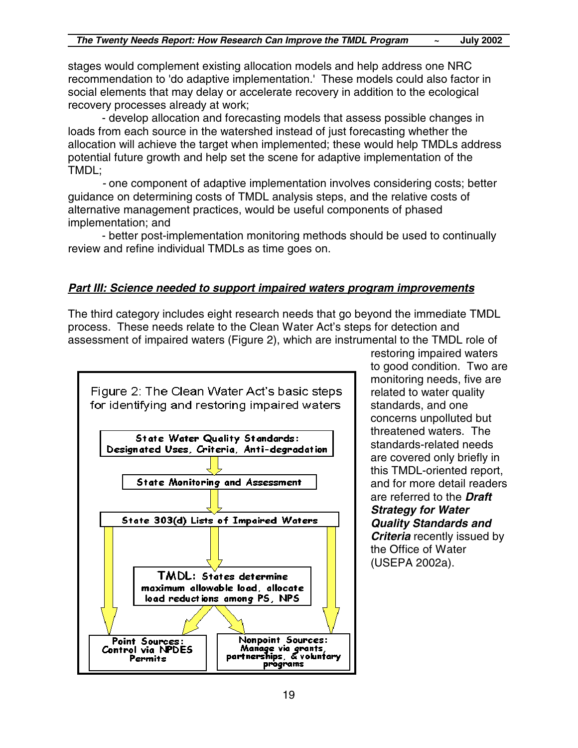stages would complement existing allocation models and help address one NRC recommendation to 'do adaptive implementation.' These models could also factor in social elements that may delay or accelerate recovery in addition to the ecological recovery processes already at work;

- develop allocation and forecasting models that assess possible changes in loads from each source in the watershed instead of just forecasting whether the allocation will achieve the target when implemented; these would help TMDLs address potential future growth and help set the scene for adaptive implementation of the TMDL;
- one component of adaptive implementation involves considering costs; better guidance on determining costs of TMDL analysis steps, and the relative costs of alternative management practices, would be useful components of phased implementation; and
- better post-implementation monitoring methods should be used to continually review and refine individual TMDLs as time goes on.

## ***Part III: Science needed to support impaired waters program improvements***

The third category includes eight research needs that go beyond the immediate TMDL process. These needs relate to the Clean Water Act's steps for detection and assessment of impaired waters (Figure 2), which are instrumental to the TMDL role of restoring impaired waters to good condition. Two are monitoring needs, five are related to water quality standards, and one concerns unpolluted but threatened waters. The standards-related needs are covered only briefly in this TMDL-oriented report, and for more detail readers are referred to the ***Draft Strategy for Water Quality Standards and Criteria*** recently issued by the Office of Water (USEPA 2002a).

Figure 2: The Clean Water Act's basic steps for identifying and restoring impaired waters

State Water Quality Standards: Designated Uses, Criteria, Anti-degradation

State Monitoring and Assessment

State 303(d) Lists of Impaired Waters

TMDL: States determine maximum allowable load, allocate load reductions among PS, NPS

Point Sources: Control via NPDES Permits

Nonpoint Sources: Manage via grants, partnerships, & voluntary programs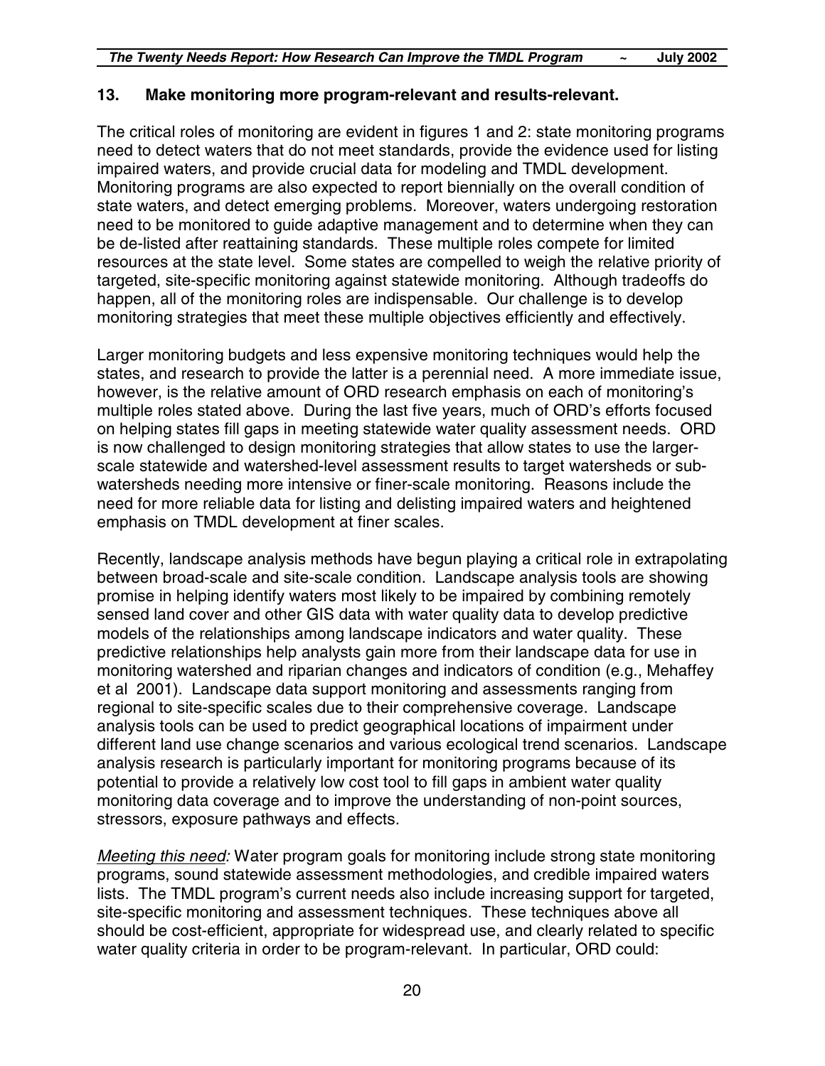### 13. Make monitoring more program-relevant and results-relevant.

The critical roles of monitoring are evident in figures 1 and 2: state monitoring programs need to detect waters that do not meet standards, provide the evidence used for listing impaired waters, and provide crucial data for modeling and TMDL development. Monitoring programs are also expected to report biennially on the overall condition of state waters, and detect emerging problems. Moreover, waters undergoing restoration need to be monitored to guide adaptive management and to determine when they can be de-listed after reattaining standards. These multiple roles compete for limited resources at the state level. Some states are compelled to weigh the relative priority of targeted, site-specific monitoring against statewide monitoring. Although tradeoffs do happen, all of the monitoring roles are indispensable. Our challenge is to develop monitoring strategies that meet these multiple objectives efficiently and effectively.

Larger monitoring budgets and less expensive monitoring techniques would help the states, and research to provide the latter is a perennial need. A more immediate issue, however, is the relative amount of ORD research emphasis on each of monitoring's multiple roles stated above. During the last five years, much of ORD's efforts focused on helping states fill gaps in meeting statewide water quality assessment needs. ORD is now challenged to design monitoring strategies that allow states to use the larger-scale statewide and watershed-level assessment results to target watersheds or sub-watersheds needing more intensive or finer-scale monitoring. Reasons include the need for more reliable data for listing and delisting impaired waters and heightened emphasis on TMDL development at finer scales.

Recently, landscape analysis methods have begun playing a critical role in extrapolating between broad-scale and site-scale condition. Landscape analysis tools are showing promise in helping identify waters most likely to be impaired by combining remotely sensed land cover and other GIS data with water quality data to develop predictive models of the relationships among landscape indicators and water quality. These predictive relationships help analysts gain more from their landscape data for use in monitoring watershed and riparian changes and indicators of condition (e.g., Mehaffey et al 2001). Landscape data support monitoring and assessments ranging from regional to site-specific scales due to their comprehensive coverage. Landscape analysis tools can be used to predict geographical locations of impairment under different land use change scenarios and various ecological trend scenarios. Landscape analysis research is particularly important for monitoring programs because of its potential to provide a relatively low cost tool to fill gaps in ambient water quality monitoring data coverage and to improve the understanding of non-point sources, stressors, exposure pathways and effects.

*Meeting this need:* Water program goals for monitoring include strong state monitoring programs, sound statewide assessment methodologies, and credible impaired waters lists. The TMDL program's current needs also include increasing support for targeted, site-specific monitoring and assessment techniques. These techniques above all should be cost-efficient, appropriate for widespread use, and clearly related to specific water quality criteria in order to be program-relevant. In particular, ORD could: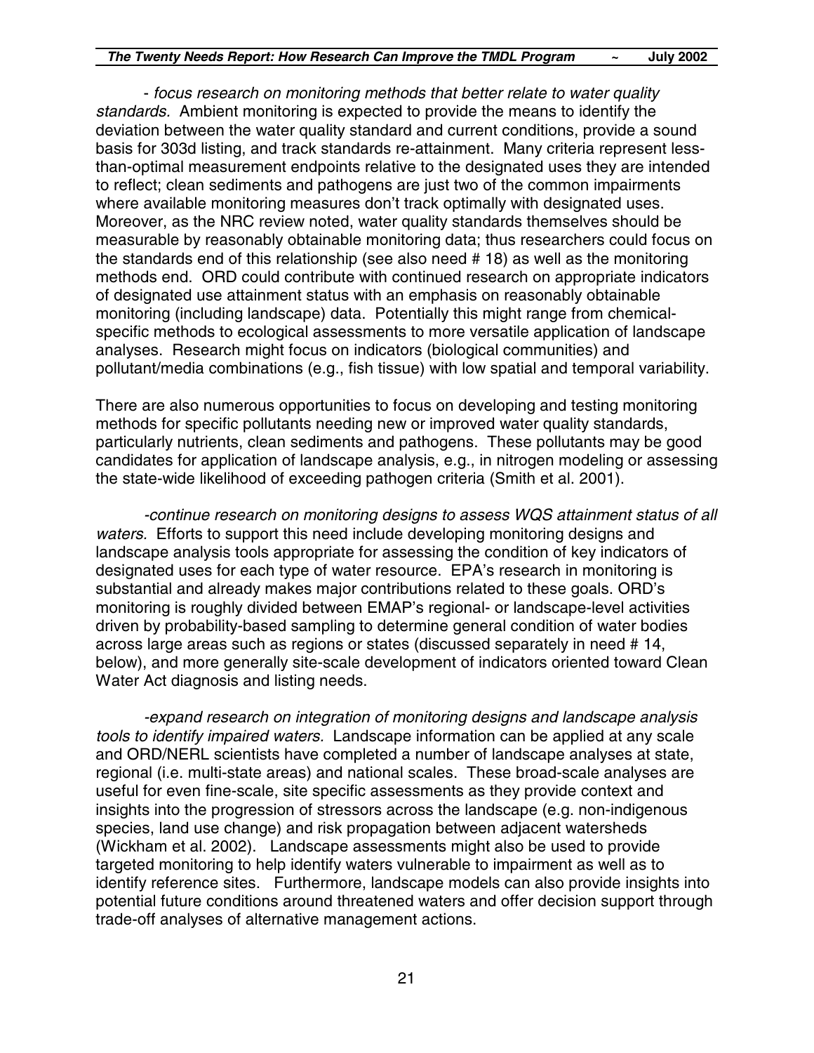- *focus research on monitoring methods that better relate to water quality standards.* Ambient monitoring is expected to provide the means to identify the deviation between the water quality standard and current conditions, provide a sound basis for 303d listing, and track standards re-attainment. Many criteria represent less-than-optimal measurement endpoints relative to the designated uses they are intended to reflect; clean sediments and pathogens are just two of the common impairments where available monitoring measures don't track optimally with designated uses. Moreover, as the NRC review noted, water quality standards themselves should be measurable by reasonably obtainable monitoring data; thus researchers could focus on the standards end of this relationship (see also need # 18) as well as the monitoring methods end. ORD could contribute with continued research on appropriate indicators of designated use attainment status with an emphasis on reasonably obtainable monitoring (including landscape) data. Potentially this might range from chemical-specific methods to ecological assessments to more versatile application of landscape analyses. Research might focus on indicators (biological communities) and pollutant/media combinations (e.g., fish tissue) with low spatial and temporal variability.

There are also numerous opportunities to focus on developing and testing monitoring methods for specific pollutants needing new or improved water quality standards, particularly nutrients, clean sediments and pathogens. These pollutants may be good candidates for application of landscape analysis, e.g., in nitrogen modeling or assessing the state-wide likelihood of exceeding pathogen criteria (Smith et al. 2001).

-*continue research on monitoring designs to assess WQS attainment status of all waters.* Efforts to support this need include developing monitoring designs and landscape analysis tools appropriate for assessing the condition of key indicators of designated uses for each type of water resource. EPA's research in monitoring is substantial and already makes major contributions related to these goals. ORD's monitoring is roughly divided between EMAP's regional- or landscape-level activities driven by probability-based sampling to determine general condition of water bodies across large areas such as regions or states (discussed separately in need # 14, below), and more generally site-scale development of indicators oriented toward Clean Water Act diagnosis and listing needs.

-*expand research on integration of monitoring designs and landscape analysis tools to identify impaired waters.* Landscape information can be applied at any scale and ORD/NERL scientists have completed a number of landscape analyses at state, regional (i.e. multi-state areas) and national scales. These broad-scale analyses are useful for even fine-scale, site specific assessments as they provide context and insights into the progression of stressors across the landscape (e.g. non-indigenous species, land use change) and risk propagation between adjacent watersheds (Wickham et al. 2002). Landscape assessments might also be used to provide targeted monitoring to help identify waters vulnerable to impairment as well as to identify reference sites. Furthermore, landscape models can also provide insights into potential future conditions around threatened waters and offer decision support through trade-off analyses of alternative management actions.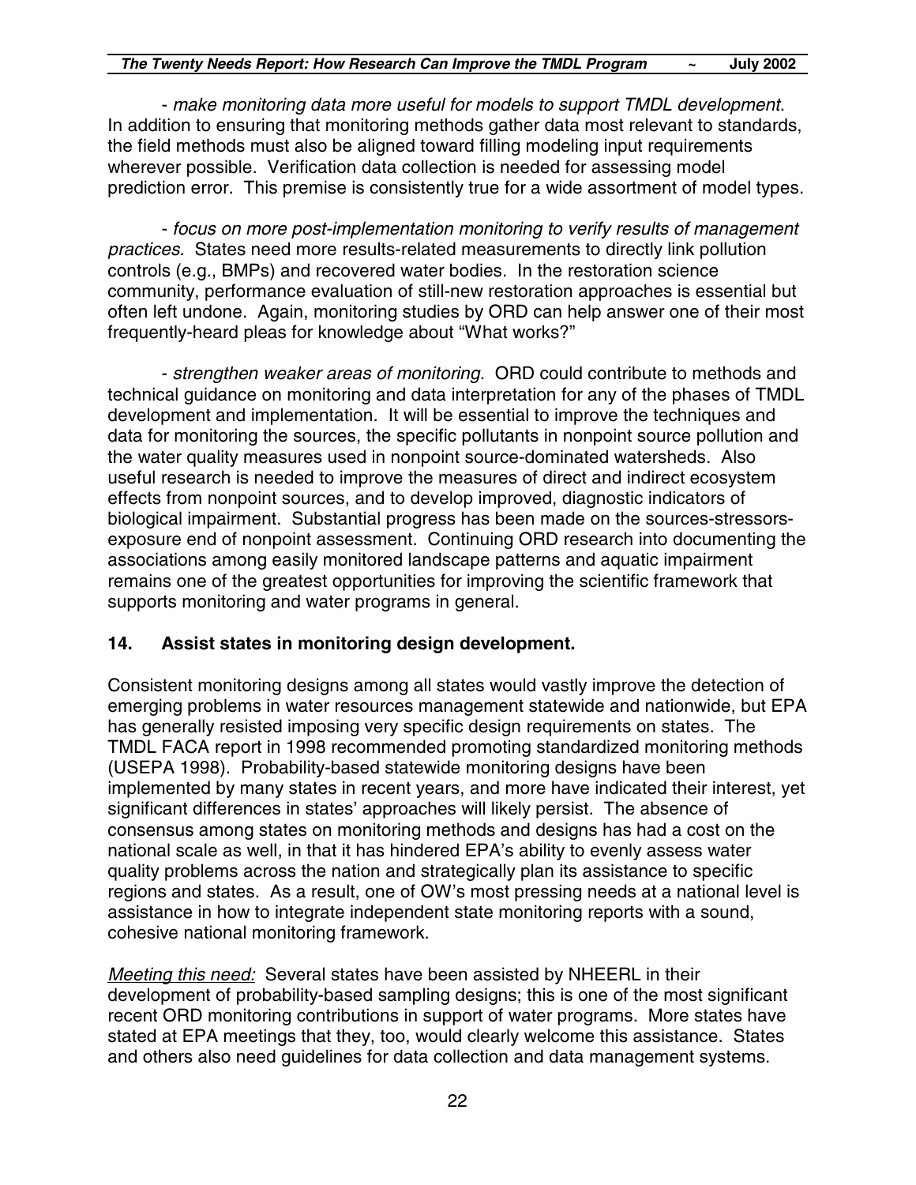- *make monitoring data more useful for models to support TMDL development.* In addition to ensuring that monitoring methods gather data most relevant to standards, the field methods must also be aligned toward filling modeling input requirements wherever possible. Verification data collection is needed for assessing model prediction error. This premise is consistently true for a wide assortment of model types.

- *focus on more post-implementation monitoring to verify results of management practices.* States need more results-related measurements to directly link pollution controls (e.g., BMPs) and recovered water bodies. In the restoration science community, performance evaluation of still-new restoration approaches is essential but often left undone. Again, monitoring studies by ORD can help answer one of their most frequently-heard pleas for knowledge about "What works?"

- *strengthen weaker areas of monitoring.* ORD could contribute to methods and technical guidance on monitoring and data interpretation for any of the phases of TMDL development and implementation. It will be essential to improve the techniques and data for monitoring the sources, the specific pollutants in nonpoint source pollution and the water quality measures used in nonpoint source-dominated watersheds. Also useful research is needed to improve the measures of direct and indirect ecosystem effects from nonpoint sources, and to develop improved, diagnostic indicators of biological impairment. Substantial progress has been made on the sources-stressors-exposure end of nonpoint assessment. Continuing ORD research into documenting the associations among easily monitored landscape patterns and aquatic impairment remains one of the greatest opportunities for improving the scientific framework that supports monitoring and water programs in general.

### 14. Assist states in monitoring design development.

Consistent monitoring designs among all states would vastly improve the detection of emerging problems in water resources management statewide and nationwide, but EPA has generally resisted imposing very specific design requirements on states. The TMDL FACA report in 1998 recommended promoting standardized monitoring methods (USEPA 1998). Probability-based statewide monitoring designs have been implemented by many states in recent years, and more have indicated their interest, yet significant differences in states' approaches will likely persist. The absence of consensus among states on monitoring methods and designs has had a cost on the national scale as well, in that it has hindered EPA's ability to evenly assess water quality problems across the nation and strategically plan its assistance to specific regions and states. As a result, one of OW's most pressing needs at a national level is assistance in how to integrate independent state monitoring reports with a sound, cohesive national monitoring framework.

<u>Meeting this need:</u> Several states have been assisted by NHEERL in their development of probability-based sampling designs; this is one of the most significant recent ORD monitoring contributions in support of water programs. More states have stated at EPA meetings that they, too, would clearly welcome this assistance. States and others also need guidelines for data collection and data management systems.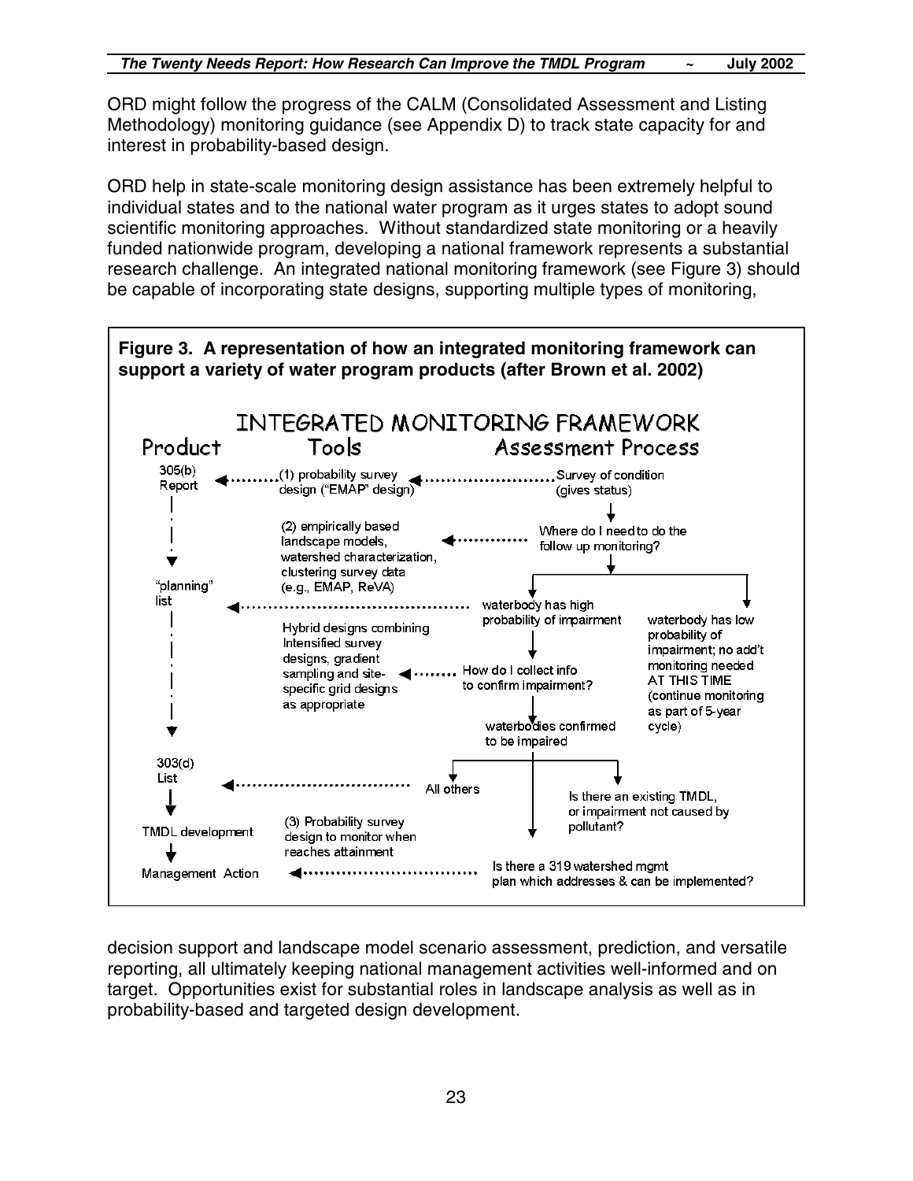ORD might follow the progress of the CALM (Consolidated Assessment and Listing Methodology) monitoring guidance (see Appendix D) to track state capacity for and interest in probability-based design.

ORD help in state-scale monitoring design assistance has been extremely helpful to individual states and to the national water program as it urges states to adopt sound scientific monitoring approaches. Without standardized state monitoring or a heavily funded nationwide program, developing a national framework represents a substantial research challenge. An integrated national monitoring framework (see Figure 3) should be capable of incorporating state designs, supporting multiple types of monitoring,

**Figure 3. A representation of how an integrated monitoring framework can support a variety of water program products (after Brown et al. 2002)**

INTEGRATED MONITORING FRAMEWORK

| Product | Tools | Assessment Process |
|---|---|---|
| 305(b) Report | (1) probability survey design ("EMAP" design) | Survey of condition (gives status) |
| | (2) empirically based landscape models, watershed characterization, clustering survey data (e.g., EMAP, ReVA) | Where do I need to do the follow up monitoring? |
| "planning" list | | waterbody has high probability of impairment / waterbody has low probability of impairment; no add't monitoring needed AT THIS TIME (continue monitoring as part of 5-year cycle) |
| | Hybrid designs combining Intensified survey designs, gradient sampling and site-specific grid designs as appropriate | How do I collect info to confirm impairment? |
| | | waterbodies confirmed to be impaired |
| 303(d) List | | All others / Is there an existing TMDL, or impairment not caused by pollutant? |
| TMDL development | (3) Probability survey design to monitor when reaches attainment | |
| Management Action | | Is there a 319 watershed mgmt plan which addresses & can be implemented? |

decision support and landscape model scenario assessment, prediction, and versatile reporting, all ultimately keeping national management activities well-informed and on target. Opportunities exist for substantial roles in landscape analysis as well as in probability-based and targeted design development.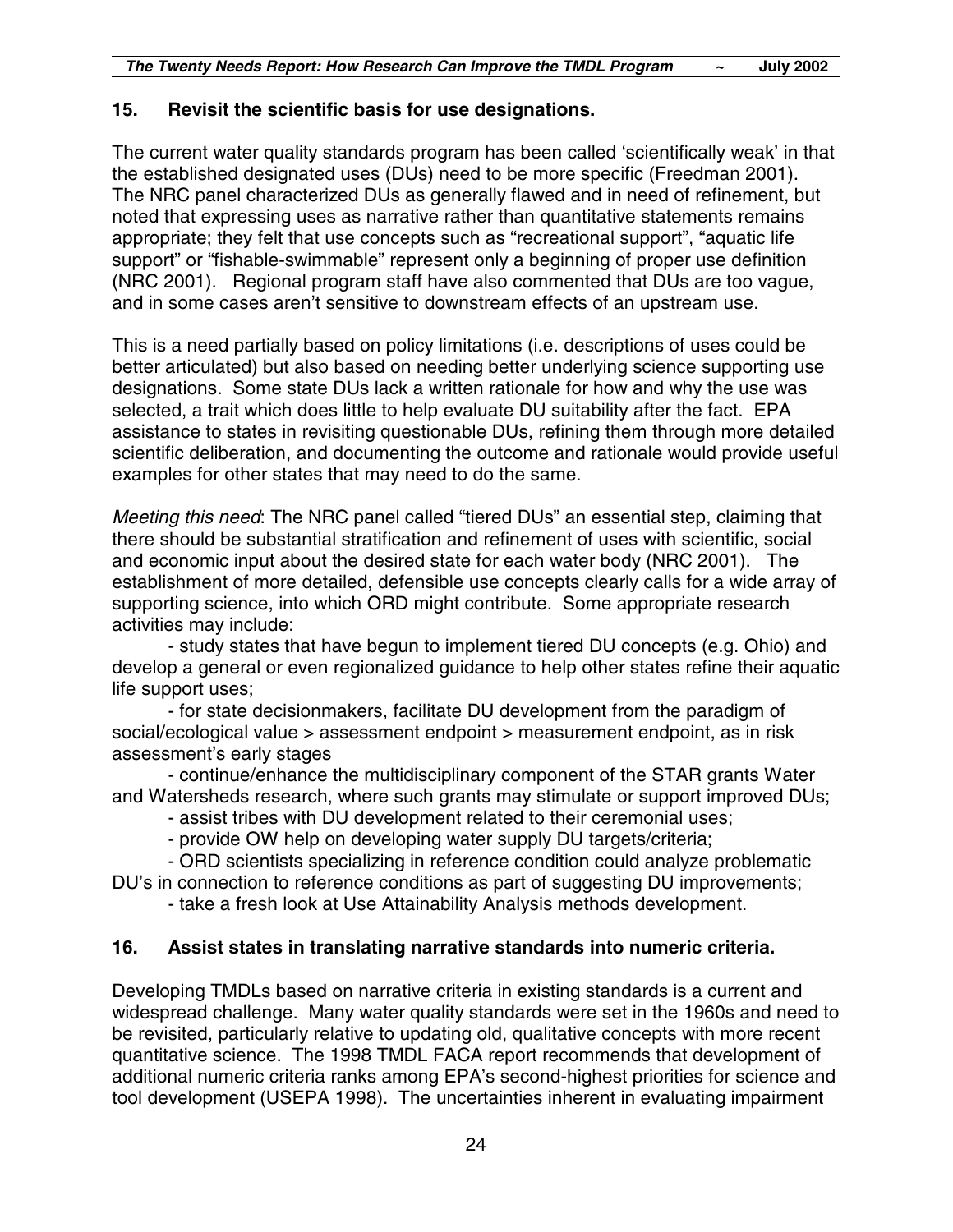## 15. Revisit the scientific basis for use designations.

The current water quality standards program has been called 'scientifically weak' in that the established designated uses (DUs) need to be more specific (Freedman 2001). The NRC panel characterized DUs as generally flawed and in need of refinement, but noted that expressing uses as narrative rather than quantitative statements remains appropriate; they felt that use concepts such as "recreational support", "aquatic life support" or "fishable-swimmable" represent only a beginning of proper use definition (NRC 2001). Regional program staff have also commented that DUs are too vague, and in some cases aren't sensitive to downstream effects of an upstream use.

This is a need partially based on policy limitations (i.e. descriptions of uses could be better articulated) but also based on needing better underlying science supporting use designations. Some state DUs lack a written rationale for how and why the use was selected, a trait which does little to help evaluate DU suitability after the fact. EPA assistance to states in revisiting questionable DUs, refining them through more detailed scientific deliberation, and documenting the outcome and rationale would provide useful examples for other states that may need to do the same.

<u>*Meeting this need*</u>: The NRC panel called "tiered DUs" an essential step, claiming that there should be substantial stratification and refinement of uses with scientific, social and economic input about the desired state for each water body (NRC 2001). The establishment of more detailed, defensible use concepts clearly calls for a wide array of supporting science, into which ORD might contribute. Some appropriate research activities may include:

- study states that have begun to implement tiered DU concepts (e.g. Ohio) and develop a general or even regionalized guidance to help other states refine their aquatic life support uses;
- for state decisionmakers, facilitate DU development from the paradigm of social/ecological value > assessment endpoint > measurement endpoint, as in risk assessment's early stages
- continue/enhance the multidisciplinary component of the STAR grants Water and Watersheds research, where such grants may stimulate or support improved DUs;
- assist tribes with DU development related to their ceremonial uses;
- provide OW help on developing water supply DU targets/criteria;
- ORD scientists specializing in reference condition could analyze problematic DU's in connection to reference conditions as part of suggesting DU improvements;
- take a fresh look at Use Attainability Analysis methods development.

## 16. Assist states in translating narrative standards into numeric criteria.

Developing TMDLs based on narrative criteria in existing standards is a current and widespread challenge. Many water quality standards were set in the 1960s and need to be revisited, particularly relative to updating old, qualitative concepts with more recent quantitative science. The 1998 TMDL FACA report recommends that development of additional numeric criteria ranks among EPA's second-highest priorities for science and tool development (USEPA 1998). The uncertainties inherent in evaluating impairment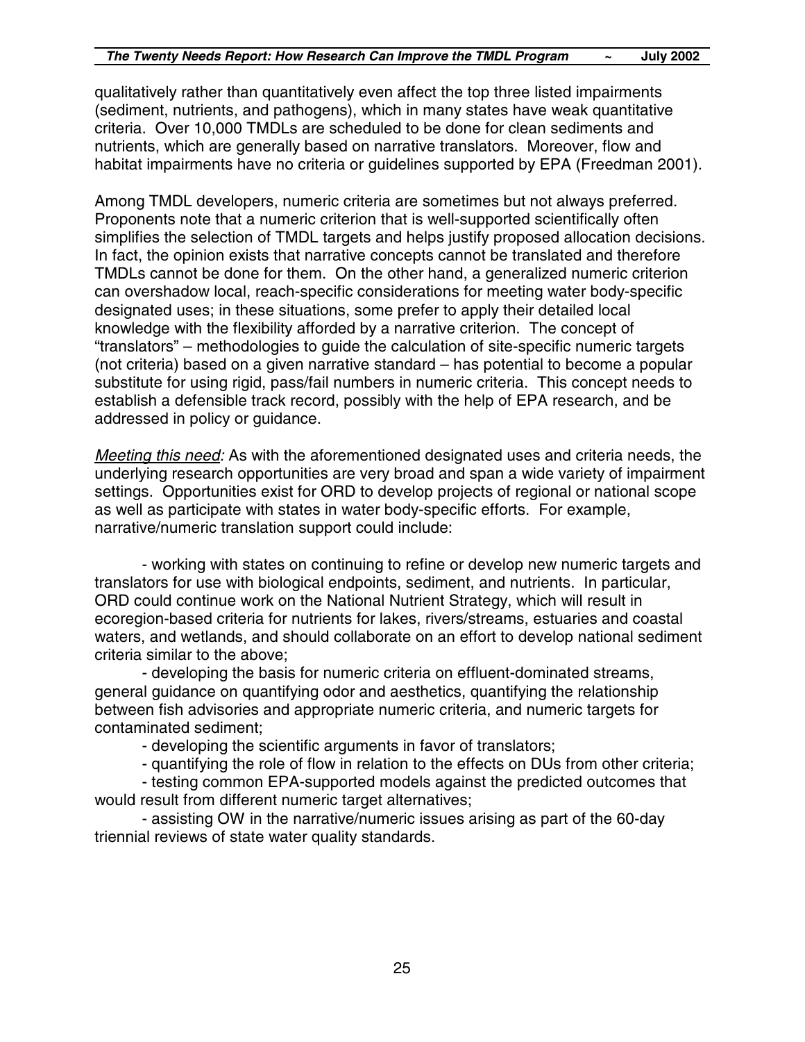qualitatively rather than quantitatively even affect the top three listed impairments (sediment, nutrients, and pathogens), which in many states have weak quantitative criteria. Over 10,000 TMDLs are scheduled to be done for clean sediments and nutrients, which are generally based on narrative translators. Moreover, flow and habitat impairments have no criteria or guidelines supported by EPA (Freedman 2001).

Among TMDL developers, numeric criteria are sometimes but not always preferred. Proponents note that a numeric criterion that is well-supported scientifically often simplifies the selection of TMDL targets and helps justify proposed allocation decisions. In fact, the opinion exists that narrative concepts cannot be translated and therefore TMDLs cannot be done for them. On the other hand, a generalized numeric criterion can overshadow local, reach-specific considerations for meeting water body-specific designated uses; in these situations, some prefer to apply their detailed local knowledge with the flexibility afforded by a narrative criterion. The concept of "translators" – methodologies to guide the calculation of site-specific numeric targets (not criteria) based on a given narrative standard – has potential to become a popular substitute for using rigid, pass/fail numbers in numeric criteria. This concept needs to establish a defensible track record, possibly with the help of EPA research, and be addressed in policy or guidance.

*Meeting this need:* As with the aforementioned designated uses and criteria needs, the underlying research opportunities are very broad and span a wide variety of impairment settings. Opportunities exist for ORD to develop projects of regional or national scope as well as participate with states in water body-specific efforts. For example, narrative/numeric translation support could include:

- working with states on continuing to refine or develop new numeric targets and translators for use with biological endpoints, sediment, and nutrients. In particular, ORD could continue work on the National Nutrient Strategy, which will result in ecoregion-based criteria for nutrients for lakes, rivers/streams, estuaries and coastal waters, and wetlands, and should collaborate on an effort to develop national sediment criteria similar to the above;
- developing the basis for numeric criteria on effluent-dominated streams, general guidance on quantifying odor and aesthetics, quantifying the relationship between fish advisories and appropriate numeric criteria, and numeric targets for contaminated sediment;
- developing the scientific arguments in favor of translators;
- quantifying the role of flow in relation to the effects on DUs from other criteria;
- testing common EPA-supported models against the predicted outcomes that would result from different numeric target alternatives;
- assisting OW in the narrative/numeric issues arising as part of the 60-day triennial reviews of state water quality standards.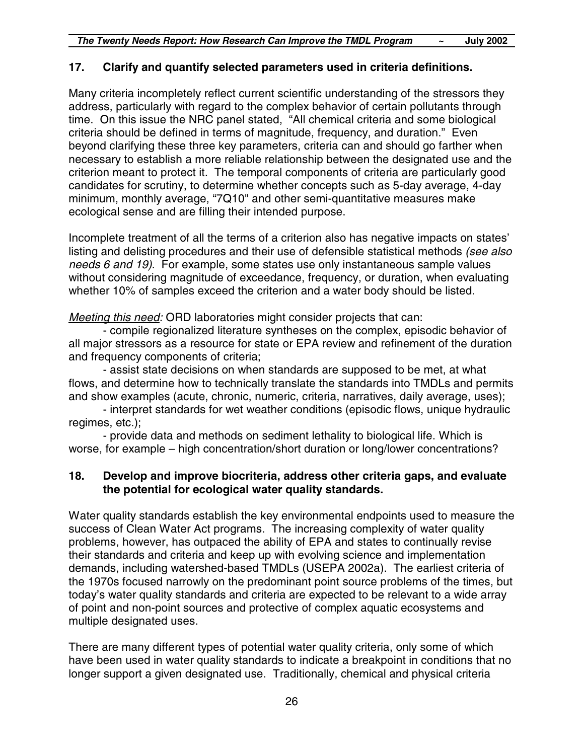### 17. Clarify and quantify selected parameters used in criteria definitions.

Many criteria incompletely reflect current scientific understanding of the stressors they address, particularly with regard to the complex behavior of certain pollutants through time. On this issue the NRC panel stated, "All chemical criteria and some biological criteria should be defined in terms of magnitude, frequency, and duration." Even beyond clarifying these three key parameters, criteria can and should go farther when necessary to establish a more reliable relationship between the designated use and the criterion meant to protect it. The temporal components of criteria are particularly good candidates for scrutiny, to determine whether concepts such as 5-day average, 4-day minimum, monthly average, "7Q10" and other semi-quantitative measures make ecological sense and are filling their intended purpose.

Incomplete treatment of all the terms of a criterion also has negative impacts on states' listing and delisting procedures and their use of defensible statistical methods *(see also needs 6 and 19)*. For example, some states use only instantaneous sample values without considering magnitude of exceedance, frequency, or duration, when evaluating whether 10% of samples exceed the criterion and a water body should be listed.

*Meeting this need:* ORD laboratories might consider projects that can:

- compile regionalized literature syntheses on the complex, episodic behavior of all major stressors as a resource for state or EPA review and refinement of the duration and frequency components of criteria;
- assist state decisions on when standards are supposed to be met, at what flows, and determine how to technically translate the standards into TMDLs and permits and show examples (acute, chronic, numeric, criteria, narratives, daily average, uses);
- interpret standards for wet weather conditions (episodic flows, unique hydraulic regimes, etc.);
- provide data and methods on sediment lethality to biological life. Which is worse, for example – high concentration/short duration or long/lower concentrations?

### 18. Develop and improve biocriteria, address other criteria gaps, and evaluate the potential for ecological water quality standards.

Water quality standards establish the key environmental endpoints used to measure the success of Clean Water Act programs. The increasing complexity of water quality problems, however, has outpaced the ability of EPA and states to continually revise their standards and criteria and keep up with evolving science and implementation demands, including watershed-based TMDLs (USEPA 2002a). The earliest criteria of the 1970s focused narrowly on the predominant point source problems of the times, but today's water quality standards and criteria are expected to be relevant to a wide array of point and non-point sources and protective of complex aquatic ecosystems and multiple designated uses.

There are many different types of potential water quality criteria, only some of which have been used in water quality standards to indicate a breakpoint in conditions that no longer support a given designated use. Traditionally, chemical and physical criteria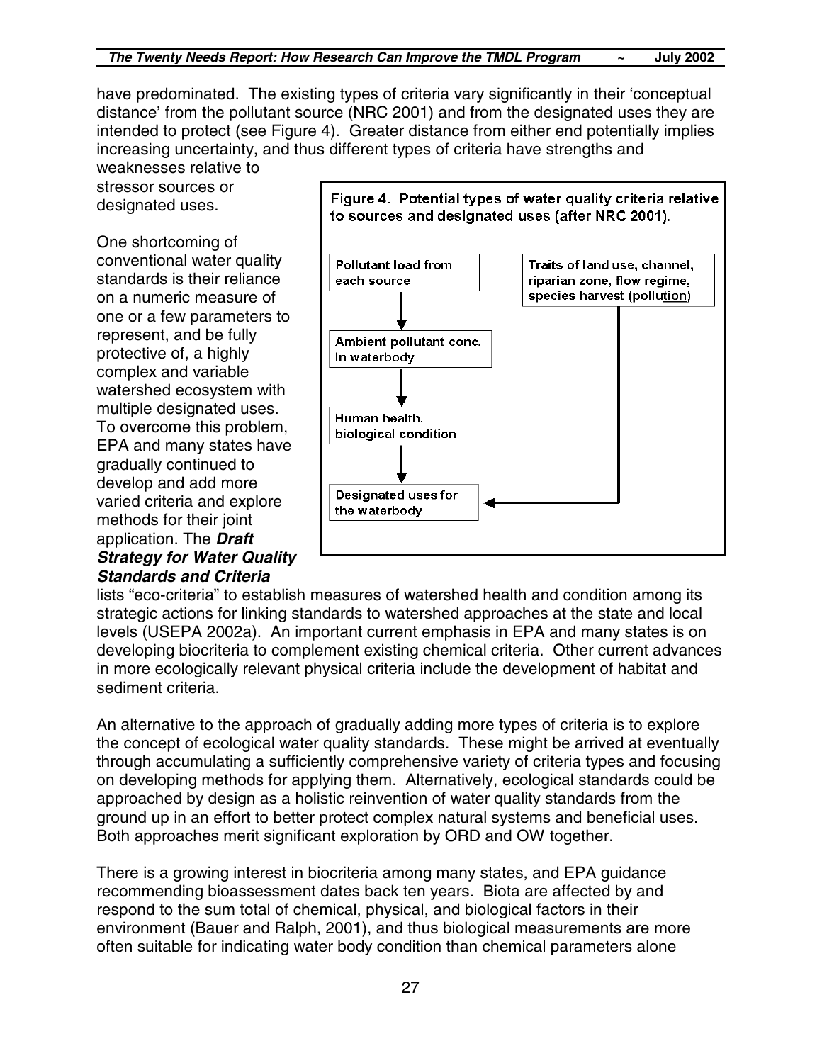have predominated. The existing types of criteria vary significantly in their 'conceptual distance' from the pollutant source (NRC 2001) and from the designated uses they are intended to protect (see Figure 4). Greater distance from either end potentially implies increasing uncertainty, and thus different types of criteria have strengths and weaknesses relative to stressor sources or designated uses.

Figure 4. Potential types of water quality criteria relative to sources and designated uses (after NRC 2001).

Pollutant load from each source → Ambient pollutant conc. In waterbody → Human health, biological condition → Designated uses for the waterbody

Traits of land use, channel, riparian zone, flow regime, species harvest (pollution) → Designated uses for the waterbody

One shortcoming of conventional water quality standards is their reliance on a numeric measure of one or a few parameters to represent, and be fully protective of, a highly complex and variable watershed ecosystem with multiple designated uses. To overcome this problem, EPA and many states have gradually continued to develop and add more varied criteria and explore methods for their joint application. The ***Draft Strategy for Water Quality Standards and Criteria*** lists "eco-criteria" to establish measures of watershed health and condition among its strategic actions for linking standards to watershed approaches at the state and local levels (USEPA 2002a). An important current emphasis in EPA and many states is on developing biocriteria to complement existing chemical criteria. Other current advances in more ecologically relevant physical criteria include the development of habitat and sediment criteria.

An alternative to the approach of gradually adding more types of criteria is to explore the concept of ecological water quality standards. These might be arrived at eventually through accumulating a sufficiently comprehensive variety of criteria types and focusing on developing methods for applying them. Alternatively, ecological standards could be approached by design as a holistic reinvention of water quality standards from the ground up in an effort to better protect complex natural systems and beneficial uses. Both approaches merit significant exploration by ORD and OW together.

There is a growing interest in biocriteria among many states, and EPA guidance recommending bioassessment dates back ten years. Biota are affected by and respond to the sum total of chemical, physical, and biological factors in their environment (Bauer and Ralph, 2001), and thus biological measurements are more often suitable for indicating water body condition than chemical parameters alone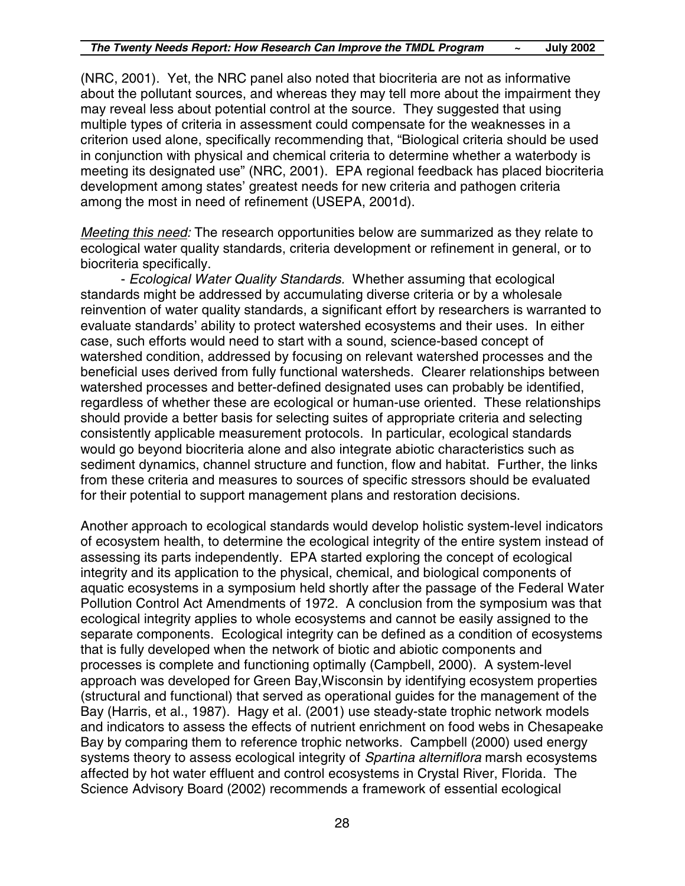(NRC, 2001). Yet, the NRC panel also noted that biocriteria are not as informative about the pollutant sources, and whereas they may tell more about the impairment they may reveal less about potential control at the source. They suggested that using multiple types of criteria in assessment could compensate for the weaknesses in a criterion used alone, specifically recommending that, "Biological criteria should be used in conjunction with physical and chemical criteria to determine whether a waterbody is meeting its designated use" (NRC, 2001). EPA regional feedback has placed biocriteria development among states' greatest needs for new criteria and pathogen criteria among the most in need of refinement (USEPA, 2001d).

<u>*Meeting this need:*</u> The research opportunities below are summarized as they relate to ecological water quality standards, criteria development or refinement in general, or to biocriteria specifically.

- *Ecological Water Quality Standards.* Whether assuming that ecological standards might be addressed by accumulating diverse criteria or by a wholesale reinvention of water quality standards, a significant effort by researchers is warranted to evaluate standards' ability to protect watershed ecosystems and their uses. In either case, such efforts would need to start with a sound, science-based concept of watershed condition, addressed by focusing on relevant watershed processes and the beneficial uses derived from fully functional watersheds. Clearer relationships between watershed processes and better-defined designated uses can probably be identified, regardless of whether these are ecological or human-use oriented. These relationships should provide a better basis for selecting suites of appropriate criteria and selecting consistently applicable measurement protocols. In particular, ecological standards would go beyond biocriteria alone and also integrate abiotic characteristics such as sediment dynamics, channel structure and function, flow and habitat. Further, the links from these criteria and measures to sources of specific stressors should be evaluated for their potential to support management plans and restoration decisions.

Another approach to ecological standards would develop holistic system-level indicators of ecosystem health, to determine the ecological integrity of the entire system instead of assessing its parts independently. EPA started exploring the concept of ecological integrity and its application to the physical, chemical, and biological components of aquatic ecosystems in a symposium held shortly after the passage of the Federal Water Pollution Control Act Amendments of 1972. A conclusion from the symposium was that ecological integrity applies to whole ecosystems and cannot be easily assigned to the separate components. Ecological integrity can be defined as a condition of ecosystems that is fully developed when the network of biotic and abiotic components and processes is complete and functioning optimally (Campbell, 2000). A system-level approach was developed for Green Bay,Wisconsin by identifying ecosystem properties (structural and functional) that served as operational guides for the management of the Bay (Harris, et al., 1987). Hagy et al. (2001) use steady-state trophic network models and indicators to assess the effects of nutrient enrichment on food webs in Chesapeake Bay by comparing them to reference trophic networks. Campbell (2000) used energy systems theory to assess ecological integrity of *Spartina alterniflora* marsh ecosystems affected by hot water effluent and control ecosystems in Crystal River, Florida. The Science Advisory Board (2002) recommends a framework of essential ecological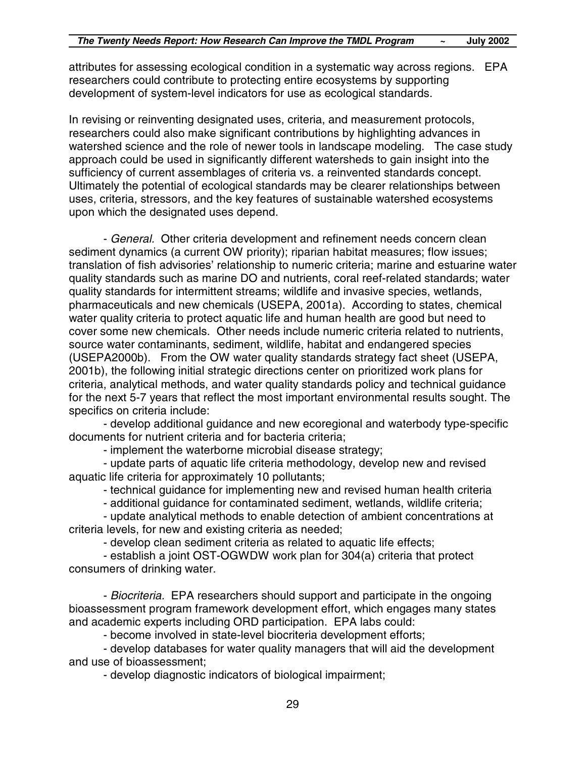attributes for assessing ecological condition in a systematic way across regions. EPA researchers could contribute to protecting entire ecosystems by supporting development of system-level indicators for use as ecological standards.

In revising or reinventing designated uses, criteria, and measurement protocols, researchers could also make significant contributions by highlighting advances in watershed science and the role of newer tools in landscape modeling. The case study approach could be used in significantly different watersheds to gain insight into the sufficiency of current assemblages of criteria vs. a reinvented standards concept. Ultimately the potential of ecological standards may be clearer relationships between uses, criteria, stressors, and the key features of sustainable watershed ecosystems upon which the designated uses depend.

- *General.* Other criteria development and refinement needs concern clean sediment dynamics (a current OW priority); riparian habitat measures; flow issues; translation of fish advisories' relationship to numeric criteria; marine and estuarine water quality standards such as marine DO and nutrients, coral reef-related standards; water quality standards for intermittent streams; wildlife and invasive species, wetlands, pharmaceuticals and new chemicals (USEPA, 2001a). According to states, chemical water quality criteria to protect aquatic life and human health are good but need to cover some new chemicals. Other needs include numeric criteria related to nutrients, source water contaminants, sediment, wildlife, habitat and endangered species (USEPA2000b). From the OW water quality standards strategy fact sheet (USEPA, 2001b), the following initial strategic directions center on prioritized work plans for criteria, analytical methods, and water quality standards policy and technical guidance for the next 5-7 years that reflect the most important environmental results sought. The specifics on criteria include:

- develop additional guidance and new ecoregional and waterbody type-specific documents for nutrient criteria and for bacteria criteria;
- implement the waterborne microbial disease strategy;
- update parts of aquatic life criteria methodology, develop new and revised aquatic life criteria for approximately 10 pollutants;
- technical guidance for implementing new and revised human health criteria
- additional guidance for contaminated sediment, wetlands, wildlife criteria;
- update analytical methods to enable detection of ambient concentrations at criteria levels, for new and existing criteria as needed;
- develop clean sediment criteria as related to aquatic life effects;
- establish a joint OST-OGWDW work plan for 304(a) criteria that protect consumers of drinking water.

- *Biocriteria.* EPA researchers should support and participate in the ongoing bioassessment program framework development effort, which engages many states and academic experts including ORD participation. EPA labs could:

- become involved in state-level biocriteria development efforts;
- develop databases for water quality managers that will aid the development and use of bioassessment;
- develop diagnostic indicators of biological impairment;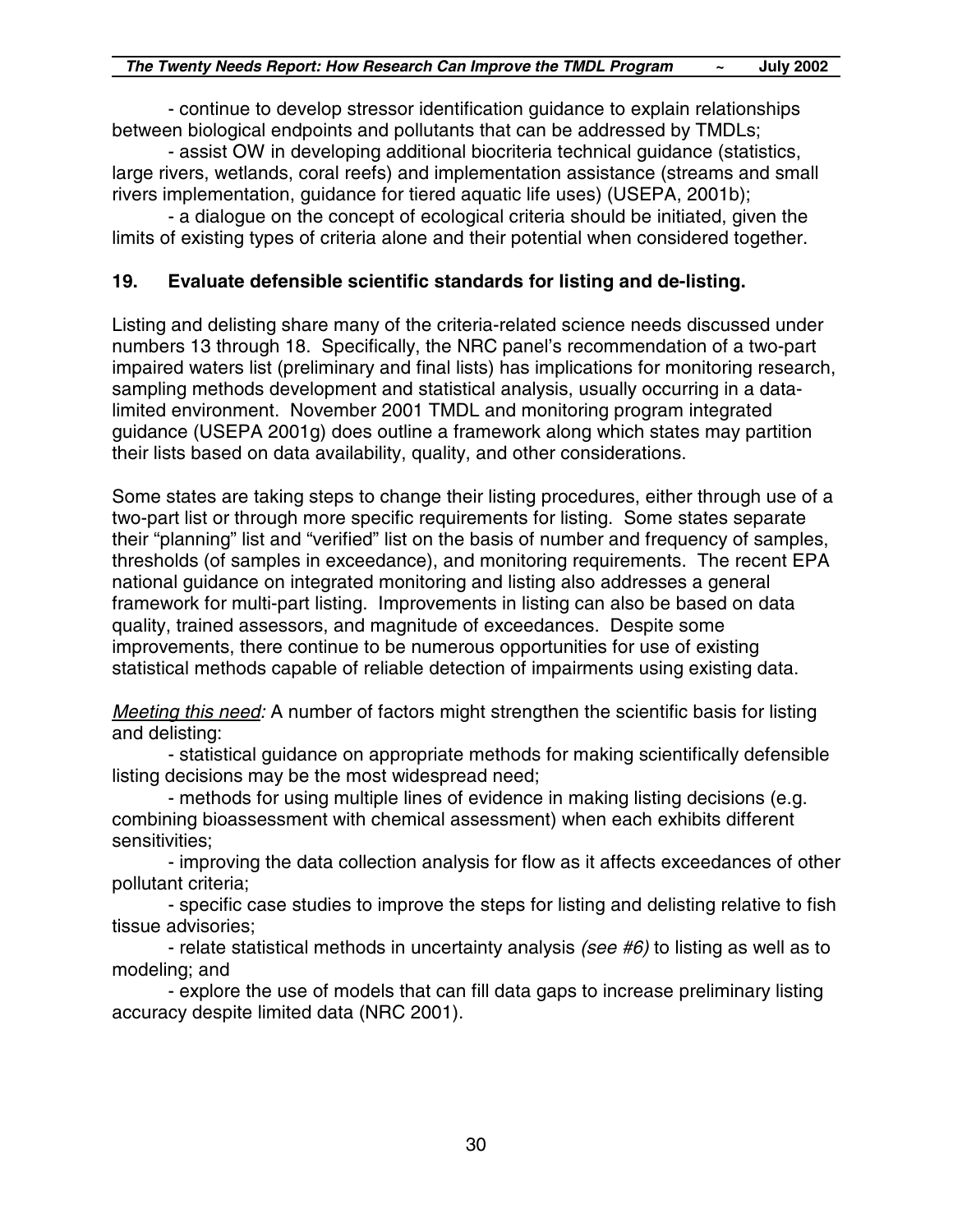- continue to develop stressor identification guidance to explain relationships between biological endpoints and pollutants that can be addressed by TMDLs;

- assist OW in developing additional biocriteria technical guidance (statistics, large rivers, wetlands, coral reefs) and implementation assistance (streams and small rivers implementation, guidance for tiered aquatic life uses) (USEPA, 2001b);

- a dialogue on the concept of ecological criteria should be initiated, given the limits of existing types of criteria alone and their potential when considered together.

### 19. Evaluate defensible scientific standards for listing and de-listing.

Listing and delisting share many of the criteria-related science needs discussed under numbers 13 through 18. Specifically, the NRC panel's recommendation of a two-part impaired waters list (preliminary and final lists) has implications for monitoring research, sampling methods development and statistical analysis, usually occurring in a data-limited environment. November 2001 TMDL and monitoring program integrated guidance (USEPA 2001g) does outline a framework along which states may partition their lists based on data availability, quality, and other considerations.

Some states are taking steps to change their listing procedures, either through use of a two-part list or through more specific requirements for listing. Some states separate their "planning" list and "verified" list on the basis of number and frequency of samples, thresholds (of samples in exceedance), and monitoring requirements. The recent EPA national guidance on integrated monitoring and listing also addresses a general framework for multi-part listing. Improvements in listing can also be based on data quality, trained assessors, and magnitude of exceedances. Despite some improvements, there continue to be numerous opportunities for use of existing statistical methods capable of reliable detection of impairments using existing data.

*Meeting this need:* A number of factors might strengthen the scientific basis for listing and delisting:

- statistical guidance on appropriate methods for making scientifically defensible listing decisions may be the most widespread need;

- methods for using multiple lines of evidence in making listing decisions (e.g. combining bioassessment with chemical assessment) when each exhibits different sensitivities;

- improving the data collection analysis for flow as it affects exceedances of other pollutant criteria;

- specific case studies to improve the steps for listing and delisting relative to fish tissue advisories;

- relate statistical methods in uncertainty analysis *(see #6)* to listing as well as to modeling; and

- explore the use of models that can fill data gaps to increase preliminary listing accuracy despite limited data (NRC 2001).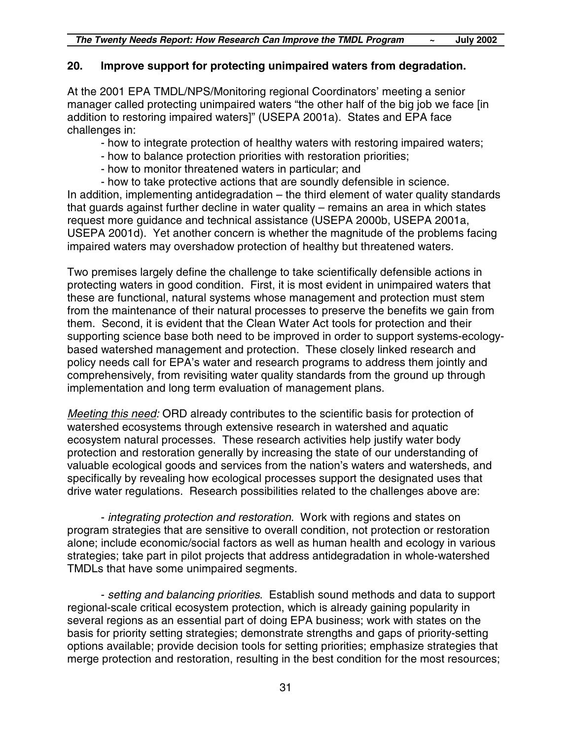## 20. Improve support for protecting unimpaired waters from degradation.

At the 2001 EPA TMDL/NPS/Monitoring regional Coordinators' meeting a senior manager called protecting unimpaired waters "the other half of the big job we face [in addition to restoring impaired waters]" (USEPA 2001a). States and EPA face challenges in:

- how to integrate protection of healthy waters with restoring impaired waters;
- how to balance protection priorities with restoration priorities;
- how to monitor threatened waters in particular; and
- how to take protective actions that are soundly defensible in science.

In addition, implementing antidegradation – the third element of water quality standards that guards against further decline in water quality – remains an area in which states request more guidance and technical assistance (USEPA 2000b, USEPA 2001a, USEPA 2001d). Yet another concern is whether the magnitude of the problems facing impaired waters may overshadow protection of healthy but threatened waters.

Two premises largely define the challenge to take scientifically defensible actions in protecting waters in good condition. First, it is most evident in unimpaired waters that these are functional, natural systems whose management and protection must stem from the maintenance of their natural processes to preserve the benefits we gain from them. Second, it is evident that the Clean Water Act tools for protection and their supporting science base both need to be improved in order to support systems-ecology-based watershed management and protection. These closely linked research and policy needs call for EPA's water and research programs to address them jointly and comprehensively, from revisiting water quality standards from the ground up through implementation and long term evaluation of management plans.

*Meeting this need:* ORD already contributes to the scientific basis for protection of watershed ecosystems through extensive research in watershed and aquatic ecosystem natural processes. These research activities help justify water body protection and restoration generally by increasing the state of our understanding of valuable ecological goods and services from the nation's waters and watersheds, and specifically by revealing how ecological processes support the designated uses that drive water regulations. Research possibilities related to the challenges above are:

- *integrating protection and restoration*. Work with regions and states on program strategies that are sensitive to overall condition, not protection or restoration alone; include economic/social factors as well as human health and ecology in various strategies; take part in pilot projects that address antidegradation in whole-watershed TMDLs that have some unimpaired segments.

- *setting and balancing priorities*. Establish sound methods and data to support regional-scale critical ecosystem protection, which is already gaining popularity in several regions as an essential part of doing EPA business; work with states on the basis for priority setting strategies; demonstrate strengths and gaps of priority-setting options available; provide decision tools for setting priorities; emphasize strategies that merge protection and restoration, resulting in the best condition for the most resources;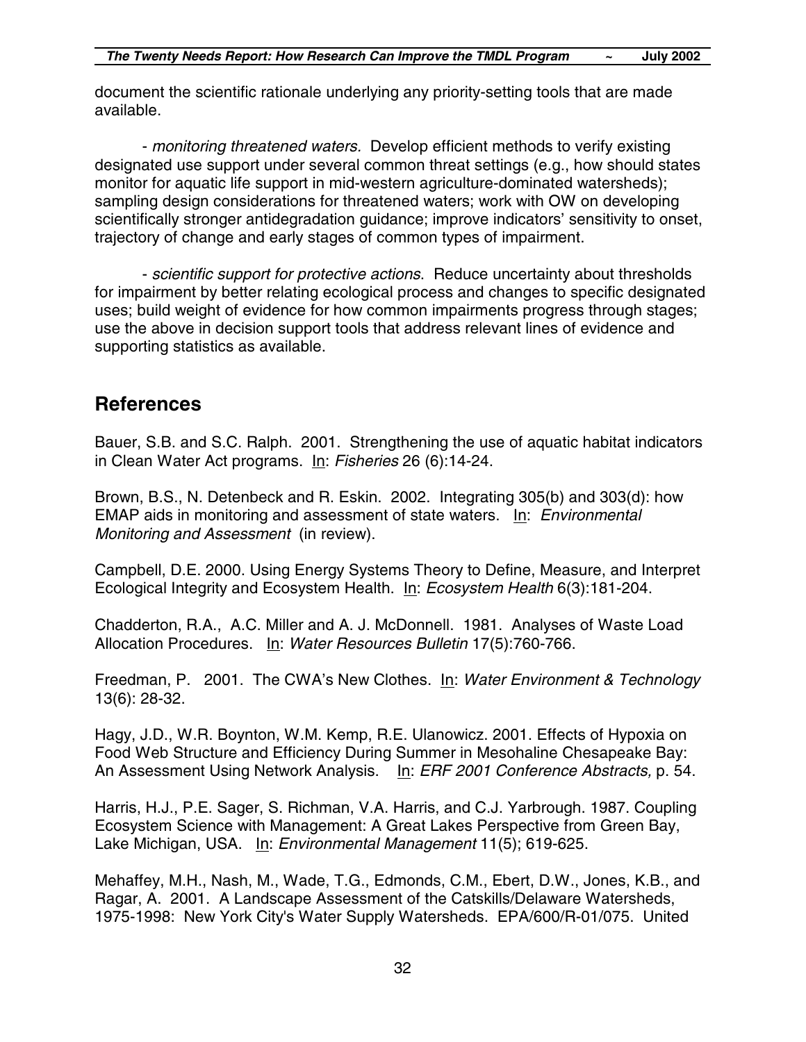document the scientific rationale underlying any priority-setting tools that are made available.

- *monitoring threatened waters.* Develop efficient methods to verify existing designated use support under several common threat settings (e.g., how should states monitor for aquatic life support in mid-western agriculture-dominated watersheds); sampling design considerations for threatened waters; work with OW on developing scientifically stronger antidegradation guidance; improve indicators' sensitivity to onset, trajectory of change and early stages of common types of impairment.

- *scientific support for protective actions*. Reduce uncertainty about thresholds for impairment by better relating ecological process and changes to specific designated uses; build weight of evidence for how common impairments progress through stages; use the above in decision support tools that address relevant lines of evidence and supporting statistics as available.

## References

Bauer, S.B. and S.C. Ralph. 2001. Strengthening the use of aquatic habitat indicators in Clean Water Act programs. In: *Fisheries* 26 (6):14-24.

Brown, B.S., N. Detenbeck and R. Eskin. 2002. Integrating 305(b) and 303(d): how EMAP aids in monitoring and assessment of state waters. In: *Environmental Monitoring and Assessment* (in review).

Campbell, D.E. 2000. Using Energy Systems Theory to Define, Measure, and Interpret Ecological Integrity and Ecosystem Health. In: *Ecosystem Health* 6(3):181-204.

Chadderton, R.A., A.C. Miller and A. J. McDonnell. 1981. Analyses of Waste Load Allocation Procedures. In: *Water Resources Bulletin* 17(5):760-766.

Freedman, P. 2001. The CWA's New Clothes. In: *Water Environment & Technology* 13(6): 28-32.

Hagy, J.D., W.R. Boynton, W.M. Kemp, R.E. Ulanowicz. 2001. Effects of Hypoxia on Food Web Structure and Efficiency During Summer in Mesohaline Chesapeake Bay: An Assessment Using Network Analysis. In: *ERF 2001 Conference Abstracts,* p. 54.

Harris, H.J., P.E. Sager, S. Richman, V.A. Harris, and C.J. Yarbrough. 1987. Coupling Ecosystem Science with Management: A Great Lakes Perspective from Green Bay, Lake Michigan, USA. In: *Environmental Management* 11(5); 619-625.

Mehaffey, M.H., Nash, M., Wade, T.G., Edmonds, C.M., Ebert, D.W., Jones, K.B., and Ragar, A. 2001. A Landscape Assessment of the Catskills/Delaware Watersheds, 1975-1998: New York City's Water Supply Watersheds. EPA/600/R-01/075. United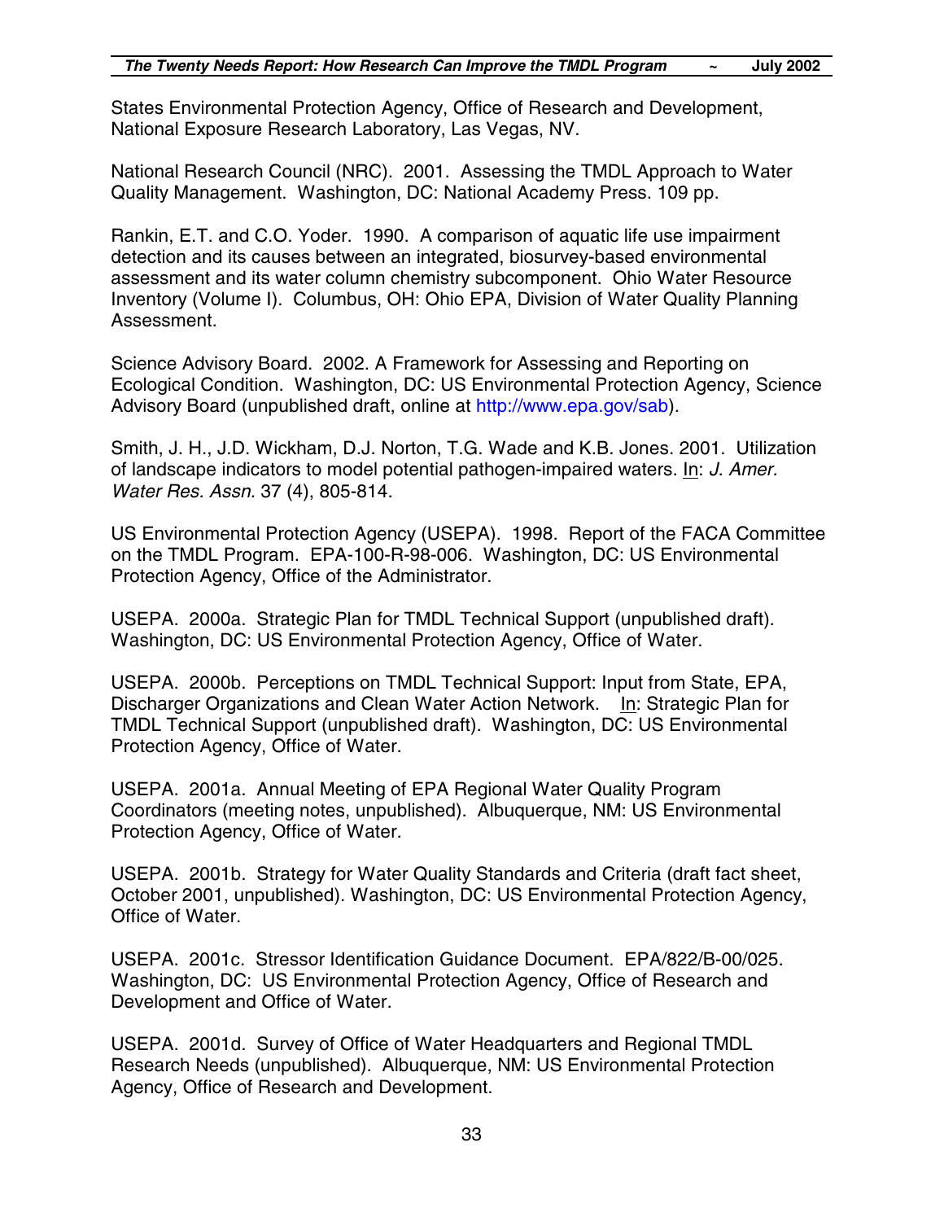States Environmental Protection Agency, Office of Research and Development, National Exposure Research Laboratory, Las Vegas, NV.

National Research Council (NRC). 2001. Assessing the TMDL Approach to Water Quality Management. Washington, DC: National Academy Press. 109 pp.

Rankin, E.T. and C.O. Yoder. 1990. A comparison of aquatic life use impairment detection and its causes between an integrated, biosurvey-based environmental assessment and its water column chemistry subcomponent. Ohio Water Resource Inventory (Volume I). Columbus, OH: Ohio EPA, Division of Water Quality Planning Assessment.

Science Advisory Board. 2002. A Framework for Assessing and Reporting on Ecological Condition. Washington, DC: US Environmental Protection Agency, Science Advisory Board (unpublished draft, online at http://www.epa.gov/sab).

Smith, J. H., J.D. Wickham, D.J. Norton, T.G. Wade and K.B. Jones. 2001. Utilization of landscape indicators to model potential pathogen-impaired waters. In: *J. Amer. Water Res. Assn.* 37 (4), 805-814.

US Environmental Protection Agency (USEPA). 1998. Report of the FACA Committee on the TMDL Program. EPA-100-R-98-006. Washington, DC: US Environmental Protection Agency, Office of the Administrator.

USEPA. 2000a. Strategic Plan for TMDL Technical Support (unpublished draft). Washington, DC: US Environmental Protection Agency, Office of Water.

USEPA. 2000b. Perceptions on TMDL Technical Support: Input from State, EPA, Discharger Organizations and Clean Water Action Network. In: Strategic Plan for TMDL Technical Support (unpublished draft). Washington, DC: US Environmental Protection Agency, Office of Water.

USEPA. 2001a. Annual Meeting of EPA Regional Water Quality Program Coordinators (meeting notes, unpublished). Albuquerque, NM: US Environmental Protection Agency, Office of Water.

USEPA. 2001b. Strategy for Water Quality Standards and Criteria (draft fact sheet, October 2001, unpublished). Washington, DC: US Environmental Protection Agency, Office of Water.

USEPA. 2001c. Stressor Identification Guidance Document. EPA/822/B-00/025. Washington, DC: US Environmental Protection Agency, Office of Research and Development and Office of Water.

USEPA. 2001d. Survey of Office of Water Headquarters and Regional TMDL Research Needs (unpublished). Albuquerque, NM: US Environmental Protection Agency, Office of Research and Development.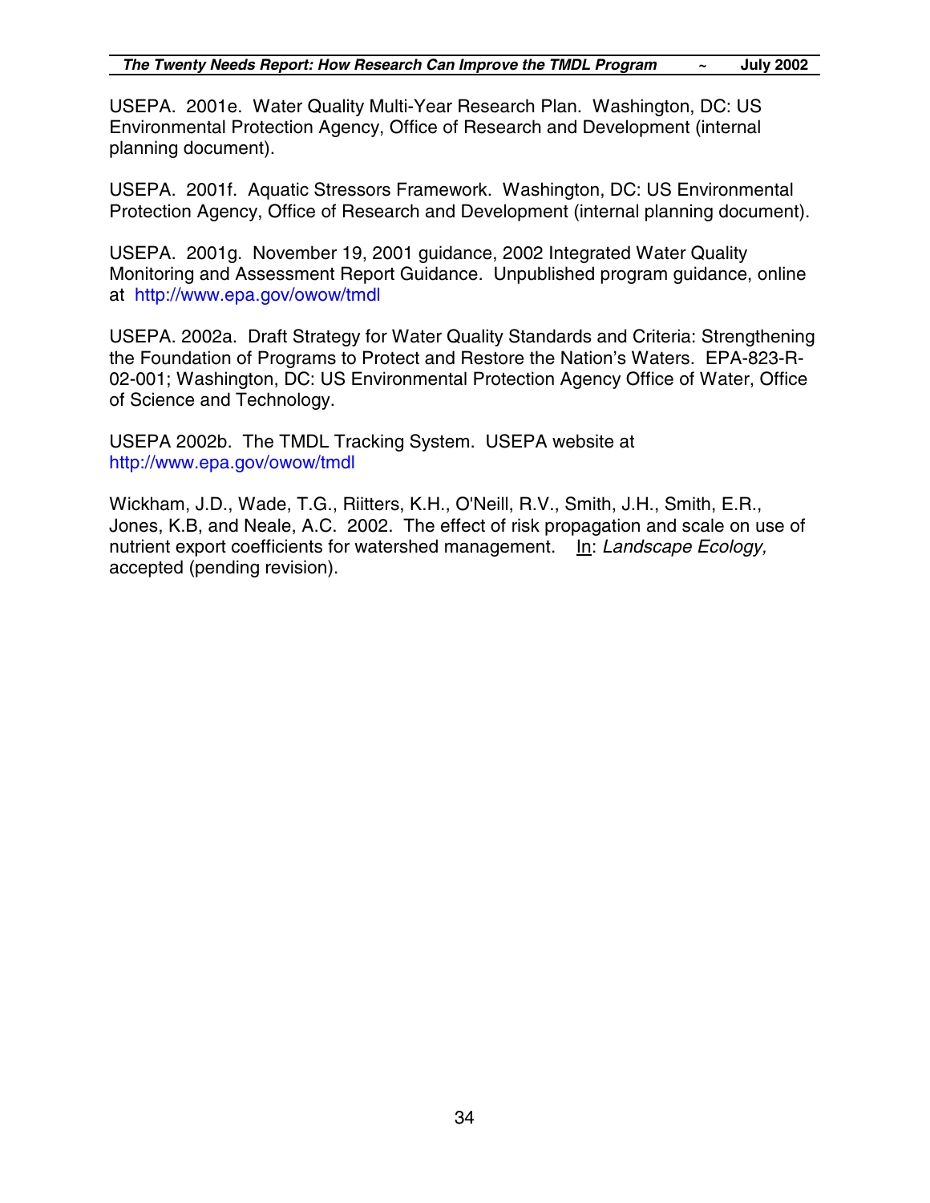USEPA. 2001e. Water Quality Multi-Year Research Plan. Washington, DC: US Environmental Protection Agency, Office of Research and Development (internal planning document).

USEPA. 2001f. Aquatic Stressors Framework. Washington, DC: US Environmental Protection Agency, Office of Research and Development (internal planning document).

USEPA. 2001g. November 19, 2001 guidance, 2002 Integrated Water Quality Monitoring and Assessment Report Guidance. Unpublished program guidance, online at http://www.epa.gov/owow/tmdl

USEPA. 2002a. Draft Strategy for Water Quality Standards and Criteria: Strengthening the Foundation of Programs to Protect and Restore the Nation's Waters. EPA-823-R-02-001; Washington, DC: US Environmental Protection Agency Office of Water, Office of Science and Technology.

USEPA 2002b. The TMDL Tracking System. USEPA website at http://www.epa.gov/owow/tmdl

Wickham, J.D., Wade, T.G., Riitters, K.H., O'Neill, R.V., Smith, J.H., Smith, E.R., Jones, K.B, and Neale, A.C. 2002. The effect of risk propagation and scale on use of nutrient export coefficients for watershed management. In: *Landscape Ecology,* accepted (pending revision).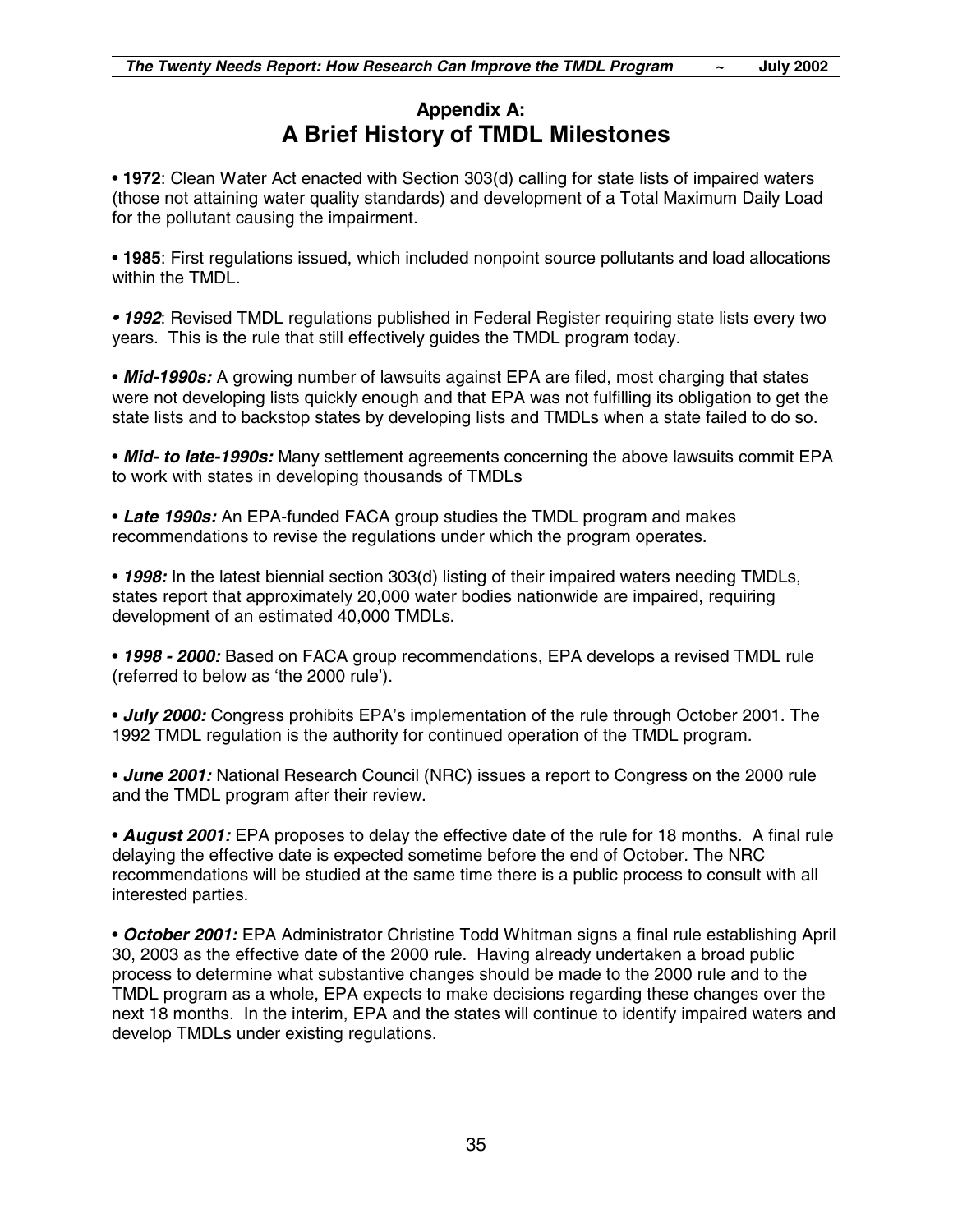# Appendix A:
# A Brief History of TMDL Milestones

• **1972**: Clean Water Act enacted with Section 303(d) calling for state lists of impaired waters (those not attaining water quality standards) and development of a Total Maximum Daily Load for the pollutant causing the impairment.

• **1985**: First regulations issued, which included nonpoint source pollutants and load allocations within the TMDL.

• ***1992***: Revised TMDL regulations published in Federal Register requiring state lists every two years. This is the rule that still effectively guides the TMDL program today.

• ***Mid-1990s:*** A growing number of lawsuits against EPA are filed, most charging that states were not developing lists quickly enough and that EPA was not fulfilling its obligation to get the state lists and to backstop states by developing lists and TMDLs when a state failed to do so.

• ***Mid- to late-1990s:*** Many settlement agreements concerning the above lawsuits commit EPA to work with states in developing thousands of TMDLs

• ***Late 1990s:*** An EPA-funded FACA group studies the TMDL program and makes recommendations to revise the regulations under which the program operates.

• ***1998:*** In the latest biennial section 303(d) listing of their impaired waters needing TMDLs, states report that approximately 20,000 water bodies nationwide are impaired, requiring development of an estimated 40,000 TMDLs.

• ***1998 - 2000:*** Based on FACA group recommendations, EPA develops a revised TMDL rule (referred to below as 'the 2000 rule').

• ***July 2000:*** Congress prohibits EPA's implementation of the rule through October 2001. The 1992 TMDL regulation is the authority for continued operation of the TMDL program.

• ***June 2001:*** National Research Council (NRC) issues a report to Congress on the 2000 rule and the TMDL program after their review.

• ***August 2001:*** EPA proposes to delay the effective date of the rule for 18 months. A final rule delaying the effective date is expected sometime before the end of October. The NRC recommendations will be studied at the same time there is a public process to consult with all interested parties.

• ***October 2001:*** EPA Administrator Christine Todd Whitman signs a final rule establishing April 30, 2003 as the effective date of the 2000 rule. Having already undertaken a broad public process to determine what substantive changes should be made to the 2000 rule and to the TMDL program as a whole, EPA expects to make decisions regarding these changes over the next 18 months. In the interim, EPA and the states will continue to identify impaired waters and develop TMDLs under existing regulations.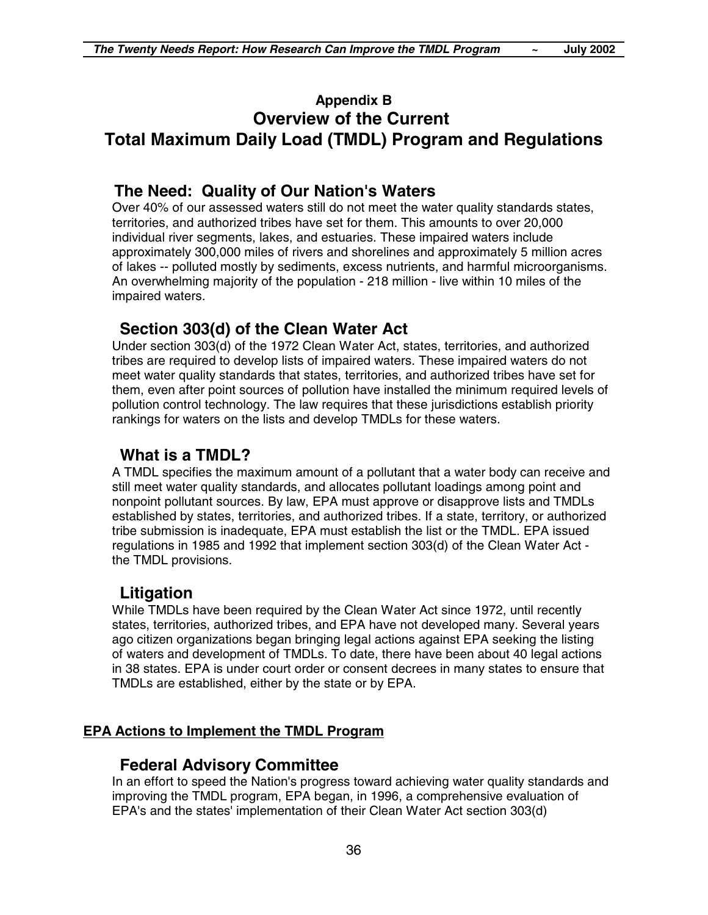# Appendix B
# Overview of the Current Total Maximum Daily Load (TMDL) Program and Regulations

## The Need: Quality of Our Nation's Waters

Over 40% of our assessed waters still do not meet the water quality standards states, territories, and authorized tribes have set for them. This amounts to over 20,000 individual river segments, lakes, and estuaries. These impaired waters include approximately 300,000 miles of rivers and shorelines and approximately 5 million acres of lakes -- polluted mostly by sediments, excess nutrients, and harmful microorganisms. An overwhelming majority of the population - 218 million - live within 10 miles of the impaired waters.

## Section 303(d) of the Clean Water Act

Under section 303(d) of the 1972 Clean Water Act, states, territories, and authorized tribes are required to develop lists of impaired waters. These impaired waters do not meet water quality standards that states, territories, and authorized tribes have set for them, even after point sources of pollution have installed the minimum required levels of pollution control technology. The law requires that these jurisdictions establish priority rankings for waters on the lists and develop TMDLs for these waters.

## What is a TMDL?

A TMDL specifies the maximum amount of a pollutant that a water body can receive and still meet water quality standards, and allocates pollutant loadings among point and nonpoint pollutant sources. By law, EPA must approve or disapprove lists and TMDLs established by states, territories, and authorized tribes. If a state, territory, or authorized tribe submission is inadequate, EPA must establish the list or the TMDL. EPA issued regulations in 1985 and 1992 that implement section 303(d) of the Clean Water Act - the TMDL provisions.

## Litigation

While TMDLs have been required by the Clean Water Act since 1972, until recently states, territories, authorized tribes, and EPA have not developed many. Several years ago citizen organizations began bringing legal actions against EPA seeking the listing of waters and development of TMDLs. To date, there have been about 40 legal actions in 38 states. EPA is under court order or consent decrees in many states to ensure that TMDLs are established, either by the state or by EPA.

**EPA Actions to Implement the TMDL Program**

## Federal Advisory Committee

In an effort to speed the Nation's progress toward achieving water quality standards and improving the TMDL program, EPA began, in 1996, a comprehensive evaluation of EPA's and the states' implementation of their Clean Water Act section 303(d)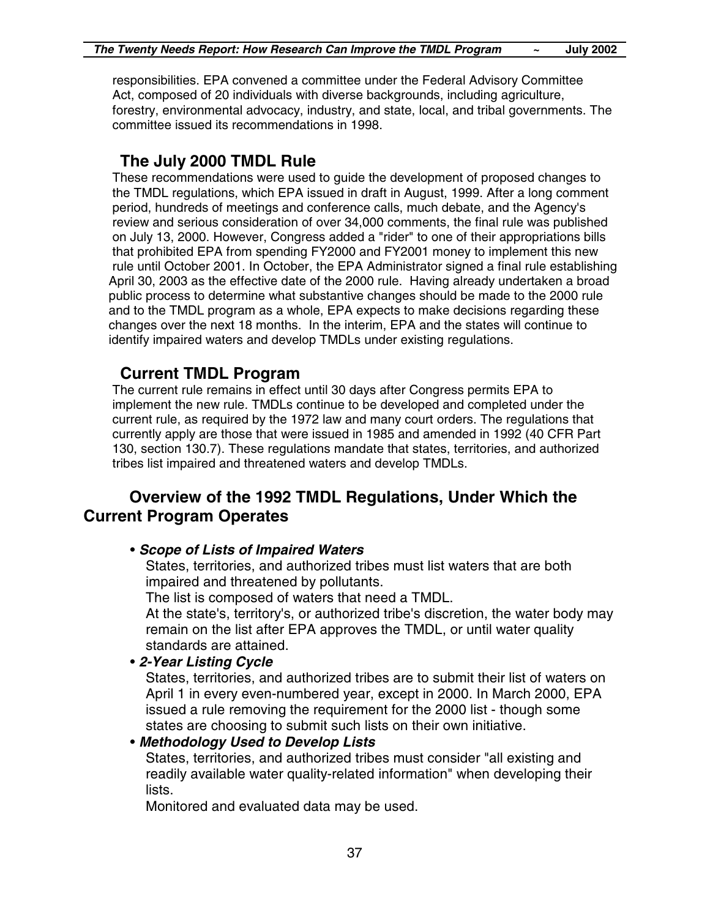responsibilities. EPA convened a committee under the Federal Advisory Committee Act, composed of 20 individuals with diverse backgrounds, including agriculture, forestry, environmental advocacy, industry, and state, local, and tribal governments. The committee issued its recommendations in 1998.

## The July 2000 TMDL Rule

These recommendations were used to guide the development of proposed changes to the TMDL regulations, which EPA issued in draft in August, 1999. After a long comment period, hundreds of meetings and conference calls, much debate, and the Agency's review and serious consideration of over 34,000 comments, the final rule was published on July 13, 2000. However, Congress added a "rider" to one of their appropriations bills that prohibited EPA from spending FY2000 and FY2001 money to implement this new rule until October 2001. In October, the EPA Administrator signed a final rule establishing April 30, 2003 as the effective date of the 2000 rule. Having already undertaken a broad public process to determine what substantive changes should be made to the 2000 rule and to the TMDL program as a whole, EPA expects to make decisions regarding these changes over the next 18 months. In the interim, EPA and the states will continue to identify impaired waters and develop TMDLs under existing regulations.

## Current TMDL Program

The current rule remains in effect until 30 days after Congress permits EPA to implement the new rule. TMDLs continue to be developed and completed under the current rule, as required by the 1972 law and many court orders. The regulations that currently apply are those that were issued in 1985 and amended in 1992 (40 CFR Part 130, section 130.7). These regulations mandate that states, territories, and authorized tribes list impaired and threatened waters and develop TMDLs.

## Overview of the 1992 TMDL Regulations, Under Which the Current Program Operates

- ***Scope of Lists of Impaired Waters***

  States, territories, and authorized tribes must list waters that are both impaired and threatened by pollutants.

  The list is composed of waters that need a TMDL.

  At the state's, territory's, or authorized tribe's discretion, the water body may remain on the list after EPA approves the TMDL, or until water quality standards are attained.

- ***2-Year Listing Cycle***

  States, territories, and authorized tribes are to submit their list of waters on April 1 in every even-numbered year, except in 2000. In March 2000, EPA issued a rule removing the requirement for the 2000 list - though some states are choosing to submit such lists on their own initiative.

- ***Methodology Used to Develop Lists***

  States, territories, and authorized tribes must consider "all existing and readily available water quality-related information" when developing their lists.

  Monitored and evaluated data may be used.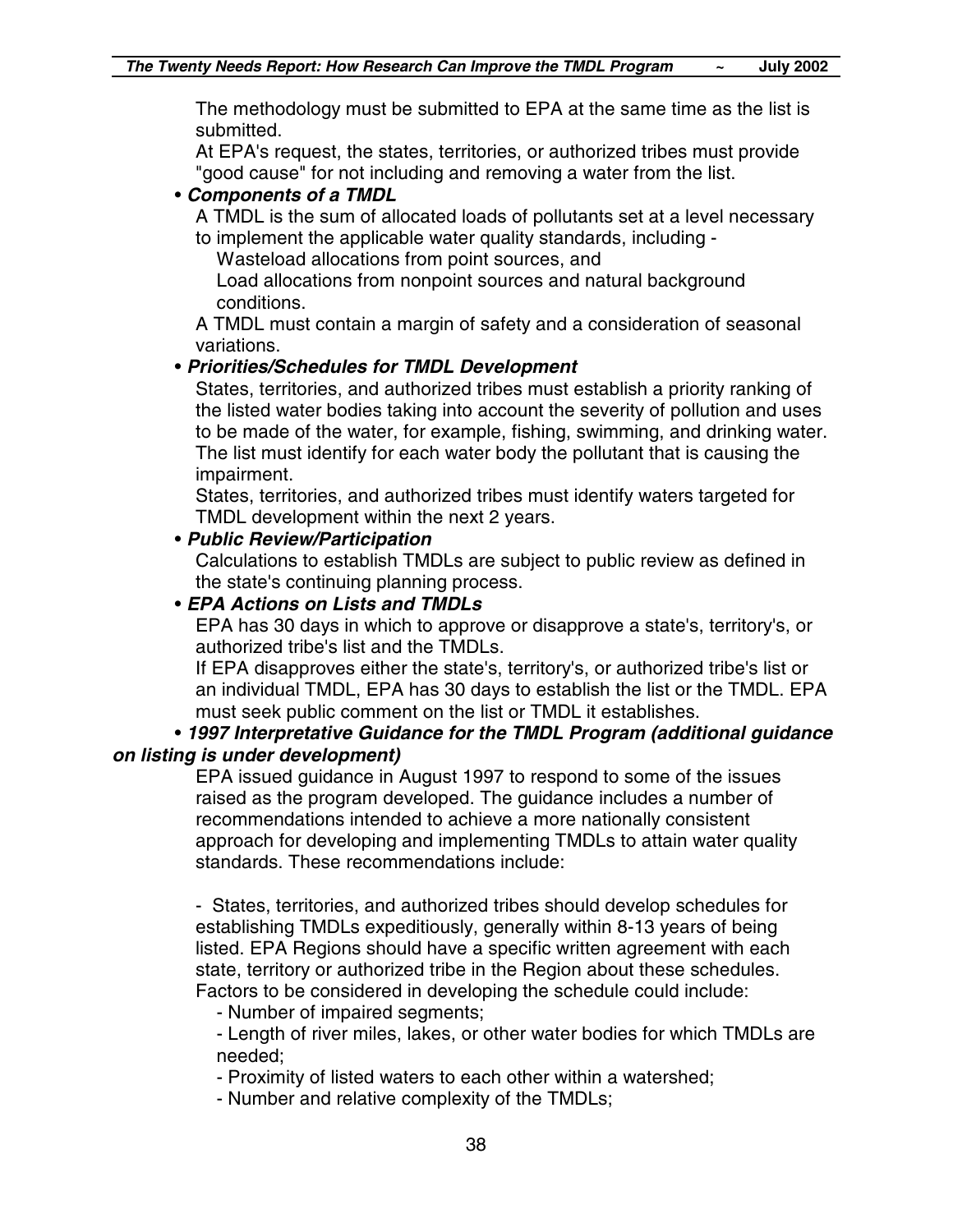The methodology must be submitted to EPA at the same time as the list is submitted.

At EPA's request, the states, territories, or authorized tribes must provide "good cause" for not including and removing a water from the list.

- ***Components of a TMDL***

  A TMDL is the sum of allocated loads of pollutants set at a level necessary to implement the applicable water quality standards, including -

  Wasteload allocations from point sources, and

  Load allocations from nonpoint sources and natural background conditions.

  A TMDL must contain a margin of safety and a consideration of seasonal variations.

- ***Priorities/Schedules for TMDL Development***

  States, territories, and authorized tribes must establish a priority ranking of the listed water bodies taking into account the severity of pollution and uses to be made of the water, for example, fishing, swimming, and drinking water. The list must identify for each water body the pollutant that is causing the impairment.

  States, territories, and authorized tribes must identify waters targeted for TMDL development within the next 2 years.

- ***Public Review/Participation***

  Calculations to establish TMDLs are subject to public review as defined in the state's continuing planning process.

- ***EPA Actions on Lists and TMDLs***

  EPA has 30 days in which to approve or disapprove a state's, territory's, or authorized tribe's list and the TMDLs.

  If EPA disapproves either the state's, territory's, or authorized tribe's list or an individual TMDL, EPA has 30 days to establish the list or the TMDL. EPA must seek public comment on the list or TMDL it establishes.

- ***1997 Interpretative Guidance for the TMDL Program (additional guidance on listing is under development)***

  EPA issued guidance in August 1997 to respond to some of the issues raised as the program developed. The guidance includes a number of recommendations intended to achieve a more nationally consistent approach for developing and implementing TMDLs to attain water quality standards. These recommendations include:

  - States, territories, and authorized tribes should develop schedules for establishing TMDLs expeditiously, generally within 8-13 years of being listed. EPA Regions should have a specific written agreement with each state, territory or authorized tribe in the Region about these schedules. Factors to be considered in developing the schedule could include:
    - Number of impaired segments;
    - Length of river miles, lakes, or other water bodies for which TMDLs are needed;
    - Proximity of listed waters to each other within a watershed;
    - Number and relative complexity of the TMDLs;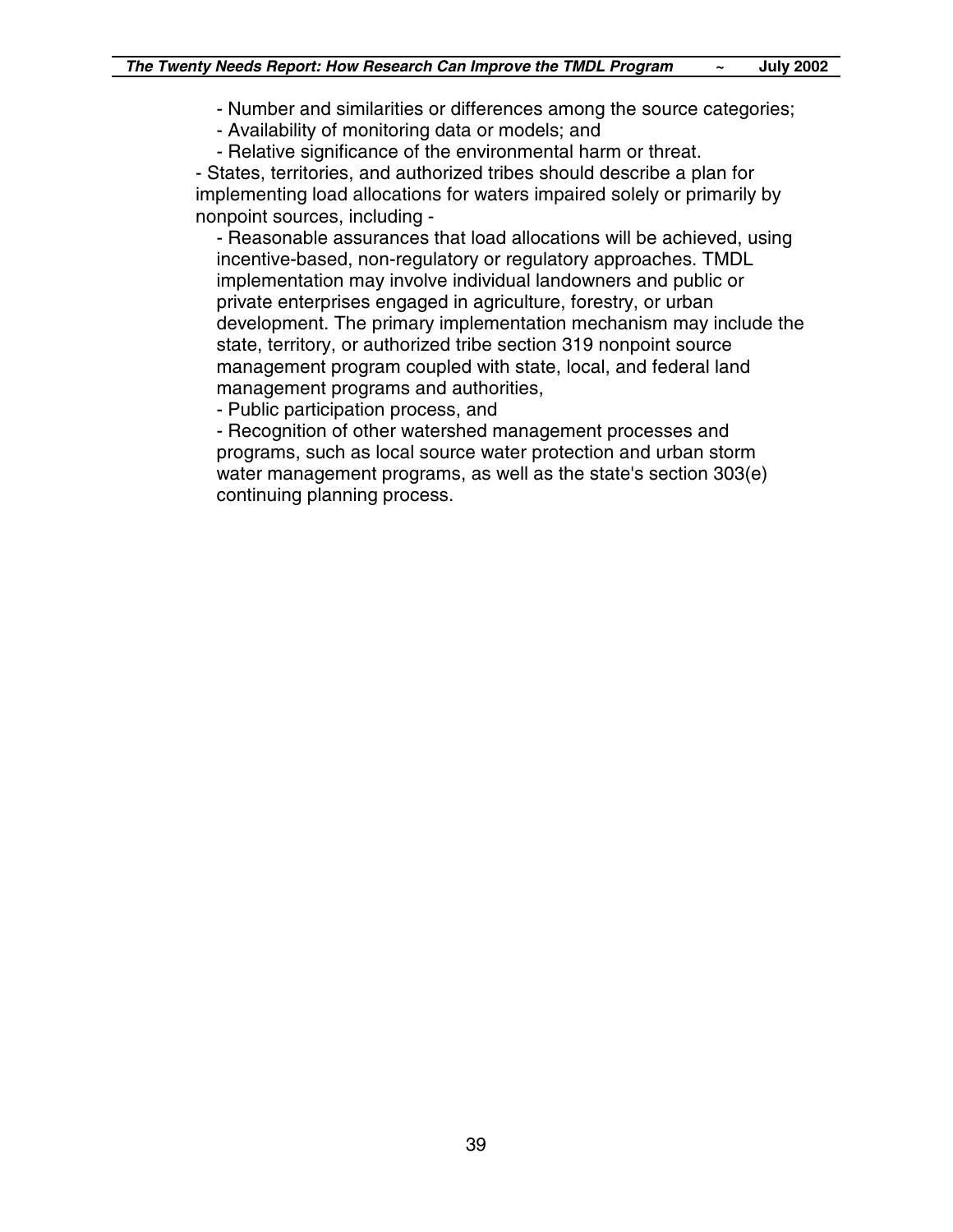- Number and similarities or differences among the source categories;
   - Availability of monitoring data or models; and
   - Relative significance of the environmental harm or threat.
- States, territories, and authorized tribes should describe a plan for implementing load allocations for waters impaired solely or primarily by nonpoint sources, including -
   - Reasonable assurances that load allocations will be achieved, using incentive-based, non-regulatory or regulatory approaches. TMDL implementation may involve individual landowners and public or private enterprises engaged in agriculture, forestry, or urban development. The primary implementation mechanism may include the state, territory, or authorized tribe section 319 nonpoint source management program coupled with state, local, and federal land management programs and authorities,
   - Public participation process, and
   - Recognition of other watershed management processes and programs, such as local source water protection and urban storm water management programs, as well as the state's section 303(e) continuing planning process.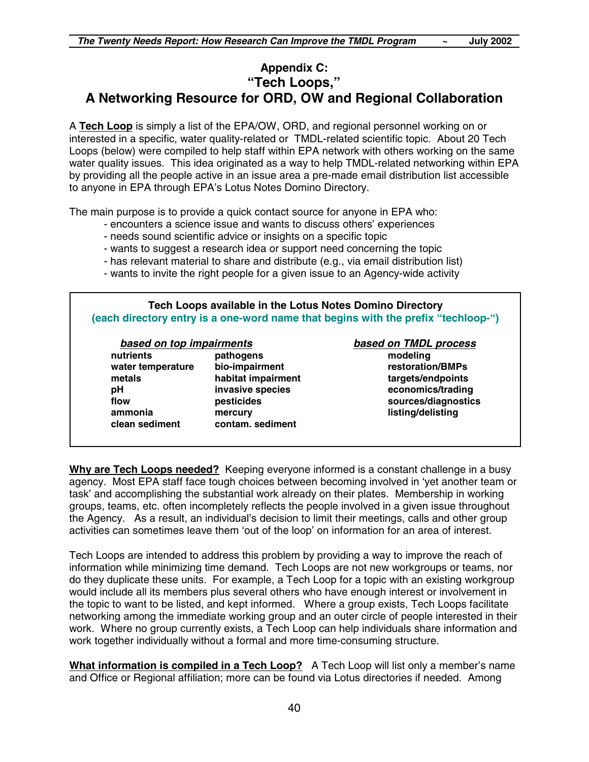# Appendix C: "Tech Loops," A Networking Resource for ORD, OW and Regional Collaboration

A **Tech Loop** is simply a list of the EPA/OW, ORD, and regional personnel working on or interested in a specific, water quality-related or TMDL-related scientific topic. About 20 Tech Loops (below) were compiled to help staff within EPA network with others working on the same water quality issues. This idea originated as a way to help TMDL-related networking within EPA by providing all the people active in an issue area a pre-made email distribution list accessible to anyone in EPA through EPA's Lotus Notes Domino Directory.

The main purpose is to provide a quick contact source for anyone in EPA who:

- encounters a science issue and wants to discuss others' experiences
- needs sound scientific advice or insights on a specific topic
- wants to suggest a research idea or support need concerning the topic
- has relevant material to share and distribute (e.g., via email distribution list)
- wants to invite the right people for a given issue to an Agency-wide activity

**Tech Loops available in the Lotus Notes Domino Directory**
**(each directory entry is a one-word name that begins with the prefix "techloop-")**

| ***based on top impairments*** | | ***based on TMDL process*** |
|---|---|---|
| **nutrients** | **pathogens** | **modeling** |
| **water temperature** | **bio-impairment** | **restoration/BMPs** |
| **metals** | **habitat impairment** | **targets/endpoints** |
| **pH** | **invasive species** | **economics/trading** |
| **flow** | **pesticides** | **sources/diagnostics** |
| **ammonia** | **mercury** | **listing/delisting** |
| **clean sediment** | **contam. sediment** | |

**Why are Tech Loops needed?** Keeping everyone informed is a constant challenge in a busy agency. Most EPA staff face tough choices between becoming involved in 'yet another team or task' and accomplishing the substantial work already on their plates. Membership in working groups, teams, etc. often incompletely reflects the people involved in a given issue throughout the Agency. As a result, an individual's decision to limit their meetings, calls and other group activities can sometimes leave them 'out of the loop' on information for an area of interest.

Tech Loops are intended to address this problem by providing a way to improve the reach of information while minimizing time demand. Tech Loops are not new workgroups or teams, nor do they duplicate these units. For example, a Tech Loop for a topic with an existing workgroup would include all its members plus several others who have enough interest or involvement in the topic to want to be listed, and kept informed. Where a group exists, Tech Loops facilitate networking among the immediate working group and an outer circle of people interested in their work. Where no group currently exists, a Tech Loop can help individuals share information and work together individually without a formal and more time-consuming structure.

**What information is compiled in a Tech Loop?** A Tech Loop will list only a member's name and Office or Regional affiliation; more can be found via Lotus directories if needed. Among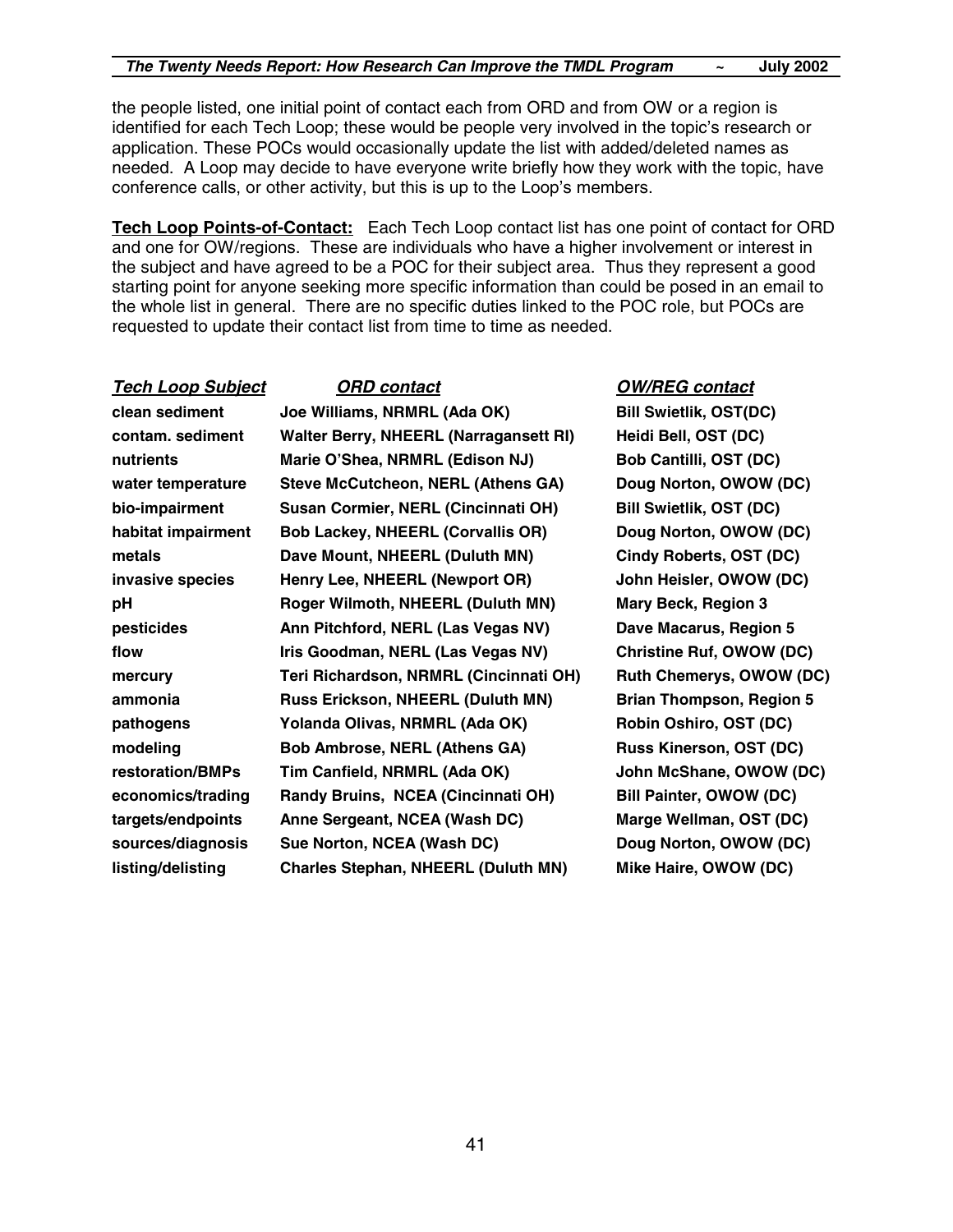the people listed, one initial point of contact each from ORD and from OW or a region is identified for each Tech Loop; these would be people very involved in the topic's research or application. These POCs would occasionally update the list with added/deleted names as needed. A Loop may decide to have everyone write briefly how they work with the topic, have conference calls, or other activity, but this is up to the Loop's members.

**Tech Loop Points-of-Contact:** Each Tech Loop contact list has one point of contact for ORD and one for OW/regions. These are individuals who have a higher involvement or interest in the subject and have agreed to be a POC for their subject area. Thus they represent a good starting point for anyone seeking more specific information than could be posed in an email to the whole list in general. There are no specific duties linked to the POC role, but POCs are requested to update their contact list from time to time as needed.

| ***Tech Loop Subject*** | ***ORD contact*** | ***OW/REG contact*** |
|---|---|---|
| **clean sediment** | **Joe Williams, NRMRL (Ada OK)** | **Bill Swietlik, OST(DC)** |
| **contam. sediment** | **Walter Berry, NHEERL (Narragansett RI)** | **Heidi Bell, OST (DC)** |
| **nutrients** | **Marie O'Shea, NRMRL (Edison NJ)** | **Bob Cantilli, OST (DC)** |
| **water temperature** | **Steve McCutcheon, NERL (Athens GA)** | **Doug Norton, OWOW (DC)** |
| **bio-impairment** | **Susan Cormier, NERL (Cincinnati OH)** | **Bill Swietlik, OST (DC)** |
| **habitat impairment** | **Bob Lackey, NHEERL (Corvallis OR)** | **Doug Norton, OWOW (DC)** |
| **metals** | **Dave Mount, NHEERL (Duluth MN)** | **Cindy Roberts, OST (DC)** |
| **invasive species** | **Henry Lee, NHEERL (Newport OR)** | **John Heisler, OWOW (DC)** |
| **pH** | **Roger Wilmoth, NHEERL (Duluth MN)** | **Mary Beck, Region 3** |
| **pesticides** | **Ann Pitchford, NERL (Las Vegas NV)** | **Dave Macarus, Region 5** |
| **flow** | **Iris Goodman, NERL (Las Vegas NV)** | **Christine Ruf, OWOW (DC)** |
| **mercury** | **Teri Richardson, NRMRL (Cincinnati OH)** | **Ruth Chemerys, OWOW (DC)** |
| **ammonia** | **Russ Erickson, NHEERL (Duluth MN)** | **Brian Thompson, Region 5** |
| **pathogens** | **Yolanda Olivas, NRMRL (Ada OK)** | **Robin Oshiro, OST (DC)** |
| **modeling** | **Bob Ambrose, NERL (Athens GA)** | **Russ Kinerson, OST (DC)** |
| **restoration/BMPs** | **Tim Canfield, NRMRL (Ada OK)** | **John McShane, OWOW (DC)** |
| **economics/trading** | **Randy Bruins, NCEA (Cincinnati OH)** | **Bill Painter, OWOW (DC)** |
| **targets/endpoints** | **Anne Sergeant, NCEA (Wash DC)** | **Marge Wellman, OST (DC)** |
| **sources/diagnosis** | **Sue Norton, NCEA (Wash DC)** | **Doug Norton, OWOW (DC)** |
| **listing/delisting** | **Charles Stephan, NHEERL (Duluth MN)** | **Mike Haire, OWOW (DC)** |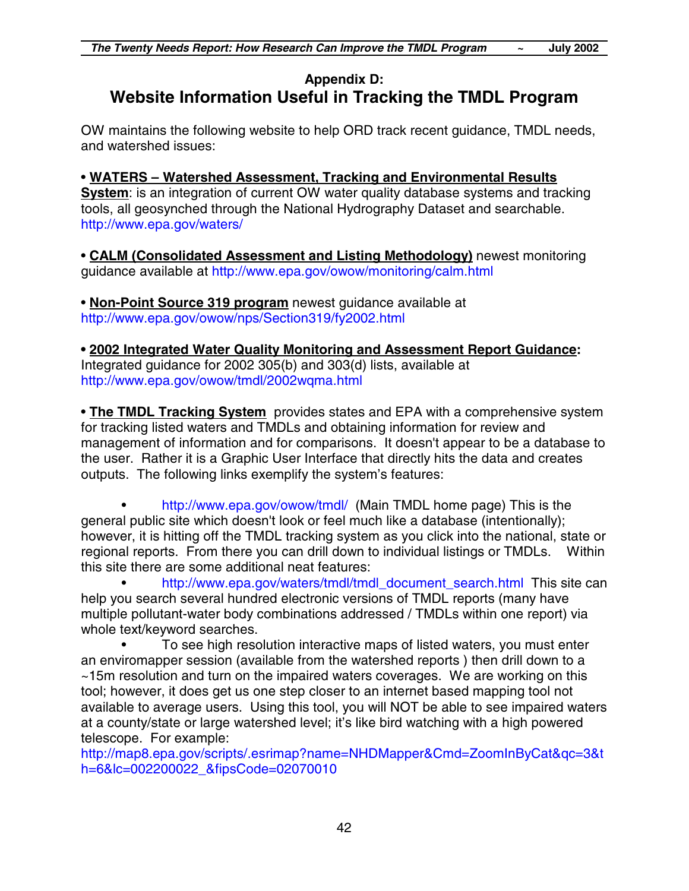## Appendix D:
# Website Information Useful in Tracking the TMDL Program

OW maintains the following website to help ORD track recent guidance, TMDL needs, and watershed issues:

• **WATERS – Watershed Assessment, Tracking and Environmental Results System**: is an integration of current OW water quality database systems and tracking tools, all geosynched through the National Hydrography Dataset and searchable. http://www.epa.gov/waters/

• **CALM (Consolidated Assessment and Listing Methodology)** newest monitoring guidance available at http://www.epa.gov/owow/monitoring/calm.html

• **Non-Point Source 319 program** newest guidance available at http://www.epa.gov/owow/nps/Section319/fy2002.html

• **2002 Integrated Water Quality Monitoring and Assessment Report Guidance:** Integrated guidance for 2002 305(b) and 303(d) lists, available at http://www.epa.gov/owow/tmdl/2002wqma.html

• **The TMDL Tracking System** provides states and EPA with a comprehensive system for tracking listed waters and TMDLs and obtaining information for review and management of information and for comparisons. It doesn't appear to be a database to the user. Rather it is a Graphic User Interface that directly hits the data and creates outputs. The following links exemplify the system's features:

- http://www.epa.gov/owow/tmdl/ (Main TMDL home page) This is the general public site which doesn't look or feel much like a database (intentionally); however, it is hitting off the TMDL tracking system as you click into the national, state or regional reports. From there you can drill down to individual listings or TMDLs. Within this site there are some additional neat features:
- http://www.epa.gov/waters/tmdl/tmdl_document_search.html This site can help you search several hundred electronic versions of TMDL reports (many have multiple pollutant-water body combinations addressed / TMDLs within one report) via whole text/keyword searches.
- To see high resolution interactive maps of listed waters, you must enter an enviromapper session (available from the watershed reports ) then drill down to a ~15m resolution and turn on the impaired waters coverages. We are working on this tool; however, it does get us one step closer to an internet based mapping tool not available to average users. Using this tool, you will NOT be able to see impaired waters at a county/state or large watershed level; it's like bird watching with a high powered telescope. For example: http://map8.epa.gov/scripts/.esrimap?name=NHDMapper&Cmd=ZoomInByCat&qc=3&th=6&lc=002200022_&fipsCode=02070010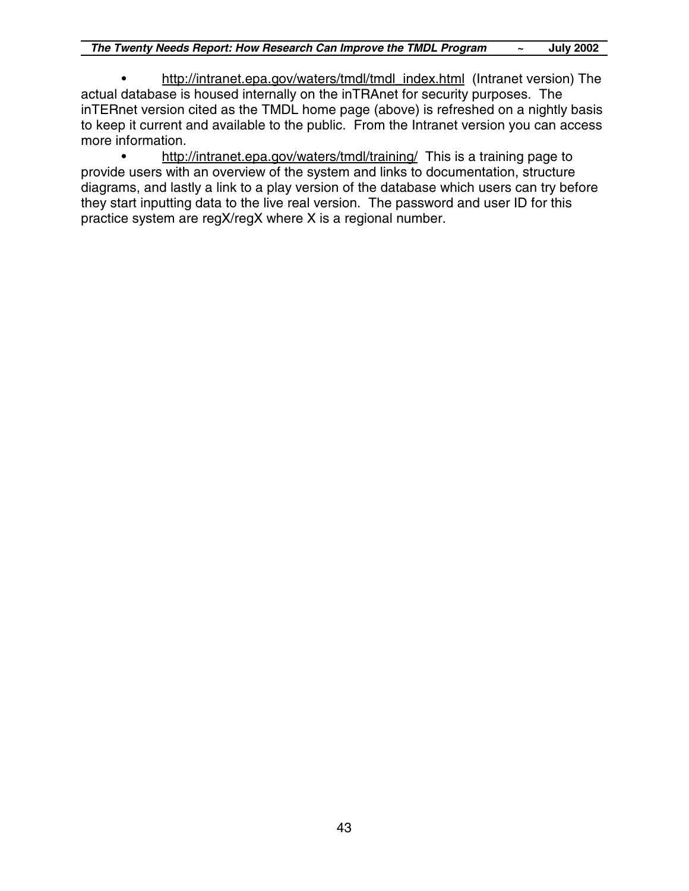- http://intranet.epa.gov/waters/tmdl/tmdl_index.html (Intranet version) The actual database is housed internally on the inTRAnet for security purposes. The inTERnet version cited as the TMDL home page (above) is refreshed on a nightly basis to keep it current and available to the public. From the Intranet version you can access more information.
- http://intranet.epa.gov/waters/tmdl/training/ This is a training page to provide users with an overview of the system and links to documentation, structure diagrams, and lastly a link to a play version of the database which users can try before they start inputting data to the live real version. The password and user ID for this practice system are regX/regX where X is a regional number.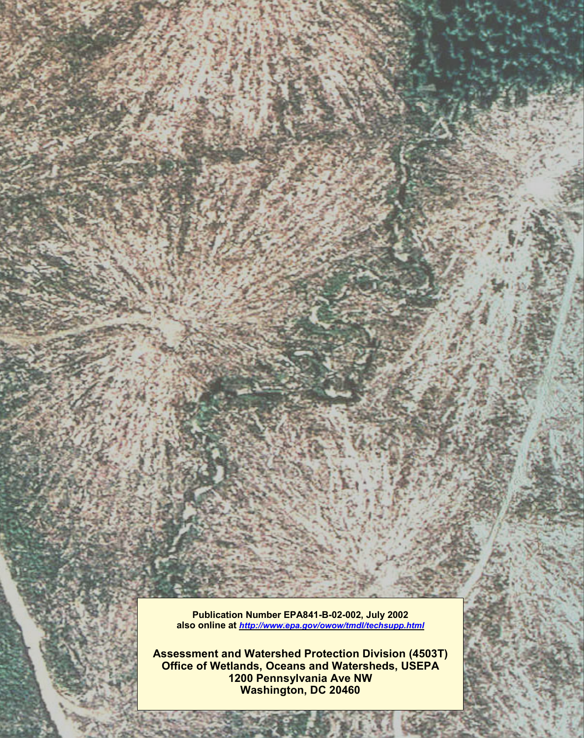**Publication Number EPA841-B-02-002, July 2002**
**also online at *http://www.epa.gov/owow/tmdl/techsupp.html***

**Assessment and Watershed Protection Division (4503T)**
**Office of Wetlands, Oceans and Watersheds, USEPA**
**1200 Pennsylvania Ave NW**
**Washington, DC 20460**